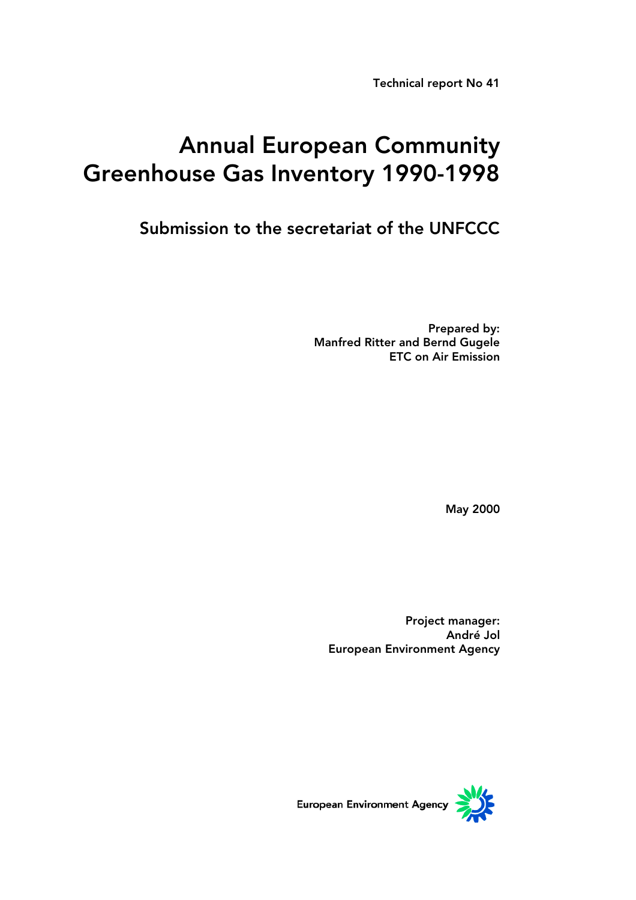Technical report No 41

# Annual European Community Greenhouse Gas Inventory 1990-1998

## Submission to the secretariat of the UNFCCC

**Prepared by:**
**Manfred Ritter and Bernd Gugele**
**ETC on Air Emission**

**May 2000**

**Project manager:**
**André Jol**
**European Environment Agency**

European Environment Agency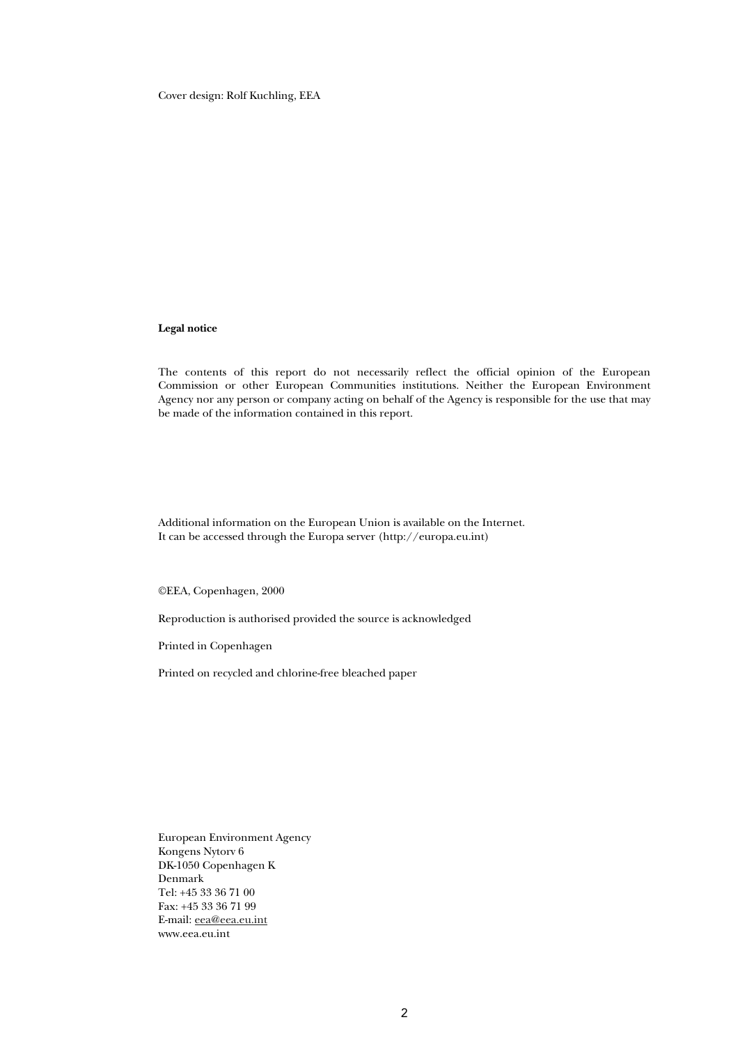Cover design: Rolf Kuchling, EEA

**Legal notice**

The contents of this report do not necessarily reflect the official opinion of the European Commission or other European Communities institutions. Neither the European Environment Agency nor any person or company acting on behalf of the Agency is responsible for the use that may be made of the information contained in this report.

Additional information on the European Union is available on the Internet.
It can be accessed through the Europa server (http://europa.eu.int)

©EEA, Copenhagen, 2000

Reproduction is authorised provided the source is acknowledged

Printed in Copenhagen

Printed on recycled and chlorine-free bleached paper

European Environment Agency
Kongens Nytorv 6
DK-1050 Copenhagen K
Denmark
Tel: +45 33 36 71 00
Fax: +45 33 36 71 99
E-mail: eea@eea.eu.int
www.eea.eu.int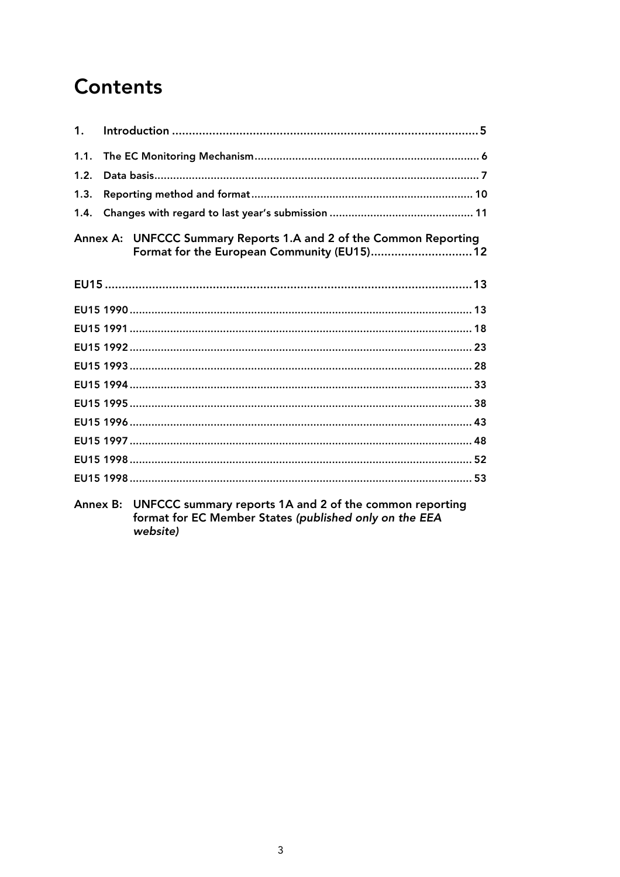# Contents

1. Introduction ........................................................................................ 5

1.1. The EC Monitoring Mechanism ........................................................ 6

1.2. Data basis ........................................................................................ 7

1.3. Reporting method and format ....................................................... 10

1.4. Changes with regard to last year's submission .............................. 11

Annex A: UNFCCC Summary Reports 1.A and 2 of the Common Reporting Format for the European Community (EU15) .............................. 12

EU15 ........................................................................................................ 13

EU15 1990 ................................................................................................ 13

EU15 1991 ................................................................................................ 18

EU15 1992 ................................................................................................ 23

EU15 1993 ................................................................................................ 28

EU15 1994 ................................................................................................ 33

EU15 1995 ................................................................................................ 38

EU15 1996 ................................................................................................ 43

EU15 1997 ................................................................................................ 48

EU15 1998 ................................................................................................ 52

EU15 1998 ................................................................................................ 53

Annex B: UNFCCC summary reports 1A and 2 of the common reporting format for EC Member States *(published only on the EEA website)*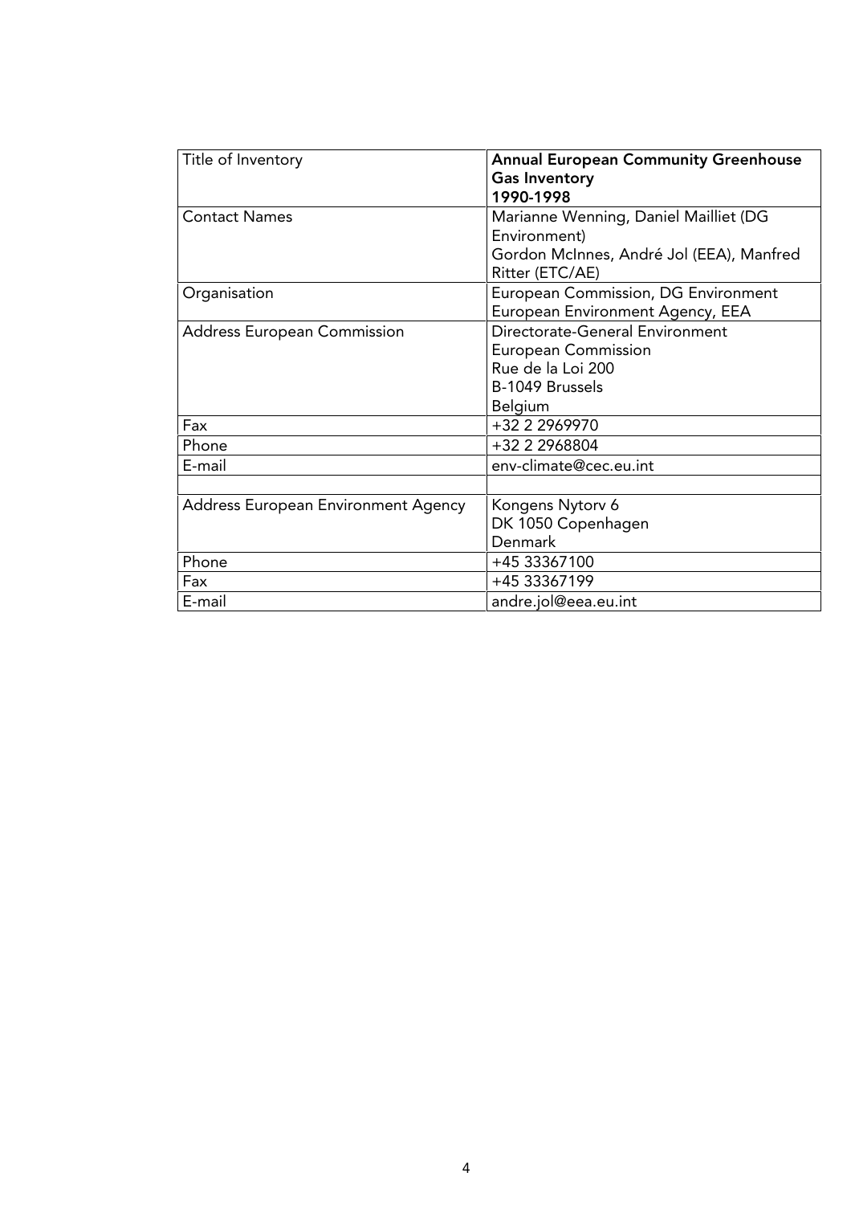| Title of Inventory | **Annual European Community Greenhouse Gas Inventory 1990-1998** |
|---|---|
| Contact Names | Marianne Wenning, Daniel Mailliet (DG Environment)<br>Gordon McInnes, André Jol (EEA), Manfred Ritter (ETC/AE) |
| Organisation | European Commission, DG Environment<br>European Environment Agency, EEA |
| Address European Commission | Directorate-General Environment<br>European Commission<br>Rue de la Loi 200<br>B-1049 Brussels<br>Belgium |
| Fax | +32 2 2969970 |
| Phone | +32 2 2968804 |
| E-mail | env-climate@cec.eu.int |
| | |
| Address European Environment Agency | Kongens Nytorv 6<br>DK 1050 Copenhagen<br>Denmark |
| Phone | +45 33367100 |
| Fax | +45 33367199 |
| E-mail | andre.jol@eea.eu.int |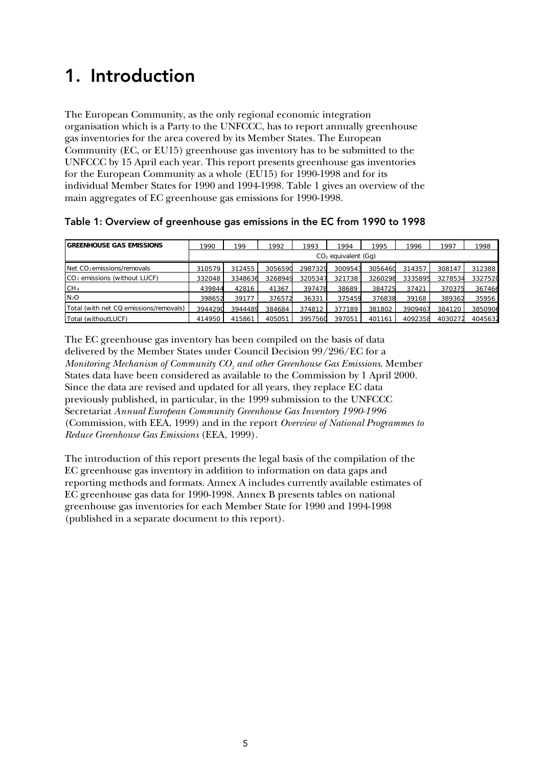# 1. Introduction

The European Community, as the only regional economic integration organisation which is a Party to the UNFCCC, has to report annually greenhouse gas inventories for the area covered by its Member States. The European Community (EC, or EU15) greenhouse gas inventory has to be submitted to the UNFCCC by 15 April each year. This report presents greenhouse gas inventories for the European Community as a whole (EU15) for 1990-1998 and for its individual Member States for 1990 and 1994-1998. Table 1 gives an overview of the main aggregates of EC greenhouse gas emissions for 1990-1998.

### Table 1: Overview of greenhouse gas emissions in the EC from 1990 to 1998

| GREENHOUSE GAS EMISSIONS | 1990 | 199 | 1992 | 1993 | 1994 | 1995 | 1996 | 1997 | 1998 |
|---|---|---|---|---|---|---|---|---|---|
| | $CO_2$ equivalent (Gg) | | | | | | | | |
| Net $CO_2$ emissions/removals | 310579 | 312455 | 3056590 | 2987329 | 3009543 | 3056460 | 314357 | 308147 | 312388 |
| $CO_2$ emissions (without LUCF) | 332048 | 3348636 | 3268949 | 3205347 | 321738 | 3260298 | 3335895 | 3278534 | 3327520 |
| $CH_4$ | 439844 | 42816 | 41367 | 397478 | 38689 | 384725 | 37421 | 370375 | 367466 |
| $N_2O$ | 398652 | 39177 | 376572 | 36331 | 375459 | 376838 | 39168 | 389362 | 35956 |
| Total (with net $CO_2$ emissions/removals) | 3944290 | 3944489 | 384684 | 374812 | 377189 | 381802 | 3909467 | 384120 | 3850906 |
| Total (withoutLUCF) | 414950 | 415861 | 405051 | 3957560 | 397051 | 401161 | 4092358 | 4030272 | 4045632 |

The EC greenhouse gas inventory has been compiled on the basis of data delivered by the Member States under Council Decision 99/296/EC for a *Monitoring Mechanism of Community $CO_2$ and other Greenhouse Gas Emissions*. Member States data have been considered as available to the Commission by 1 April 2000. Since the data are revised and updated for all years, they replace EC data previously published, in particular, in the 1999 submission to the UNFCCC Secretariat *Annual European Community Greenhouse Gas Inventory 1990-1996* (Commission, with EEA, 1999) and in the report *Overview of National Programmes to Reduce Greenhouse Gas Emissions* (EEA, 1999).

The introduction of this report presents the legal basis of the compilation of the EC greenhouse gas inventory in addition to information on data gaps and reporting methods and formats. Annex A includes currently available estimates of EC greenhouse gas data for 1990-1998. Annex B presents tables on national greenhouse gas inventories for each Member State for 1990 and 1994-1998 (published in a separate document to this report).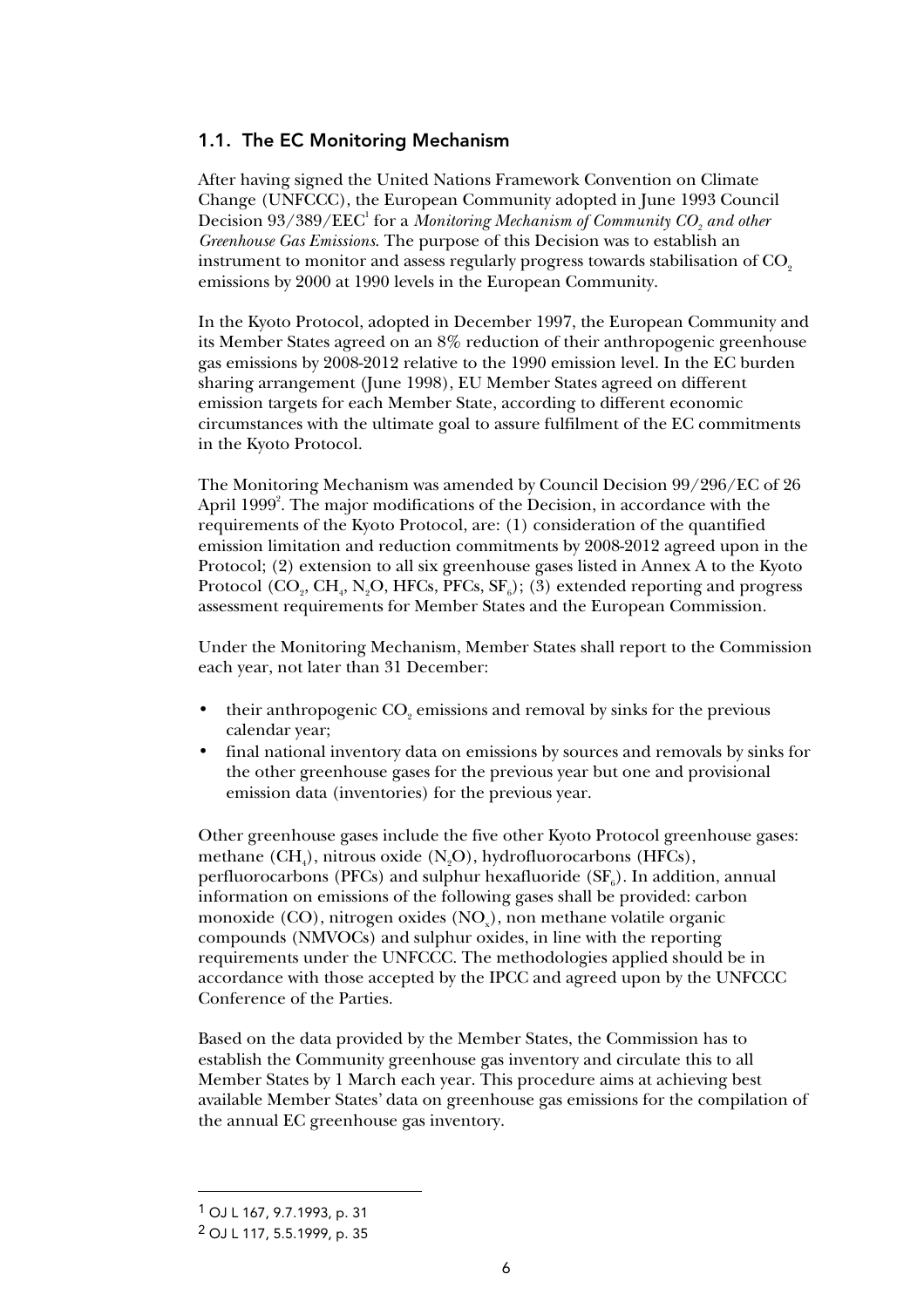## 1.1. The EC Monitoring Mechanism

After having signed the United Nations Framework Convention on Climate Change (UNFCCC), the European Community adopted in June 1993 Council Decision 93/389/EEC[1] for a *Monitoring Mechanism of Community $CO_2$ and other Greenhouse Gas Emissions*. The purpose of this Decision was to establish an instrument to monitor and assess regularly progress towards stabilisation of $CO_2$ emissions by 2000 at 1990 levels in the European Community.

In the Kyoto Protocol, adopted in December 1997, the European Community and its Member States agreed on an 8% reduction of their anthropogenic greenhouse gas emissions by 2008-2012 relative to the 1990 emission level. In the EC burden sharing arrangement (June 1998), EU Member States agreed on different emission targets for each Member State, according to different economic circumstances with the ultimate goal to assure fulfilment of the EC commitments in the Kyoto Protocol.

The Monitoring Mechanism was amended by Council Decision 99/296/EC of 26 April 1999[2]. The major modifications of the Decision, in accordance with the requirements of the Kyoto Protocol, are: (1) consideration of the quantified emission limitation and reduction commitments by 2008-2012 agreed upon in the Protocol; (2) extension to all six greenhouse gases listed in Annex A to the Kyoto Protocol ($CO_2$, $CH_4$, $N_2O$, HFCs, PFCs, $SF_6$); (3) extended reporting and progress assessment requirements for Member States and the European Commission.

Under the Monitoring Mechanism, Member States shall report to the Commission each year, not later than 31 December:

- their anthropogenic $CO_2$ emissions and removal by sinks for the previous calendar year;
- final national inventory data on emissions by sources and removals by sinks for the other greenhouse gases for the previous year but one and provisional emission data (inventories) for the previous year.

Other greenhouse gases include the five other Kyoto Protocol greenhouse gases: methane ($CH_4$), nitrous oxide ($N_2O$), hydrofluorocarbons (HFCs), perfluorocarbons (PFCs) and sulphur hexafluoride ($SF_6$). In addition, annual information on emissions of the following gases shall be provided: carbon monoxide (CO), nitrogen oxides ($NO_x$), non methane volatile organic compounds (NMVOCs) and sulphur oxides, in line with the reporting requirements under the UNFCCC. The methodologies applied should be in accordance with those accepted by the IPCC and agreed upon by the UNFCCC Conference of the Parties.

Based on the data provided by the Member States, the Commission has to establish the Community greenhouse gas inventory and circulate this to all Member States by 1 March each year. This procedure aims at achieving best available Member States' data on greenhouse gas emissions for the compilation of the annual EC greenhouse gas inventory.

---

[1] OJ L 167, 9.7.1993, p. 31

[2] OJ L 117, 5.5.1999, p. 35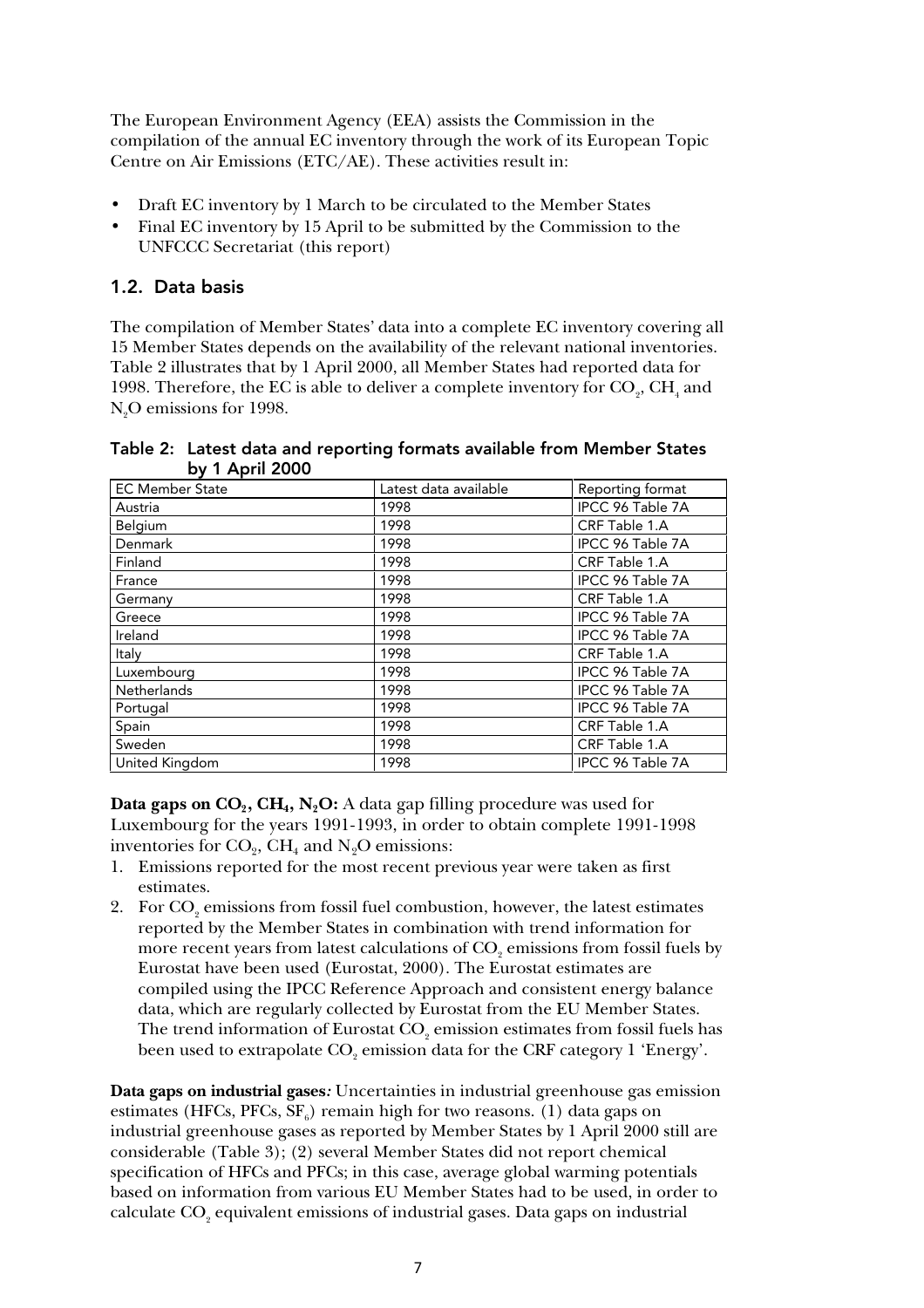The European Environment Agency (EEA) assists the Commission in the compilation of the annual EC inventory through the work of its European Topic Centre on Air Emissions (ETC/AE). These activities result in:

- Draft EC inventory by 1 March to be circulated to the Member States
- Final EC inventory by 15 April to be submitted by the Commission to the UNFCCC Secretariat (this report)

## 1.2. Data basis

The compilation of Member States' data into a complete EC inventory covering all 15 Member States depends on the availability of the relevant national inventories. Table 2 illustrates that by 1 April 2000, all Member States had reported data for 1998. Therefore, the EC is able to deliver a complete inventory for $CO_2$, $CH_4$ and $N_2O$ emissions for 1998.

**Table 2: Latest data and reporting formats available from Member States by 1 April 2000**

| EC Member State | Latest data available | Reporting format |
|---|---|---|
| Austria | 1998 | IPCC 96 Table 7A |
| Belgium | 1998 | CRF Table 1.A |
| Denmark | 1998 | IPCC 96 Table 7A |
| Finland | 1998 | CRF Table 1.A |
| France | 1998 | IPCC 96 Table 7A |
| Germany | 1998 | CRF Table 1.A |
| Greece | 1998 | IPCC 96 Table 7A |
| Ireland | 1998 | IPCC 96 Table 7A |
| Italy | 1998 | CRF Table 1.A |
| Luxembourg | 1998 | IPCC 96 Table 7A |
| Netherlands | 1998 | IPCC 96 Table 7A |
| Portugal | 1998 | IPCC 96 Table 7A |
| Spain | 1998 | CRF Table 1.A |
| Sweden | 1998 | CRF Table 1.A |
| United Kingdom | 1998 | IPCC 96 Table 7A |

**Data gaps on $CO_2$, $CH_4$, $N_2O$:** A data gap filling procedure was used for Luxembourg for the years 1991-1993, in order to obtain complete 1991-1998 inventories for $CO_2$, $CH_4$ and $N_2O$ emissions:

1. Emissions reported for the most recent previous year were taken as first estimates.
2. For $CO_2$ emissions from fossil fuel combustion, however, the latest estimates reported by the Member States in combination with trend information for more recent years from latest calculations of $CO_2$ emissions from fossil fuels by Eurostat have been used (Eurostat, 2000). The Eurostat estimates are compiled using the IPCC Reference Approach and consistent energy balance data, which are regularly collected by Eurostat from the EU Member States. The trend information of Eurostat $CO_2$ emission estimates from fossil fuels has been used to extrapolate $CO_2$ emission data for the CRF category 1 'Energy'.

**Data gaps on industrial gases***:* Uncertainties in industrial greenhouse gas emission estimates (HFCs, PFCs, $SF_6$) remain high for two reasons. (1) data gaps on industrial greenhouse gases as reported by Member States by 1 April 2000 still are considerable (Table 3); (2) several Member States did not report chemical specification of HFCs and PFCs; in this case, average global warming potentials based on information from various EU Member States had to be used, in order to calculate $CO_2$ equivalent emissions of industrial gases. Data gaps on industrial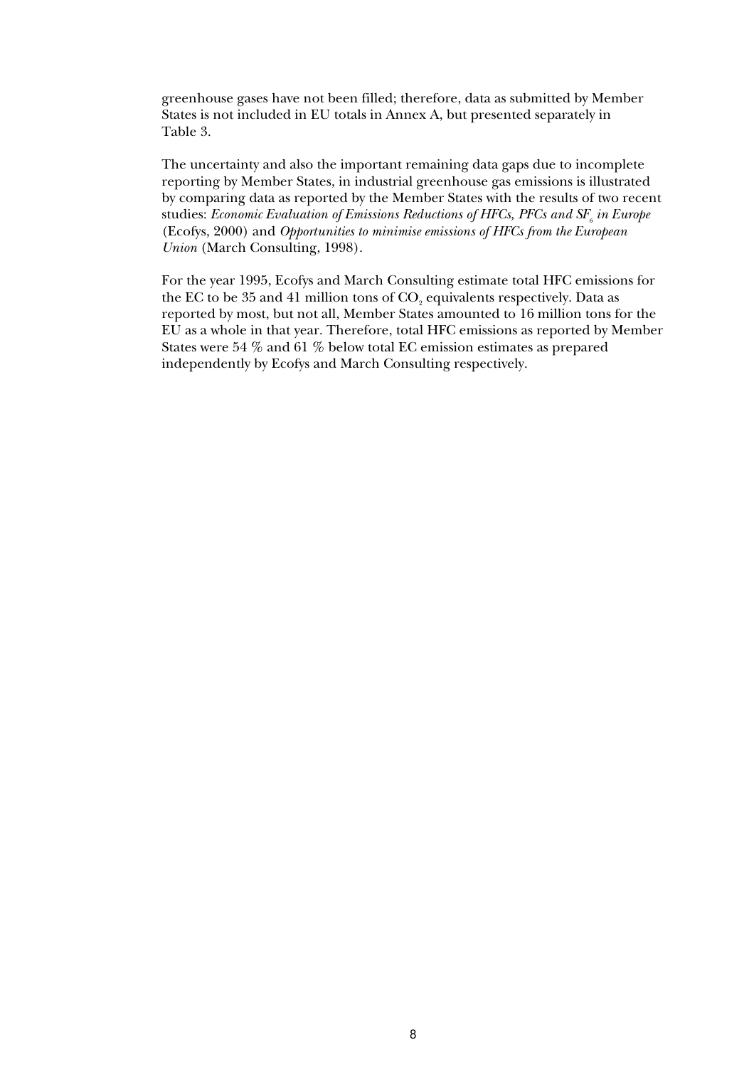greenhouse gases have not been filled; therefore, data as submitted by Member States is not included in EU totals in Annex A, but presented separately in Table 3.

The uncertainty and also the important remaining data gaps due to incomplete reporting by Member States, in industrial greenhouse gas emissions is illustrated by comparing data as reported by the Member States with the results of two recent studies: *Economic Evaluation of Emissions Reductions of HFCs, PFCs and $SF_6$ in Europe* (Ecofys, 2000) and *Opportunities to minimise emissions of HFCs from the European Union* (March Consulting, 1998).

For the year 1995, Ecofys and March Consulting estimate total HFC emissions for the EC to be 35 and 41 million tons of $CO_2$ equivalents respectively. Data as reported by most, but not all, Member States amounted to 16 million tons for the EU as a whole in that year. Therefore, total HFC emissions as reported by Member States were 54 % and 61 % below total EC emission estimates as prepared independently by Ecofys and March Consulting respectively.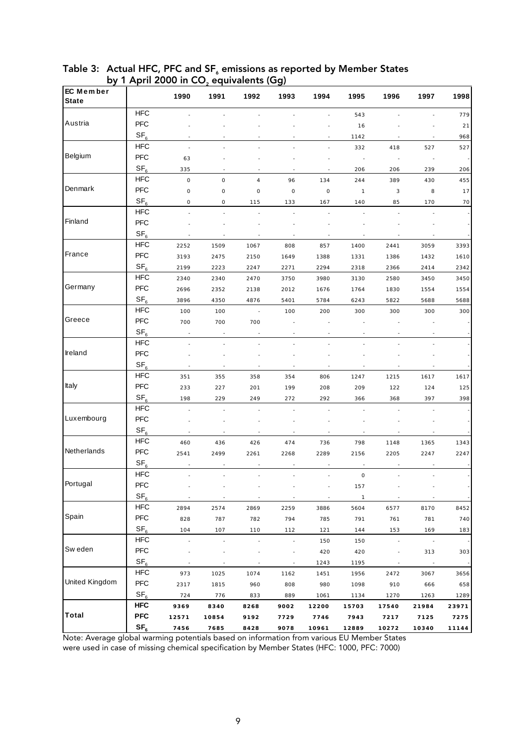Table 3: Actual HFC, PFC and $SF_6$ emissions as reported by Member States by 1 April 2000 in $CO_2$ equivalents (Gg)

| EC Member State | | 1990 | 1991 | 1992 | 1993 | 1994 | 1995 | 1996 | 1997 | 1998 |
|---|---|---|---|---|---|---|---|---|---|---|
| Austria | HFC | - | - | - | - | - | 543 | - | - | 779 |
| | PFC | - | - | - | - | - | 16 | - | - | 21 |
| | $SF_6$ | - | - | - | - | - | 1142 | - | - | 968 |
| Belgium | HFC | - | - | - | - | - | 332 | 418 | 527 | 527 |
| | PFC | 63 | - | - | - | - | - | - | - | - |
| | $SF_6$ | 335 | - | - | - | - | 206 | 206 | 239 | 206 |
| Denmark | HFC | 0 | 0 | 4 | 96 | 134 | 244 | 389 | 430 | 455 |
| | PFC | 0 | 0 | 0 | 0 | 0 | 1 | 3 | 8 | 17 |
| | $SF_6$ | 0 | 0 | 115 | 133 | 167 | 140 | 85 | 170 | 70 |
| Finland | HFC | - | - | - | - | - | - | - | - | - |
| | PFC | - | - | - | - | - | - | - | - | - |
| | $SF_6$ | - | - | - | - | - | - | - | - | - |
| France | HFC | 2252 | 1509 | 1067 | 808 | 857 | 1400 | 2441 | 3059 | 3393 |
| | PFC | 3193 | 2475 | 2150 | 1649 | 1388 | 1331 | 1386 | 1432 | 1610 |
| | $SF_6$ | 2199 | 2223 | 2247 | 2271 | 2294 | 2318 | 2366 | 2414 | 2342 |
| Germany | HFC | 2340 | 2340 | 2470 | 3750 | 3980 | 3130 | 2580 | 3450 | 3450 |
| | PFC | 2696 | 2352 | 2138 | 2012 | 1676 | 1764 | 1830 | 1554 | 1554 |
| | $SF_6$ | 3896 | 4350 | 4876 | 5401 | 5784 | 6243 | 5822 | 5688 | 5688 |
| Greece | HFC | 100 | 100 | - | 100 | 200 | 300 | 300 | 300 | 300 |
| | PFC | 700 | 700 | 700 | - | - | - | - | - | - |
| | $SF_6$ | - | - | - | - | - | - | - | - | - |
| Ireland | HFC | - | - | - | - | - | - | - | - | - |
| | PFC | - | - | - | - | - | - | - | - | - |
| | $SF_6$ | - | - | - | - | - | - | - | - | - |
| Italy | HFC | 351 | 355 | 358 | 354 | 806 | 1247 | 1215 | 1617 | 1617 |
| | PFC | 233 | 227 | 201 | 199 | 208 | 209 | 122 | 124 | 125 |
| | $SF_6$ | 198 | 229 | 249 | 272 | 292 | 366 | 368 | 397 | 398 |
| Luxembourg | HFC | - | - | - | - | - | - | - | - | - |
| | PFC | - | - | - | - | - | - | - | - | - |
| | $SF_6$ | - | - | - | - | - | - | - | - | - |
| Netherlands | HFC | 460 | 436 | 426 | 474 | 736 | 798 | 1148 | 1365 | 1343 |
| | PFC | 2541 | 2499 | 2261 | 2268 | 2289 | 2156 | 2205 | 2247 | 2247 |
| | $SF_6$ | - | - | - | - | - | - | - | - | - |
| Portugal | HFC | - | - | - | - | - | 0 | - | - | - |
| | PFC | - | - | - | - | - | 157 | - | - | - |
| | $SF_6$ | - | - | - | - | - | 1 | - | - | - |
| Spain | HFC | 2894 | 2574 | 2869 | 2259 | 3886 | 5604 | 6577 | 8170 | 8452 |
| | PFC | 828 | 787 | 782 | 794 | 785 | 791 | 761 | 781 | 740 |
| | $SF_6$ | 104 | 107 | 110 | 112 | 121 | 144 | 153 | 169 | 183 |
| Sweden | HFC | - | - | - | - | 150 | 150 | - | - | - |
| | PFC | - | - | - | - | 420 | 420 | - | 313 | 303 |
| | $SF_6$ | - | - | - | - | 1243 | 1195 | - | - | - |
| United Kingdom | HFC | 973 | 1025 | 1074 | 1162 | 1451 | 1956 | 2472 | 3067 | 3656 |
| | PFC | 2317 | 1815 | 960 | 808 | 980 | 1098 | 910 | 666 | 658 |
| | $SF_6$ | 724 | 776 | 833 | 889 | 1061 | 1134 | 1270 | 1263 | 1289 |
| **Total** | **HFC** | **9369** | **8340** | **8268** | **9002** | **12200** | **15703** | **17540** | **21984** | **23971** |
| | **PFC** | **12571** | **10854** | **9192** | **7729** | **7746** | **7943** | **7217** | **7125** | **7275** |
| | **$SF_6$** | **7456** | **7685** | **8428** | **9078** | **10961** | **12889** | **10272** | **10340** | **11144** |

Note: Average global warming potentials based on information from various EU Member States were used in case of missing chemical specification by Member States (HFC: 1000, PFC: 7000)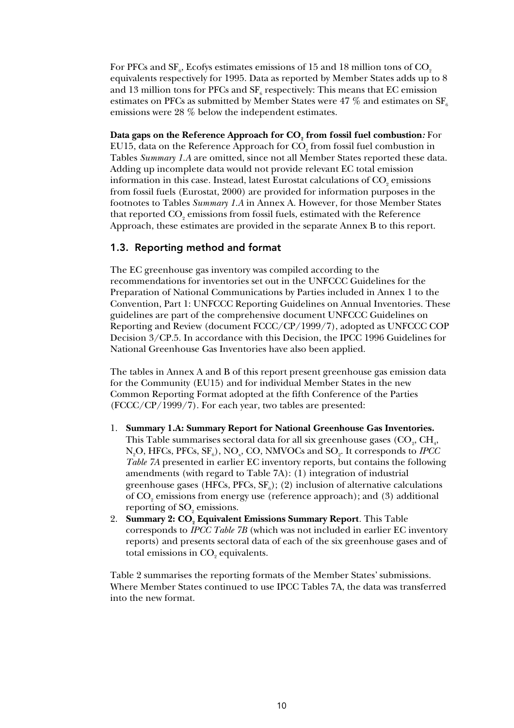For PFCs and $SF_6$, Ecofys estimates emissions of 15 and 18 million tons of $CO_2$ equivalents respectively for 1995. Data as reported by Member States adds up to 8 and 13 million tons for PFCs and $SF_6$ respectively: This means that EC emission estimates on PFCs as submitted by Member States were 47 % and estimates on $SF_6$ emissions were 28 % below the independent estimates.

**Data gaps on the Reference Approach for $CO_2$ from fossil fuel combustion***:* For EU15, data on the Reference Approach for $CO_2$ from fossil fuel combustion in Tables *Summary 1.A* are omitted, since not all Member States reported these data. Adding up incomplete data would not provide relevant EC total emission information in this case. Instead, latest Eurostat calculations of $CO_2$ emissions from fossil fuels (Eurostat, 2000) are provided for information purposes in the footnotes to Tables *Summary 1.A* in Annex A. However, for those Member States that reported $CO_2$ emissions from fossil fuels, estimated with the Reference Approach, these estimates are provided in the separate Annex B to this report.

## 1.3. Reporting method and format

The EC greenhouse gas inventory was compiled according to the recommendations for inventories set out in the UNFCCC Guidelines for the Preparation of National Communications by Parties included in Annex 1 to the Convention, Part 1: UNFCCC Reporting Guidelines on Annual Inventories. These guidelines are part of the comprehensive document UNFCCC Guidelines on Reporting and Review (document FCCC/CP/1999/7), adopted as UNFCCC COP Decision 3/CP.5. In accordance with this Decision, the IPCC 1996 Guidelines for National Greenhouse Gas Inventories have also been applied.

The tables in Annex A and B of this report present greenhouse gas emission data for the Community (EU15) and for individual Member States in the new Common Reporting Format adopted at the fifth Conference of the Parties (FCCC/CP/1999/7). For each year, two tables are presented:

1. **Summary 1.A: Summary Report for National Greenhouse Gas Inventories.** This Table summarises sectoral data for all six greenhouse gases ($CO_2$, $CH_4$, $N_2O$, HFCs, PFCs, $SF_6$), $NO_x$, CO, NMVOCs and $SO_2$. It corresponds to *IPCC Table 7A* presented in earlier EC inventory reports, but contains the following amendments (with regard to Table 7A): (1) integration of industrial greenhouse gases (HFCs, PFCs, $SF_6$); (2) inclusion of alternative calculations of $CO_2$ emissions from energy use (reference approach); and (3) additional reporting of $SO_2$ emissions.
2. **Summary 2: $CO_2$ Equivalent Emissions Summary Report**. This Table corresponds to *IPCC Table 7B* (which was not included in earlier EC inventory reports) and presents sectoral data of each of the six greenhouse gases and of total emissions in $CO_2$ equivalents.

Table 2 summarises the reporting formats of the Member States' submissions. Where Member States continued to use IPCC Tables 7A, the data was transferred into the new format.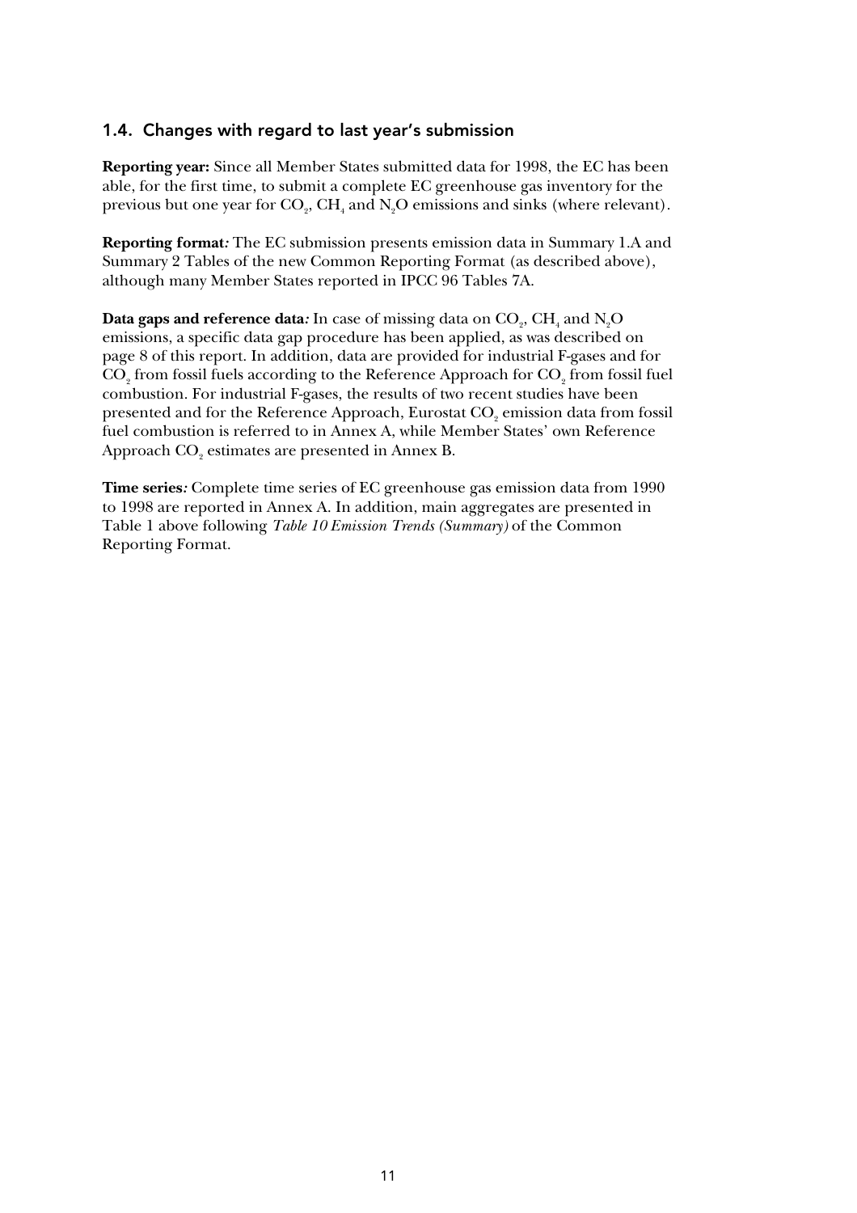## 1.4. Changes with regard to last year's submission

**Reporting year:** Since all Member States submitted data for 1998, the EC has been able, for the first time, to submit a complete EC greenhouse gas inventory for the previous but one year for $CO_2$, $CH_4$ and $N_2O$ emissions and sinks (where relevant).

**Reporting format***:* The EC submission presents emission data in Summary 1.A and Summary 2 Tables of the new Common Reporting Format (as described above), although many Member States reported in IPCC 96 Tables 7A.

**Data gaps and reference data***:* In case of missing data on $CO_2$, $CH_4$ and $N_2O$ emissions, a specific data gap procedure has been applied, as was described on page 8 of this report. In addition, data are provided for industrial F-gases and for $CO_2$ from fossil fuels according to the Reference Approach for $CO_2$ from fossil fuel combustion. For industrial F-gases, the results of two recent studies have been presented and for the Reference Approach, Eurostat $CO_2$ emission data from fossil fuel combustion is referred to in Annex A, while Member States' own Reference Approach $CO_2$ estimates are presented in Annex B.

**Time series***:* Complete time series of EC greenhouse gas emission data from 1990 to 1998 are reported in Annex A. In addition, main aggregates are presented in Table 1 above following *Table 10 Emission Trends (Summary)* of the Common Reporting Format.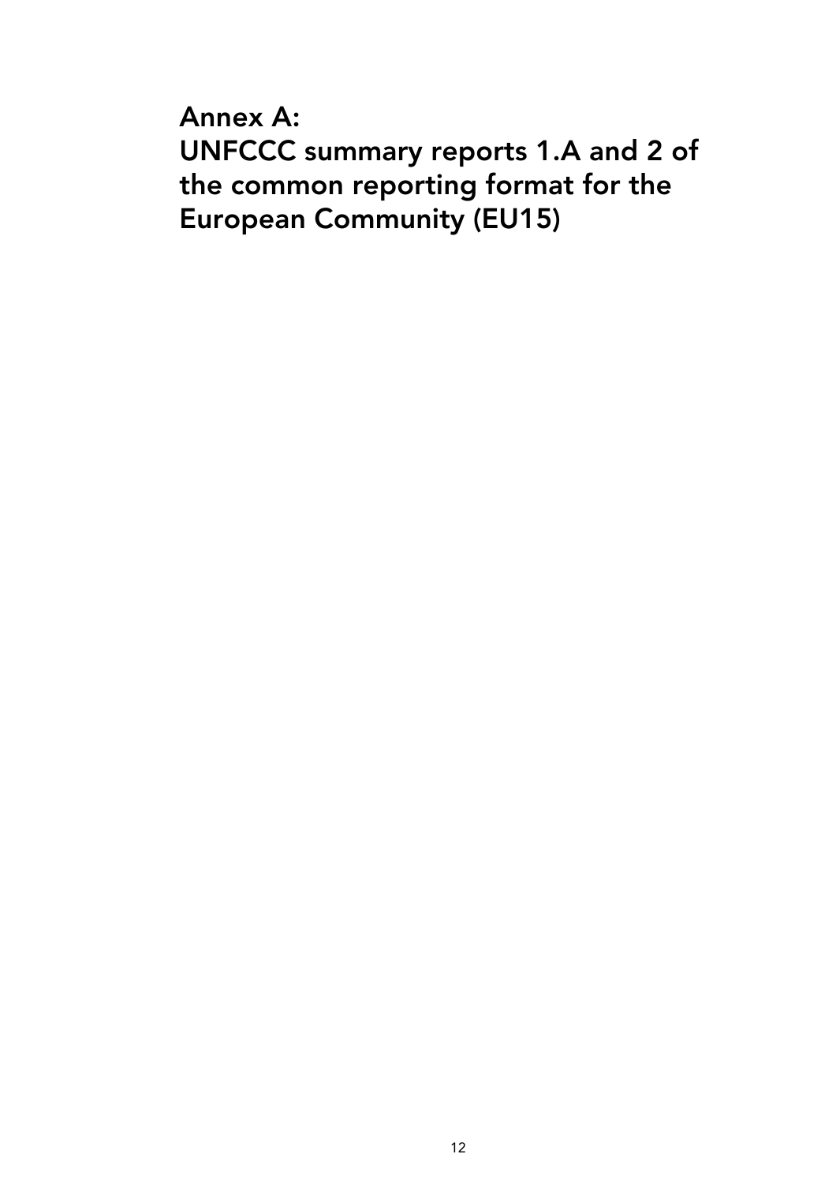# Annex A:
# UNFCCC summary reports 1.A and 2 of the common reporting format for the European Community (EU15)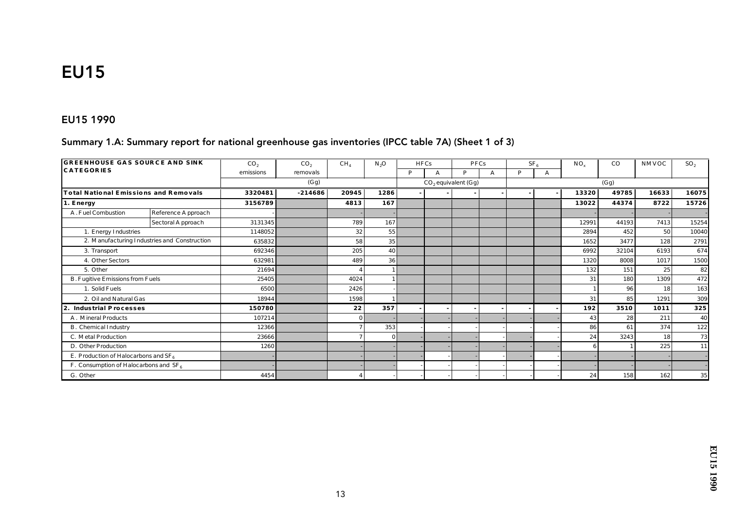# EU15

## EU15 1990

### Summary 1.A: Summary report for national greenhouse gas inventories (IPCC table 7A) (Sheet 1 of 3)

| GREENHOUSE GAS SOURCE AND SINK CATEGORIES | | $CO_2$ emissions | $CO_2$ removals | $CH_4$ | $N_2O$ | HFCs | | PFCs | | $SF_6$ | | $NO_x$ | CO | NMVOC | $SO_2$ |
|---|---|---|---|---|---|---|---|---|---|---|---|---|---|---|---|
| | | | | | | P | A | P | A | P | A | | | | |
| | | (Gg) | | | | $CO_2$ equivalent (Gg) | | | | | | (Gg) | | | |
| **Total National Emissions and Removals** | | **3320481** | **-214686** | **20945** | **1286** | **-** | **-** | **-** | **-** | **-** | **-** | **13320** | **49785** | **16633** | **16075** |
| **1. Energy** | | **3156789** | | **4813** | **167** | | | | | | | **13022** | **44374** | **8722** | **15726** |
| A. Fuel Combustion | Reference Approach | - | | - | - | | | | | | | - | - | - | - |
| | Sectoral Approach | 3131345 | | 789 | 167 | | | | | | | 12991 | 44193 | 7413 | 15254 |
| 1. Energy Industries | | 1148052 | | 32 | 55 | | | | | | | 2894 | 452 | 50 | 10040 |
| 2. Manufacturing Industries and Construction | | 635832 | | 58 | 35 | | | | | | | 1652 | 3477 | 128 | 2791 |
| 3. Transport | | 692346 | | 205 | 40 | | | | | | | 6992 | 32104 | 6193 | 674 |
| 4. Other Sectors | | 632981 | | 489 | 36 | | | | | | | 1320 | 8008 | 1017 | 1500 |
| 5. Other | | 21694 | | 4 | 1 | | | | | | | 132 | 151 | 25 | 82 |
| B. Fugitive Emissions from Fuels | | 25405 | | 4024 | 1 | | | | | | | 31 | 180 | 1309 | 472 |
| 1. Solid Fuels | | 6500 | | 2426 | - | | | | | | | 1 | 96 | 18 | 163 |
| 2. Oil and Natural Gas | | 18944 | | 1598 | 1 | | | | | | | 31 | 85 | 1291 | 309 |
| **2. Industrial Processes** | | **150780** | | **22** | **357** | **-** | **-** | **-** | **-** | **-** | **-** | **192** | **3510** | **1011** | **325** |
| A. Mineral Products | | 107214 | | 0 | - | - | - | - | - | - | - | 43 | 28 | 211 | 40 |
| B. Chemical Industry | | 12366 | | 7 | 353 | - | - | - | - | - | - | 86 | 61 | 374 | 122 |
| C. Metal Production | | 23666 | | 7 | 0 | - | - | - | - | - | - | 24 | 3243 | 18 | 73 |
| D. Other Production | | 1260 | | - | - | - | - | - | - | - | - | 6 | 1 | 225 | 11 |
| E. Production of Halocarbons and $SF_6$ | | - | | - | - | - | - | - | - | - | - | - | - | - | - |
| F. Consumption of Halocarbons and $SF_6$ | | - | | - | - | - | - | - | - | - | - | - | - | - | - |
| G. Other | | 4454 | | 4 | - | - | - | - | - | - | - | 24 | 158 | 162 | 35 |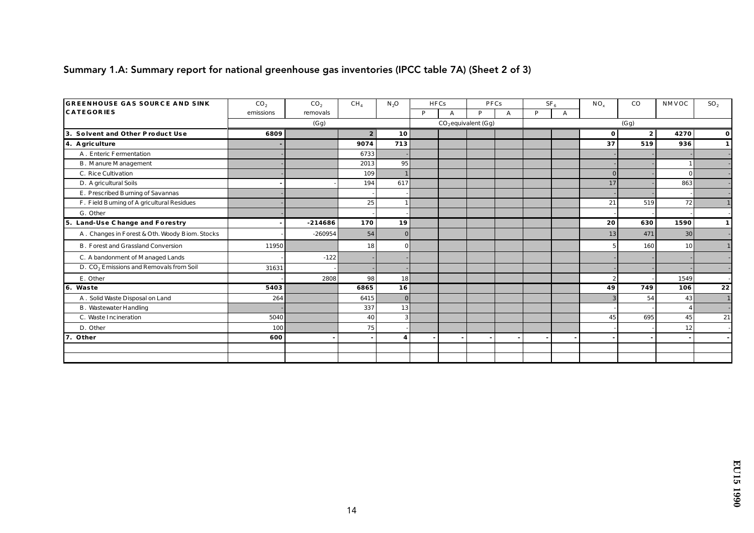## Summary 1.A: Summary report for national greenhouse gas inventories (IPCC table 7A) (Sheet 2 of 3)

| GREENHOUSE GAS SOURCE AND SINK CATEGORIES | $CO_2$ emissions | $CO_2$ removals | $CH_4$ | $N_2O$ | HFCs | | PFCs | | $SF_6$ | | $NO_x$ | CO | NMVOC | $SO_2$ |
|---|---|---|---|---|---|---|---|---|---|---|---|---|---|---|
| | | | | | P | A | P | A | P | A | | | | |
| | (Gg) | | | | $CO_2$ equivalent (Gg) | | | | | | (Gg) | | | |
| **3. Solvent and Other Product Use** | **6809** | | **2** | **10** | | | | | | | **0** | **2** | **4270** | **0** |
| **4. Agriculture** | **-** | | **9074** | **713** | | | | | | | **37** | **519** | **936** | **1** |
| A. Enteric Fermentation | - | | 6733 | - | | | | | | | - | - | - | - |
| B. Manure Management | - | | 2013 | 95 | | | | | | | - | - | 1 | - |
| C. Rice Cultivation | - | | 109 | 1 | | | | | | | 0 | - | 0 | - |
| D. Agricultural Soils | - | - | 194 | 617 | | | | | | | 17 | - | 863 | - |
| E. Prescribed Burning of Savannas | - | | - | - | | | | | | | - | - | - | - |
| F. Field Burning of Agricultural Residues | - | | 25 | 1 | | | | | | | 21 | 519 | 72 | 1 |
| G. Other | - | | - | - | | | | | | | - | - | - | - |
| **5. Land-Use Change and Forestry** | **-** | **-214686** | **170** | **19** | | | | | | | **20** | **630** | **1590** | **1** |
| A. Changes in Forest & Oth. Woody Biom. Stocks | - | -260954 | 54 | 0 | | | | | | | 13 | 471 | 30 | - |
| B. Forest and Grassland Conversion | 11950 | | 18 | 0 | | | | | | | 5 | 160 | 10 | 1 |
| C. Abandonment of Managed Lands | - | -122 | - | - | | | | | | | - | - | - | - |
| D. $CO_2$ Emissions and Removals from Soil | 31631 | - | - | - | | | | | | | - | - | - | - |
| E. Other | - | 2808 | 98 | 18 | | | | | | | 2 | - | 1549 | - |
| **6. Waste** | **5403** | | **6865** | **16** | | | | | | | **49** | **749** | **106** | **22** |
| A. Solid Waste Disposal on Land | 264 | | 6415 | 0 | | | | | | | 3 | 54 | 43 | 1 |
| B. Wastewater Handling | - | | 337 | 13 | | | | | | | - | - | 4 | - |
| C. Waste Incineration | 5040 | | 40 | 3 | | | | | | | 45 | 695 | 45 | 21 |
| D. Other | 100 | | 75 | - | | | | | | | - | - | 12 | - |
| **7. Other** | **600** | **-** | **-** | **4** | **-** | **-** | **-** | **-** | **-** | **-** | **-** | **-** | **-** | **-** |
| | | | | | | | | | | | | | | |
| | | | | | | | | | | | | | | |

EU15 1990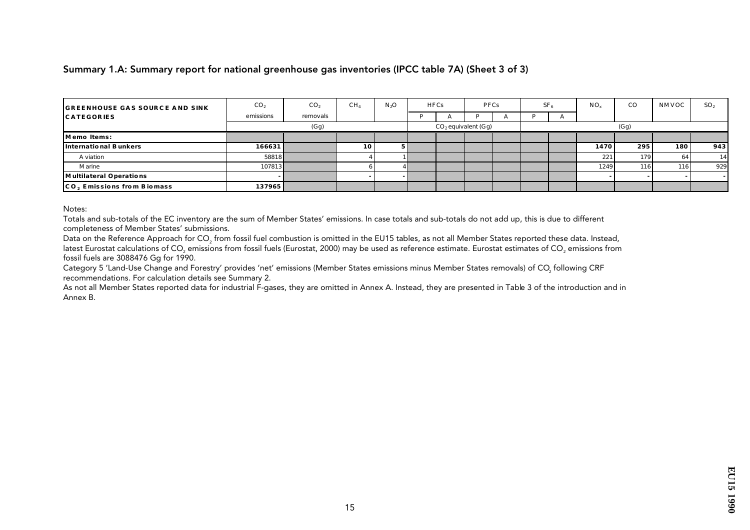## Summary 1.A: Summary report for national greenhouse gas inventories (IPCC table 7A) (Sheet 3 of 3)

| GREENHOUSE GAS SOURCE AND SINK CATEGORIES | $CO_2$ emissions | $CO_2$ removals | $CH_4$ | $N_2O$ | HFCs | | PFCs | | $SF_6$ | | $NO_x$ | CO | NMVOC | $SO_2$ |
|---|---|---|---|---|---|---|---|---|---|---|---|---|---|---|
| | | | | | P | A | P | A | P | A | | | | |
| | (Gg) | | | | $CO_2$ equivalent (Gg) | | | | | | (Gg) | | | |
| **Memo Items:** | | | | | | | | | | | | | | |
| **International Bunkers** | **166631** | | **10** | **5** | | | | | | | **1470** | **295** | **180** | **943** |
| Aviation | 58818 | | 4 | 1 | | | | | | | 221 | 179 | 64 | 14 |
| Marine | 107813 | | 6 | 4 | | | | | | | 1249 | 116 | 116 | 929 |
| **Multilateral Operations** | - | | - | - | | | | | | | - | - | - | - |
| **$CO_2$ Emissions from Biomass** | **137965** | | | | | | | | | | | | | |

Notes:

Totals and sub-totals of the EC inventory are the sum of Member States' emissions. In case totals and sub-totals do not add up, this is due to different completeness of Member States' submissions.

Data on the Reference Approach for $CO_2$ from fossil fuel combustion is omitted in the EU15 tables, as not all Member States reported these data. Instead, latest Eurostat calculations of $CO_2$ emissions from fossil fuels (Eurostat, 2000) may be used as reference estimate. Eurostat estimates of $CO_2$ emissions from fossil fuels are 3088476 Gg for 1990.

Category 5 'Land-Use Change and Forestry' provides 'net' emissions (Member States emissions minus Member States removals) of $CO_2$ following CRF recommendations. For calculation details see Summary 2.

As not all Member States reported data for industrial F-gases, they are omitted in Annex A. Instead, they are presented in Table 3 of the introduction and in Annex B.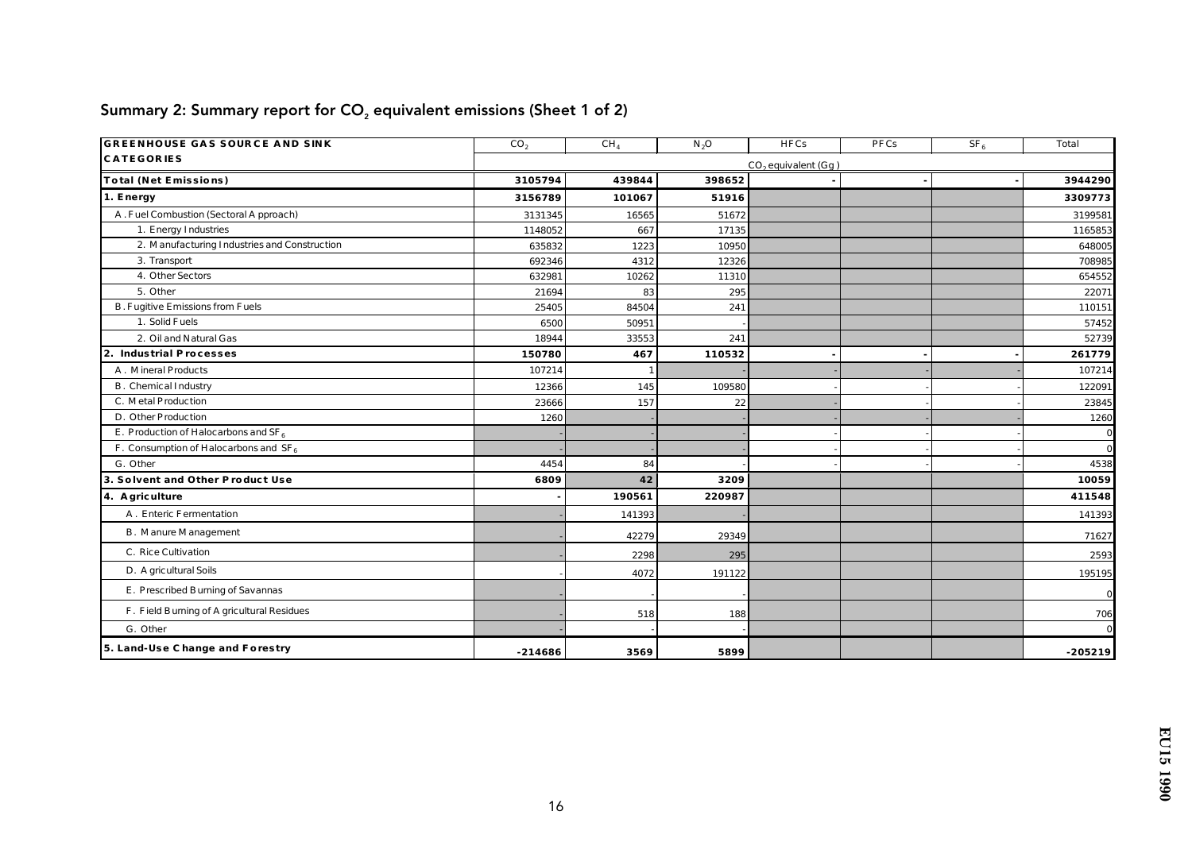## Summary 2: Summary report for $CO_2$ equivalent emissions (Sheet 1 of 2)

| GREENHOUSE GAS SOURCE AND SINK CATEGORIES | $CO_2$ | $CH_4$ | $N_2O$ | HFCs | PFCs | $SF_6$ | Total |
|---|---|---|---|---|---|---|---|
| | $CO_2$ equivalent (Gg) | | | | | | |
| **Total (Net Emissions)** | **3105794** | **439844** | **398652** | **-** | **-** | **-** | **3944290** |
| **1. Energy** | **3156789** | **101067** | **51916** | | | | **3309773** |
| A. Fuel Combustion (Sectoral Approach) | 3131345 | 16565 | 51672 | | | | 3199581 |
| 1. Energy Industries | 1148052 | 667 | 17135 | | | | 1165853 |
| 2. Manufacturing Industries and Construction | 635832 | 1223 | 10950 | | | | 648005 |
| 3. Transport | 692346 | 4312 | 12326 | | | | 708985 |
| 4. Other Sectors | 632981 | 10262 | 11310 | | | | 654552 |
| 5. Other | 21694 | 83 | 295 | | | | 22071 |
| B. Fugitive Emissions from Fuels | 25405 | 84504 | 241 | | | | 110151 |
| 1. Solid Fuels | 6500 | 50951 | - | | | | 57452 |
| 2. Oil and Natural Gas | 18944 | 33553 | 241 | | | | 52739 |
| **2. Industrial Processes** | **150780** | **467** | **110532** | **-** | **-** | **-** | **261779** |
| A. Mineral Products | 107214 | 1 | - | - | - | - | 107214 |
| B. Chemical Industry | 12366 | 145 | 109580 | - | - | - | 122091 |
| C. Metal Production | 23666 | 157 | 22 | - | - | - | 23845 |
| D. Other Production | 1260 | - | - | - | - | - | 1260 |
| E. Production of Halocarbons and $SF_6$ | - | - | - | - | - | - | 0 |
| F. Consumption of Halocarbons and $SF_6$ | - | - | - | - | - | - | 0 |
| G. Other | 4454 | 84 | - | - | - | - | 4538 |
| **3. Solvent and Other Product Use** | **6809** | **42** | **3209** | | | | **10059** |
| **4. Agriculture** | **-** | **190561** | **220987** | | | | **411548** |
| A. Enteric Fermentation | - | 141393 | - | | | | 141393 |
| B. Manure Management | - | 42279 | 29349 | | | | 71627 |
| C. Rice Cultivation | - | 2298 | 295 | | | | 2593 |
| D. Agricultural Soils | - | 4072 | 191122 | | | | 195195 |
| E. Prescribed Burning of Savannas | - | - | - | | | | 0 |
| F. Field Burning of Agricultural Residues | - | 518 | 188 | | | | 706 |
| G. Other | - | - | - | | | | 0 |
| **5. Land-Use Change and Forestry** | **-214686** | **3569** | **5899** | | | | **-205219** |

EU15 1990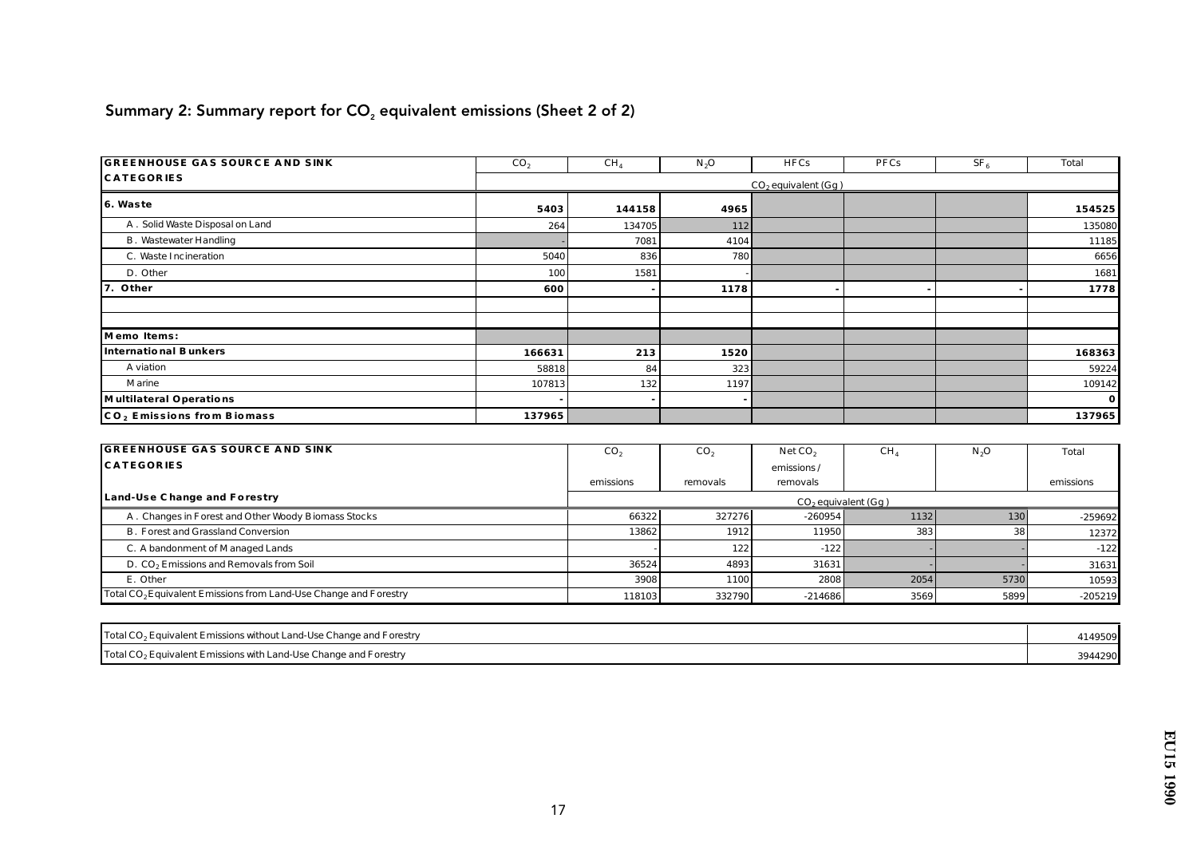## Summary 2: Summary report for $CO_2$ equivalent emissions (Sheet 2 of 2)

| GREENHOUSE GAS SOURCE AND SINK CATEGORIES | $CO_2$ | $CH_4$ | $N_2O$ | HFCs | PFCs | $SF_6$ | Total |
|---|---|---|---|---|---|---|---|
| | $CO_2$ equivalent (Gg) | | | | | | |
| **6. Waste** | **5403** | **144158** | **4965** | | | | **154525** |
| A. Solid Waste Disposal on Land | 264 | 134705 | 112 | | | | 135080 |
| B. Wastewater Handling | - | 7081 | 4104 | | | | 11185 |
| C. Waste Incineration | 5040 | 836 | 780 | | | | 6656 |
| D. Other | 100 | 1581 | - | | | | 1681 |
| **7. Other** | **600** | **-** | **1178** | **-** | **-** | **-** | **1778** |
| | | | | | | | |
| | | | | | | | |
| **Memo Items:** | | | | | | | |
| **International Bunkers** | **166631** | **213** | **1520** | | | | **168363** |
| Aviation | 58818 | 84 | 323 | | | | 59224 |
| Marine | 107813 | 132 | 1197 | | | | 109142 |
| **Multilateral Operations** | **-** | **-** | **-** | | | | **0** |
| **$CO_2$ Emissions from Biomass** | **137965** | | | | | | **137965** |

| GREENHOUSE GAS SOURCE AND SINK CATEGORIES | $CO_2$ emissions | $CO_2$ removals | Net $CO_2$ emissions / removals | $CH_4$ | $N_2O$ | Total emissions |
|---|---|---|---|---|---|---|
| **Land-Use Change and Forestry** | $CO_2$ equivalent (Gg) | | | | | |
| A. Changes in Forest and Other Woody Biomass Stocks | 66322 | 327276 | -260954 | 1132 | 130 | -259692 |
| B. Forest and Grassland Conversion | 13862 | 1912 | 11950 | 383 | 38 | 12372 |
| C. Abandonment of Managed Lands | - | 122 | -122 | - | - | -122 |
| D. $CO_2$ Emissions and Removals from Soil | 36524 | 4893 | 31631 | - | - | 31631 |
| E. Other | 3908 | 1100 | 2808 | 2054 | 5730 | 10593 |
| Total $CO_2$ Equivalent Emissions from Land-Use Change and Forestry | 118103 | 332790 | -214686 | 3569 | 5899 | -205219 |

| | |
|---|---|
| Total $CO_2$ Equivalent Emissions without Land-Use Change and Forestry | 4149509 |
| Total $CO_2$ Equivalent Emissions with Land-Use Change and Forestry | 3944290 |

EU15 1990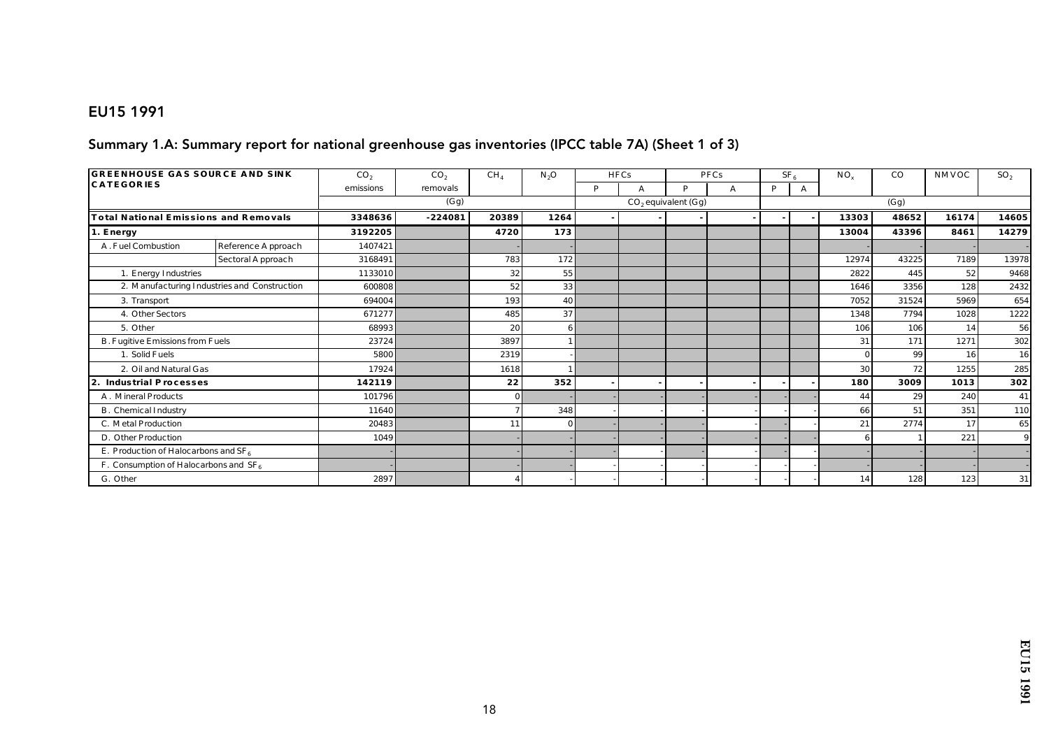# EU15 1991

## Summary 1.A: Summary report for national greenhouse gas inventories (IPCC table 7A) (Sheet 1 of 3)

| GREENHOUSE GAS SOURCE AND SINK CATEGORIES | | $CO_2$ emissions | $CO_2$ removals | $CH_4$ | $N_2O$ | HFCs | | PFCs | | $SF_6$ | | $NO_x$ | CO | NMVOC | $SO_2$ |
|---|---|---|---|---|---|---|---|---|---|---|---|---|---|---|---|
| | | | | | | P | A | P | A | P | A | | | | |
| | | (Gg) | | | | $CO_2$ equivalent (Gg) | | | | | | (Gg) | | | |
| **Total National Emissions and Removals** | | **3348636** | **-224081** | **20389** | **1264** | **-** | **-** | **-** | **-** | **-** | **-** | **13303** | **48652** | **16174** | **14605** |
| **1. Energy** | | **3192205** | | **4720** | **173** | | | | | | | **13004** | **43396** | **8461** | **14279** |
| A. Fuel Combustion | Reference Approach | 1407421 | | - | - | | | | | | | - | - | - | - |
| | Sectoral Approach | 3168491 | | 783 | 172 | | | | | | | 12974 | 43225 | 7189 | 13978 |
| 1. Energy Industries | | 1133010 | | 32 | 55 | | | | | | | 2822 | 445 | 52 | 9468 |
| 2. Manufacturing Industries and Construction | | 600808 | | 52 | 33 | | | | | | | 1646 | 3356 | 128 | 2432 |
| 3. Transport | | 694004 | | 193 | 40 | | | | | | | 7052 | 31524 | 5969 | 654 |
| 4. Other Sectors | | 671277 | | 485 | 37 | | | | | | | 1348 | 7794 | 1028 | 1222 |
| 5. Other | | 68993 | | 20 | 6 | | | | | | | 106 | 106 | 14 | 56 |
| B. Fugitive Emissions from Fuels | | 23724 | | 3897 | 1 | | | | | | | 31 | 171 | 1271 | 302 |
| 1. Solid Fuels | | 5800 | | 2319 | - | | | | | | | 0 | 99 | 16 | 16 |
| 2. Oil and Natural Gas | | 17924 | | 1618 | 1 | | | | | | | 30 | 72 | 1255 | 285 |
| **2. Industrial Processes** | | **142119** | | **22** | **352** | **-** | **-** | **-** | **-** | **-** | **-** | **180** | **3009** | **1013** | **302** |
| A. Mineral Products | | 101796 | | 0 | - | - | | - | | - | | 44 | 29 | 240 | 41 |
| B. Chemical Industry | | 11640 | | 7 | 348 | - | - | - | - | - | - | 66 | 51 | 351 | 110 |
| C. Metal Production | | 20483 | | 11 | 0 | - | - | - | - | - | - | 21 | 2774 | 17 | 65 |
| D. Other Production | | 1049 | | - | - | - | - | - | - | - | - | 6 | 1 | 221 | 9 |
| E. Production of Halocarbons and $SF_6$ | | - | | - | - | - | | - | | - | | - | - | - | - |
| F. Consumption of Halocarbons and $SF_6$ | | - | | - | - | - | - | - | - | - | - | - | - | - | - |
| G. Other | | 2897 | | 4 | - | - | - | - | - | - | - | 14 | 128 | 123 | 31 |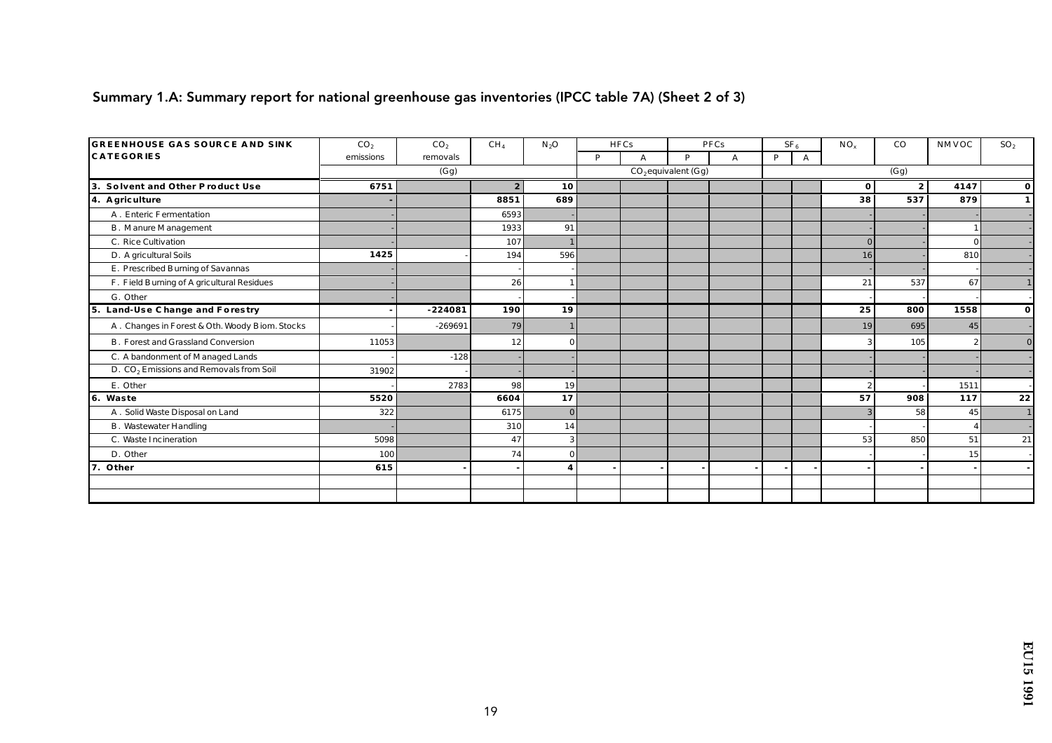## Summary 1.A: Summary report for national greenhouse gas inventories (IPCC table 7A) (Sheet 2 of 3)

| GREENHOUSE GAS SOURCE AND SINK CATEGORIES | $CO_2$ emissions | $CO_2$ removals | $CH_4$ | $N_2O$ | HFCs | | PFCs | | $SF_6$ | | $NO_x$ | CO | NMVOC | $SO_2$ |
|---|---|---|---|---|---|---|---|---|---|---|---|---|---|---|
| | | | | | P | A | P | A | P | A | | | | |
| | (Gg) | | | | $CO_2$ equivalent (Gg) | | | | | | (Gg) | | | |
| **3. Solvent and Other Product Use** | **6751** | | **2** | **10** | | | | | | | **0** | **2** | **4147** | **0** |
| **4. Agriculture** | **-** | | **8851** | **689** | | | | | | | **38** | **537** | **879** | **1** |
| A. Enteric Fermentation | - | | 6593 | - | | | | | | | - | - | - | - |
| B. Manure Management | - | | 1933 | 91 | | | | | | | - | - | 1 | - |
| C. Rice Cultivation | - | | 107 | 1 | | | | | | | 0 | - | 0 | - |
| D. Agricultural Soils | 1425 | - | 194 | 596 | | | | | | | 16 | - | 810 | - |
| E. Prescribed Burning of Savannas | - | | - | - | | | | | | | - | - | - | - |
| F. Field Burning of Agricultural Residues | - | | 26 | 1 | | | | | | | 21 | 537 | 67 | 1 |
| G. Other | - | | - | - | | | | | | | - | - | - | - |
| **5. Land-Use Change and Forestry** | **-** | **-224081** | **190** | **19** | | | | | | | **25** | **800** | **1558** | **0** |
| A. Changes in Forest & Oth. Woody Biom. Stocks | - | -269691 | 79 | 1 | | | | | | | 19 | 695 | 45 | - |
| B. Forest and Grassland Conversion | 11053 | | 12 | 0 | | | | | | | 3 | 105 | 2 | 0 |
| C. Abandonment of Managed Lands | - | -128 | - | - | | | | | | | - | - | - | - |
| D. $CO_2$ Emissions and Removals from Soil | 31902 | - | - | - | | | | | | | - | - | - | - |
| E. Other | - | 2783 | 98 | 19 | | | | | | | 2 | - | 1511 | - |
| **6. Waste** | **5520** | | **6604** | **17** | | | | | | | **57** | **908** | **117** | **22** |
| A. Solid Waste Disposal on Land | 322 | | 6175 | 0 | | | | | | | 3 | 58 | 45 | 1 |
| B. Wastewater Handling | - | | 310 | 14 | | | | | | | - | - | 4 | - |
| C. Waste Incineration | 5098 | | 47 | 3 | | | | | | | 53 | 850 | 51 | 21 |
| D. Other | 100 | | 74 | 0 | | | | | | | - | - | 15 | - |
| **7. Other** | **615** | **-** | **-** | **4** | **-** | **-** | **-** | **-** | **-** | **-** | **-** | **-** | **-** | **-** |
| | | | | | | | | | | | | | | |
| | | | | | | | | | | | | | | |

EU15 1991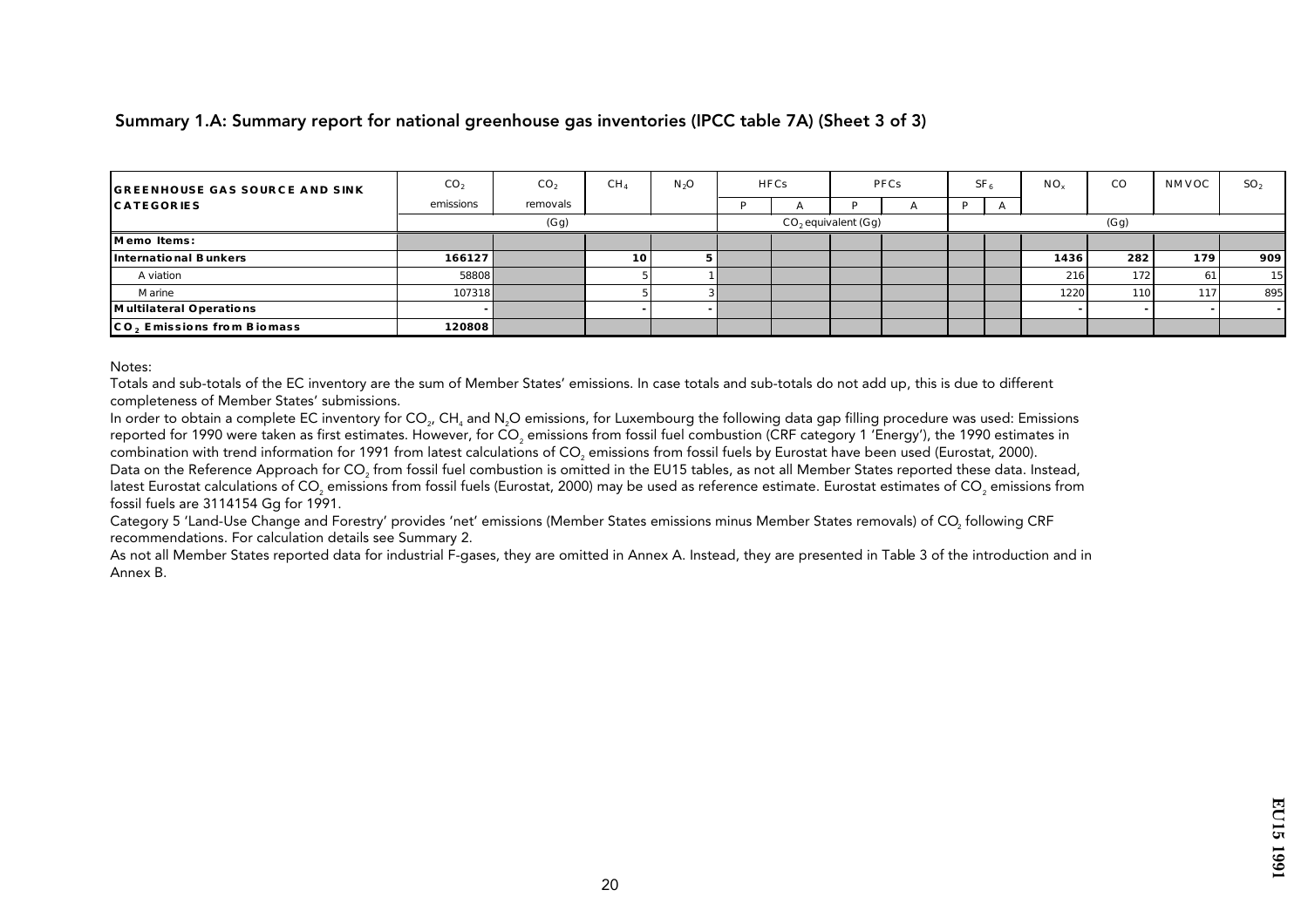## Summary 1.A: Summary report for national greenhouse gas inventories (IPCC table 7A) (Sheet 3 of 3)

| GREENHOUSE GAS SOURCE AND SINK CATEGORIES | $CO_2$ emissions | $CO_2$ removals | $CH_4$ | $N_2O$ | HFCs | | PFCs | | $SF_6$ | | $NO_x$ | CO | NMVOC | $SO_2$ |
|---|---|---|---|---|---|---|---|---|---|---|---|---|---|---|
| | | | | | P | A | P | A | P | A | | | | |
| | (Gg) | | | | $CO_2$ equivalent (Gg) | | | | (Gg) | | | | | |
| **Memo Items:** | | | | | | | | | | | | | | |
| **International Bunkers** | **166127** | | **10** | **5** | | | | | | | **1436** | **282** | **179** | **909** |
| Aviation | 58808 | | 5 | 1 | | | | | | | 216 | 172 | 61 | 15 |
| Marine | 107318 | | 5 | 3 | | | | | | | 1220 | 110 | 117 | 895 |
| **Multilateral Operations** | **-** | | **-** | **-** | | | | | | | **-** | **-** | **-** | **-** |
| **$CO_2$ Emissions from Biomass** | **120808** | | | | | | | | | | | | | |

Notes:

Totals and sub-totals of the EC inventory are the sum of Member States' emissions. In case totals and sub-totals do not add up, this is due to different completeness of Member States' submissions.

In order to obtain a complete EC inventory for $CO_2$, $CH_4$ and $N_2O$ emissions, for Luxembourg the following data gap filling procedure was used: Emissions reported for 1990 were taken as first estimates. However, for $CO_2$ emissions from fossil fuel combustion (CRF category 1 'Energy'), the 1990 estimates in combination with trend information for 1991 from latest calculations of $CO_2$ emissions from fossil fuels by Eurostat have been used (Eurostat, 2000).

Data on the Reference Approach for $CO_2$ from fossil fuel combustion is omitted in the EU15 tables, as not all Member States reported these data. Instead, latest Eurostat calculations of $CO_2$ emissions from fossil fuels (Eurostat, 2000) may be used as reference estimate. Eurostat estimates of $CO_2$ emissions from fossil fuels are 3114154 Gg for 1991.

Category 5 'Land-Use Change and Forestry' provides 'net' emissions (Member States emissions minus Member States removals) of $CO_2$ following CRF recommendations. For calculation details see Summary 2.

As not all Member States reported data for industrial F-gases, they are omitted in Annex A. Instead, they are presented in Table 3 of the introduction and in Annex B.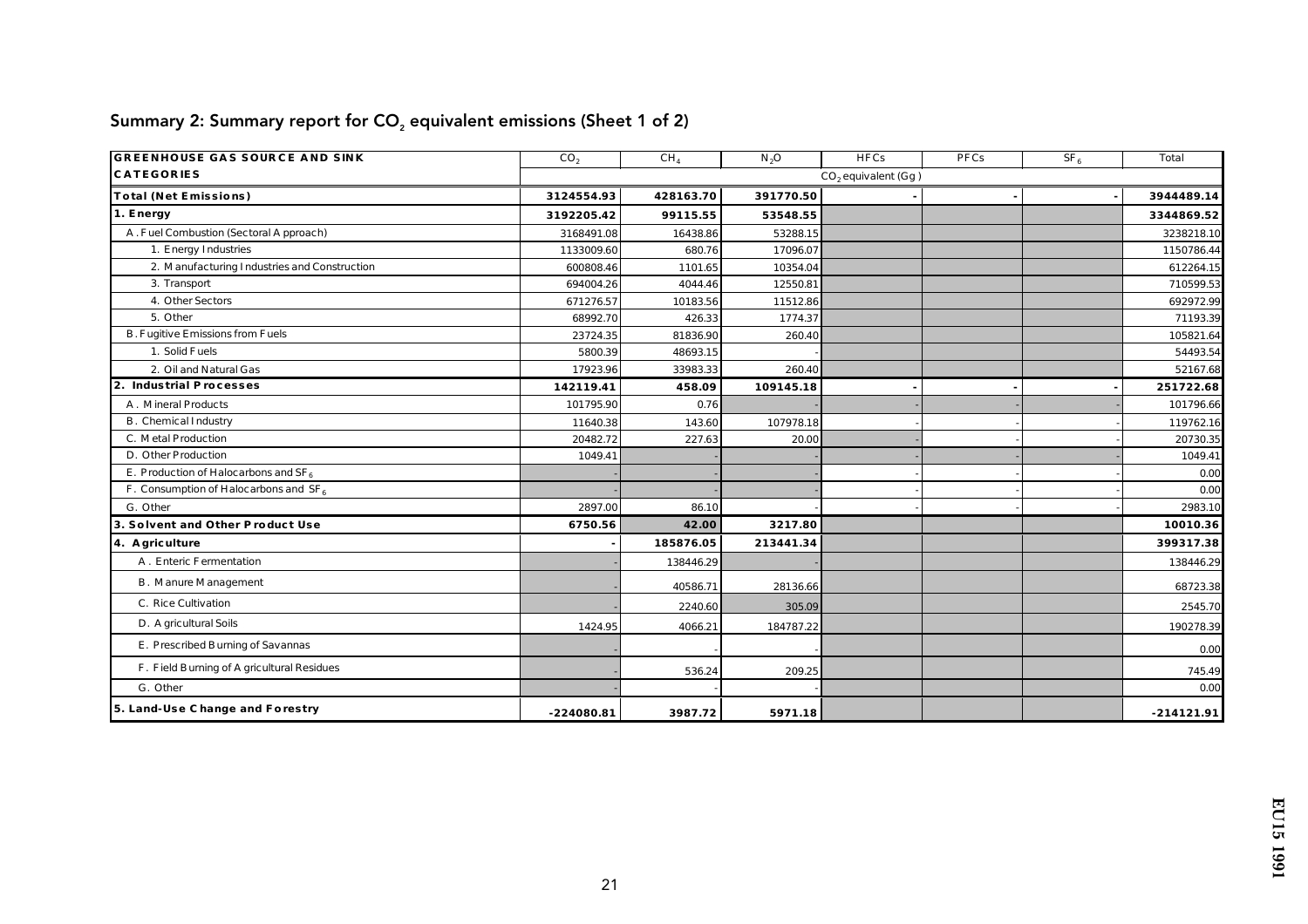## Summary 2: Summary report for $CO_2$ equivalent emissions (Sheet 1 of 2)

| GREENHOUSE GAS SOURCE AND SINK | $CO_2$ | $CH_4$ | $N_2O$ | HFCs | PFCs | $SF_6$ | Total |
|---|---|---|---|---|---|---|---|
| CATEGORIES | $CO_2$ equivalent (Gg) | | | | | | |
| **Total (Net Emissions)** | **3124554.93** | **428163.70** | **391770.50** | **-** | **-** | **-** | **3944489.14** |
| **1. Energy** | **3192205.42** | **99115.55** | **53548.55** | | | | **3344869.52** |
| A. Fuel Combustion (Sectoral Approach) | 3168491.08 | 16438.86 | 53288.15 | | | | 3238218.10 |
| 1. Energy Industries | 1133009.60 | 680.76 | 17096.07 | | | | 1150786.44 |
| 2. Manufacturing Industries and Construction | 600808.46 | 1101.65 | 10354.04 | | | | 612264.15 |
| 3. Transport | 694004.26 | 4044.46 | 12550.81 | | | | 710599.53 |
| 4. Other Sectors | 671276.57 | 10183.56 | 11512.86 | | | | 692972.99 |
| 5. Other | 68992.70 | 426.33 | 1774.37 | | | | 71193.39 |
| B. Fugitive Emissions from Fuels | 23724.35 | 81836.90 | 260.40 | | | | 105821.64 |
| 1. Solid Fuels | 5800.39 | 48693.15 | - | | | | 54493.54 |
| 2. Oil and Natural Gas | 17923.96 | 33983.33 | 260.40 | | | | 52167.68 |
| **2. Industrial Processes** | **142119.41** | **458.09** | **109145.18** | **-** | **-** | **-** | **251722.68** |
| A. Mineral Products | 101795.90 | 0.76 | - | - | - | - | 101796.66 |
| B. Chemical Industry | 11640.38 | 143.60 | 107978.18 | - | - | - | 119762.16 |
| C. Metal Production | 20482.72 | 227.63 | 20.00 | - | - | - | 20730.35 |
| D. Other Production | 1049.41 | - | - | - | - | - | 1049.41 |
| E. Production of Halocarbons and $SF_6$ | - | - | - | - | - | - | 0.00 |
| F. Consumption of Halocarbons and $SF_6$ | - | - | - | - | - | - | 0.00 |
| G. Other | 2897.00 | 86.10 | - | - | - | - | 2983.10 |
| **3. Solvent and Other Product Use** | **6750.56** | **42.00** | **3217.80** | | | | **10010.36** |
| **4. Agriculture** | **-** | **185876.05** | **213441.34** | | | | **399317.38** |
| A. Enteric Fermentation | - | 138446.29 | - | | | | 138446.29 |
| B. Manure Management | - | 40586.71 | 28136.66 | | | | 68723.38 |
| C. Rice Cultivation | - | 2240.60 | 305.09 | | | | 2545.70 |
| D. Agricultural Soils | 1424.95 | 4066.21 | 184787.22 | | | | 190278.39 |
| E. Prescribed Burning of Savannas | - | - | - | | | | 0.00 |
| F. Field Burning of Agricultural Residues | - | 536.24 | 209.25 | | | | 745.49 |
| G. Other | - | - | - | | | | 0.00 |
| **5. Land-Use Change and Forestry** | **-224080.81** | **3987.72** | **5971.18** | | | | **-214121.91** |

EU15 1991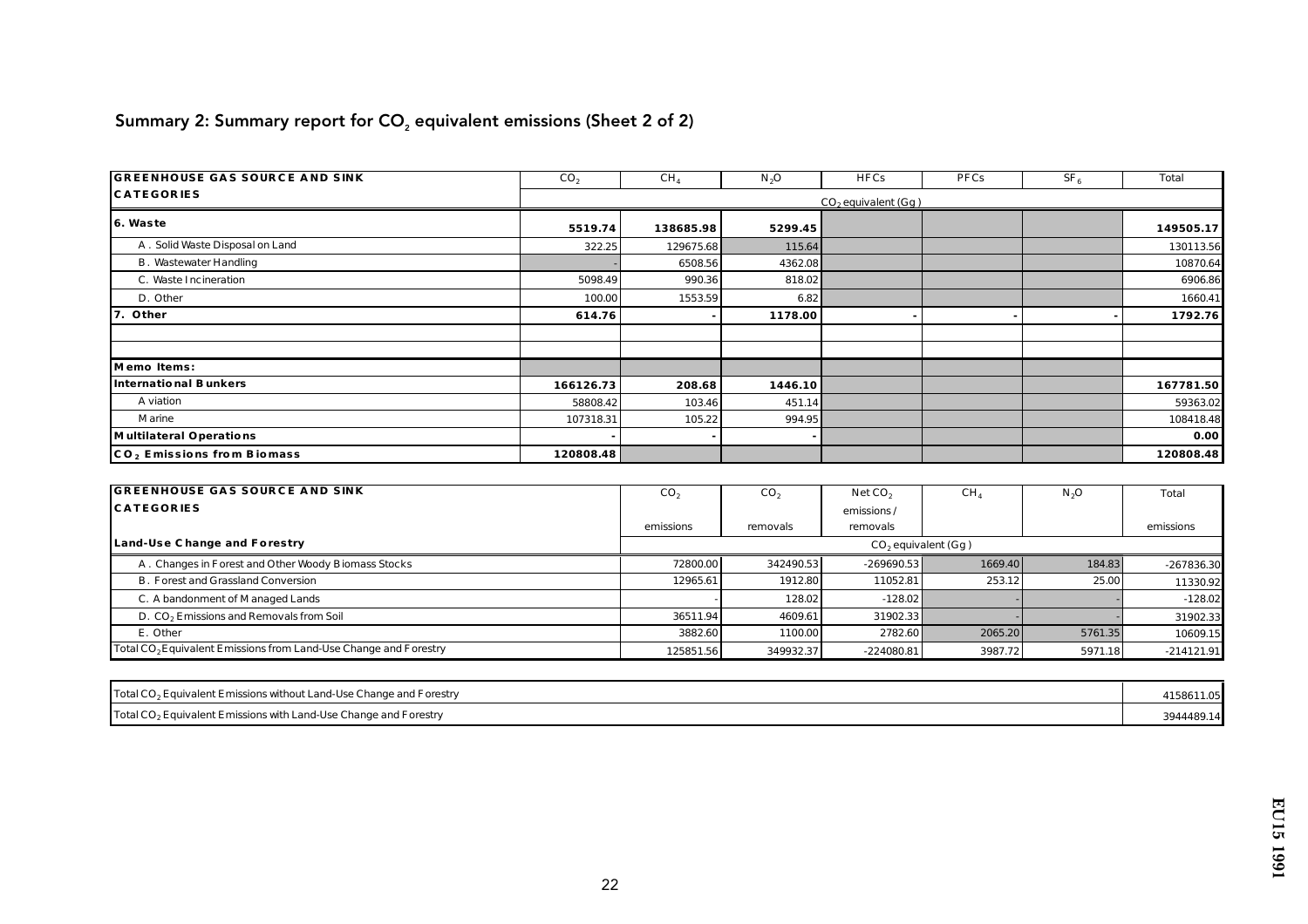## Summary 2: Summary report for $CO_2$ equivalent emissions (Sheet 2 of 2)

| GREENHOUSE GAS SOURCE AND SINK CATEGORIES | $CO_2$ | $CH_4$ | $N_2O$ | HFCs | PFCs | $SF_6$ | Total |
|---|---|---|---|---|---|---|---|
| | $CO_2$ equivalent (Gg) | | | | | | |
| **6. Waste** | **5519.74** | **138685.98** | **5299.45** | | | | **149505.17** |
| A. Solid Waste Disposal on Land | 322.25 | 129675.68 | 115.64 | | | | 130113.56 |
| B. Wastewater Handling | - | 6508.56 | 4362.08 | | | | 10870.64 |
| C. Waste Incineration | 5098.49 | 990.36 | 818.02 | | | | 6906.86 |
| D. Other | 100.00 | 1553.59 | 6.82 | | | | 1660.41 |
| **7. Other** | **614.76** | **-** | **1178.00** | **-** | **-** | **-** | **1792.76** |
| | | | | | | | |
| | | | | | | | |
| **Memo Items:** | | | | | | | |
| **International Bunkers** | **166126.73** | **208.68** | **1446.10** | | | | **167781.50** |
| Aviation | 58808.42 | 103.46 | 451.14 | | | | 59363.02 |
| Marine | 107318.31 | 105.22 | 994.95 | | | | 108418.48 |
| **Multilateral Operations** | **-** | **-** | **-** | | | | **0.00** |
| **$CO_2$ Emissions from Biomass** | **120808.48** | | | | | | **120808.48** |

| GREENHOUSE GAS SOURCE AND SINK CATEGORIES | $CO_2$ emissions | $CO_2$ removals | Net $CO_2$ emissions / removals | $CH_4$ | $N_2O$ | Total emissions |
|---|---|---|---|---|---|---|
| **Land-Use Change and Forestry** | $CO_2$ equivalent (Gg) | | | | | |
| A. Changes in Forest and Other Woody Biomass Stocks | 72800.00 | 342490.53 | -269690.53 | 1669.40 | 184.83 | -267836.30 |
| B. Forest and Grassland Conversion | 12965.61 | 1912.80 | 11052.81 | 253.12 | 25.00 | 11330.92 |
| C. Abandonment of Managed Lands | - | 128.02 | -128.02 | - | - | -128.02 |
| D. $CO_2$ Emissions and Removals from Soil | 36511.94 | 4609.61 | 31902.33 | - | - | 31902.33 |
| E. Other | 3882.60 | 1100.00 | 2782.60 | 2065.20 | 5761.35 | 10609.15 |
| Total $CO_2$ Equivalent Emissions from Land-Use Change and Forestry | 125851.56 | 349932.37 | -224080.81 | 3987.72 | 5971.18 | -214121.91 |

| | |
|---|---|
| Total $CO_2$ Equivalent Emissions without Land-Use Change and Forestry | 4158611.05 |
| Total $CO_2$ Equivalent Emissions with Land-Use Change and Forestry | 3944489.14 |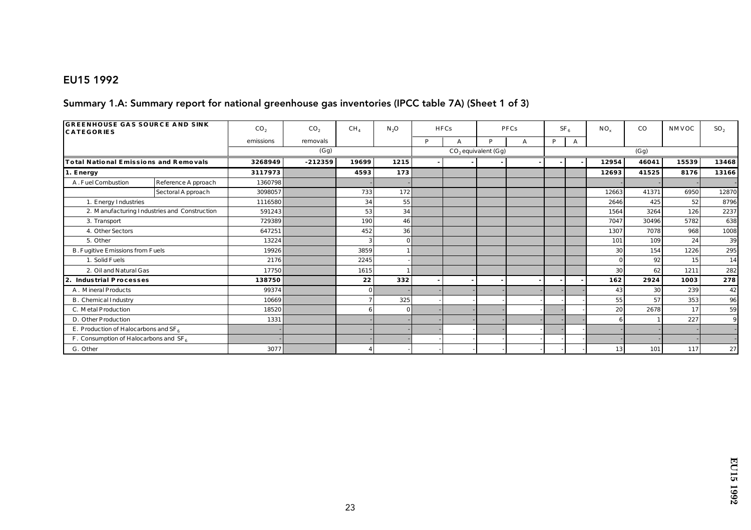## EU15 1992

## Summary 1.A: Summary report for national greenhouse gas inventories (IPCC table 7A) (Sheet 1 of 3)

| GREENHOUSE GAS SOURCE AND SINK CATEGORIES | | $CO_2$ emissions | $CO_2$ removals | $CH_4$ | $N_2O$ | HFCs | | PFCs | | $SF_6$ | | $NO_x$ | CO | NMVOC | $SO_2$ |
|---|---|---|---|---|---|---|---|---|---|---|---|---|---|---|---|
| | | | | | | P | A | P | A | P | A | | | | |
| | | (Gg) | | | | $CO_2$ equivalent (Gg) | | | | | | (Gg) | | | |
| **Total National Emissions and Removals** | | **3268949** | **-212359** | **19699** | **1215** | **-** | **-** | **-** | **-** | **-** | **-** | **12954** | **46041** | **15539** | **13468** |
| **1. Energy** | | **3117973** | | **4593** | **173** | | | | | | | **12693** | **41525** | **8176** | **13166** |
| A. Fuel Combustion | Reference Approach | 1360798 | | - | - | | | | | | | - | - | - | - |
| | Sectoral Approach | 3098057 | | 733 | 172 | | | | | | | 12663 | 41371 | 6950 | 12870 |
| 1. Energy Industries | | 1116580 | | 34 | 55 | | | | | | | 2646 | 425 | 52 | 8796 |
| 2. Manufacturing Industries and Construction | | 591243 | | 53 | 34 | | | | | | | 1564 | 3264 | 126 | 2237 |
| 3. Transport | | 729389 | | 190 | 46 | | | | | | | 7047 | 30496 | 5782 | 638 |
| 4. Other Sectors | | 647251 | | 452 | 36 | | | | | | | 1307 | 7078 | 968 | 1008 |
| 5. Other | | 13224 | | 3 | 0 | | | | | | | 101 | 109 | 24 | 39 |
| B. Fugitive Emissions from Fuels | | 19926 | | 3859 | 1 | | | | | | | 30 | 154 | 1226 | 295 |
| 1. Solid Fuels | | 2176 | | 2245 | - | | | | | | | 0 | 92 | 15 | 14 |
| 2. Oil and Natural Gas | | 17750 | | 1615 | 1 | | | | | | | 30 | 62 | 1211 | 282 |
| **2. Industrial Processes** | | **138750** | | **22** | **332** | **-** | **-** | **-** | **-** | **-** | **-** | **162** | **2924** | **1003** | **278** |
| A. Mineral Products | | 99374 | | 0 | - | - | - | - | - | - | - | 43 | 30 | 239 | 42 |
| B. Chemical Industry | | 10669 | | 7 | 325 | - | - | - | - | - | - | 55 | 57 | 353 | 96 |
| C. Metal Production | | 18520 | | 6 | 0 | - | - | - | - | - | - | 20 | 2678 | 17 | 59 |
| D. Other Production | | 1331 | | - | - | - | - | - | - | - | - | 6 | 1 | 227 | 9 |
| E. Production of Halocarbons and $SF_6$ | | - | | - | - | - | - | - | - | - | - | - | - | - | - |
| F. Consumption of Halocarbons and $SF_6$ | | - | | - | - | - | - | - | - | - | - | - | - | - | - |
| G. Other | | 3077 | | 4 | - | - | - | - | - | - | - | 13 | 101 | 117 | 27 |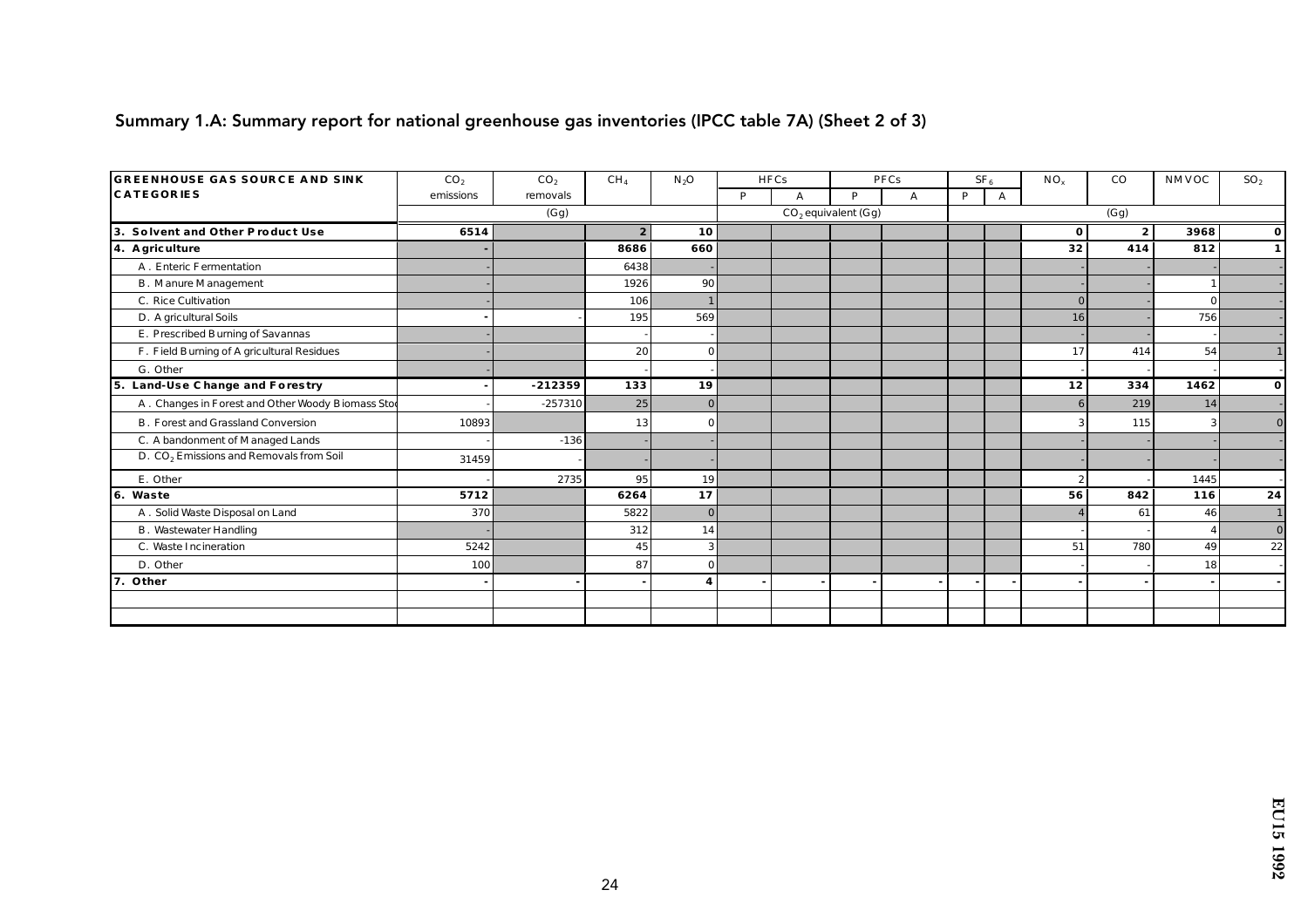## Summary 1.A: Summary report for national greenhouse gas inventories (IPCC table 7A) (Sheet 2 of 3)

| GREENHOUSE GAS SOURCE AND SINK CATEGORIES | $CO_2$ emissions | $CO_2$ removals | $CH_4$ | $N_2O$ | HFCs | | PFCs | | $SF_6$ | | $NO_x$ | CO | NMVOC | $SO_2$ |
|---|---|---|---|---|---|---|---|---|---|---|---|---|---|---|
| | | | | | P | A | P | A | P | A | | | | |
| | (Gg) | | | | $CO_2$ equivalent (Gg) | | | | | | (Gg) | | | |
| **3. Solvent and Other Product Use** | **6514** | | **2** | **10** | | | | | | | **0** | **2** | **3968** | **0** |
| **4. Agriculture** | **-** | | **8686** | **660** | | | | | | | **32** | **414** | **812** | **1** |
| A. Enteric Fermentation | - | | 6438 | - | | | | | | | - | - | - | - |
| B. Manure Management | - | | 1926 | 90 | | | | | | | - | - | 1 | - |
| C. Rice Cultivation | - | | 106 | 1 | | | | | | | 0 | - | 0 | - |
| D. Agricultural Soils | - | - | 195 | 569 | | | | | | | 16 | - | 756 | - |
| E. Prescribed Burning of Savannas | - | | - | - | | | | | | | - | - | - | - |
| F. Field Burning of Agricultural Residues | - | | 20 | 0 | | | | | | | 17 | 414 | 54 | 1 |
| G. Other | - | | - | - | | | | | | | - | - | - | - |
| **5. Land-Use Change and Forestry** | **-** | **-212359** | **133** | **19** | | | | | | | **12** | **334** | **1462** | **0** |
| A. Changes in Forest and Other Woody Biomass Stoc | - | -257310 | 25 | 0 | | | | | | | 6 | 219 | 14 | - |
| B. Forest and Grassland Conversion | 10893 | | 13 | 0 | | | | | | | 3 | 115 | 3 | 0 |
| C. Abandonment of Managed Lands | - | -136 | - | - | | | | | | | - | - | - | - |
| D. $CO_2$ Emissions and Removals from Soil | 31459 | - | - | - | | | | | | | - | - | - | - |
| E. Other | - | 2735 | 95 | 19 | | | | | | | 2 | - | 1445 | - |
| **6. Waste** | **5712** | | **6264** | **17** | | | | | | | **56** | **842** | **116** | **24** |
| A. Solid Waste Disposal on Land | 370 | | 5822 | 0 | | | | | | | 4 | 61 | 46 | 1 |
| B. Wastewater Handling | - | | 312 | 14 | | | | | | | - | - | 4 | 0 |
| C. Waste Incineration | 5242 | | 45 | 3 | | | | | | | 51 | 780 | 49 | 22 |
| D. Other | 100 | | 87 | 0 | | | | | | | - | - | 18 | - |
| **7. Other** | **-** | **-** | **-** | **4** | **-** | **-** | **-** | **-** | **-** | **-** | **-** | **-** | **-** | **-** |
| | | | | | | | | | | | | | | |
| | | | | | | | | | | | | | | |

EU15 1992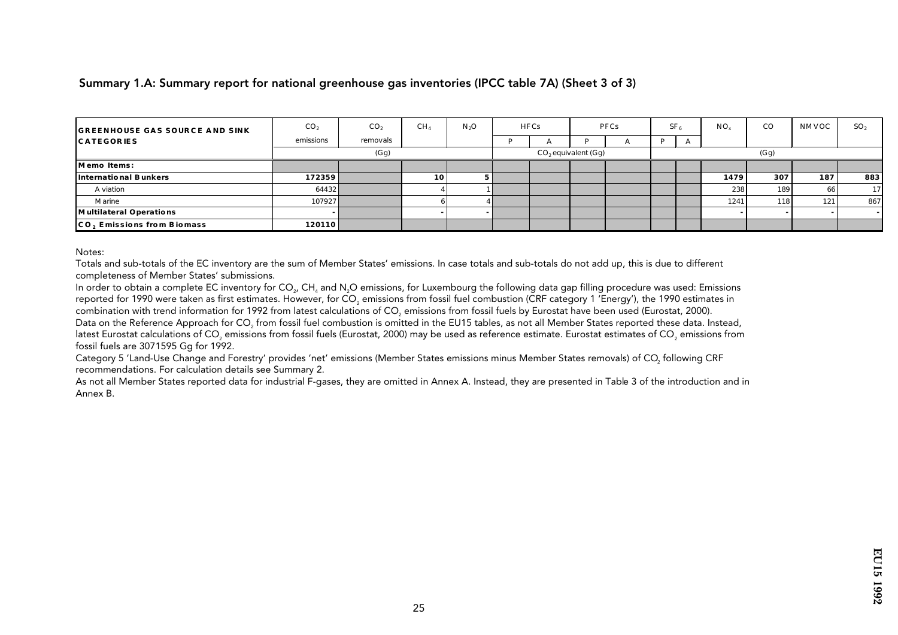## Summary 1.A: Summary report for national greenhouse gas inventories (IPCC table 7A) (Sheet 3 of 3)

| GREENHOUSE GAS SOURCE AND SINK CATEGORIES | $CO_2$ emissions | $CO_2$ removals | $CH_4$ | $N_2O$ | HFCs | | PFCs | | $SF_6$ | | $NO_x$ | CO | NMVOC | $SO_2$ |
|---|---|---|---|---|---|---|---|---|---|---|---|---|---|---|
| | | | | | P | A | P | A | P | A | | | | |
| | (Gg) | | | | $CO_2$ equivalent (Gg) | | | | (Gg) | | | | | |
| **Memo Items:** | | | | | | | | | | | | | | |
| **International Bunkers** | **172359** | | **10** | **5** | | | | | | | **1479** | **307** | **187** | **883** |
| Aviation | 64432 | | 4 | 1 | | | | | | | 238 | 189 | 66 | 17 |
| Marine | 107927 | | 6 | 4 | | | | | | | 1241 | 118 | 121 | 867 |
| **Multilateral Operations** | - | | - | - | | | | | | | - | - | - | - |
| **$CO_2$ Emissions from Biomass** | **120110** | | | | | | | | | | | | | |

Notes:

Totals and sub-totals of the EC inventory are the sum of Member States' emissions. In case totals and sub-totals do not add up, this is due to different completeness of Member States' submissions.

In order to obtain a complete EC inventory for $CO_2$, $CH_4$ and $N_2O$ emissions, for Luxembourg the following data gap filling procedure was used: Emissions reported for 1990 were taken as first estimates. However, for $CO_2$ emissions from fossil fuel combustion (CRF category 1 'Energy'), the 1990 estimates in combination with trend information for 1992 from latest calculations of $CO_2$ emissions from fossil fuels by Eurostat have been used (Eurostat, 2000).

Data on the Reference Approach for $CO_2$ from fossil fuel combustion is omitted in the EU15 tables, as not all Member States reported these data. Instead, latest Eurostat calculations of $CO_2$ emissions from fossil fuels (Eurostat, 2000) may be used as reference estimate. Eurostat estimates of $CO_2$ emissions from fossil fuels are 3071595 Gg for 1992.

Category 5 'Land-Use Change and Forestry' provides 'net' emissions (Member States emissions minus Member States removals) of $CO_2$ following CRF recommendations. For calculation details see Summary 2.

As not all Member States reported data for industrial F-gases, they are omitted in Annex A. Instead, they are presented in Table 3 of the introduction and in Annex B.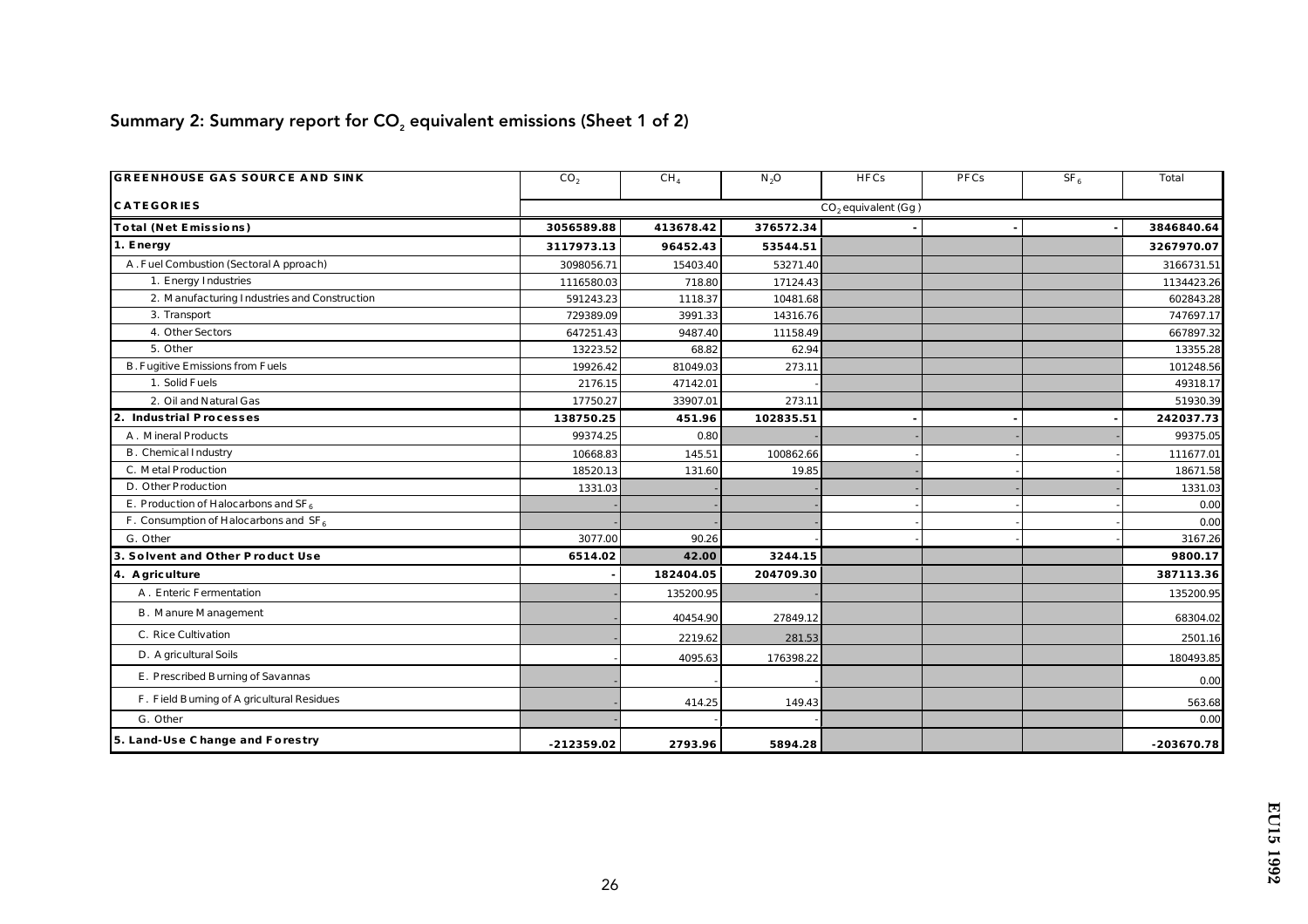## Summary 2: Summary report for $CO_2$ equivalent emissions (Sheet 1 of 2)

| GREENHOUSE GAS SOURCE AND SINK | $CO_2$ | $CH_4$ | $N_2O$ | HFCs | PFCs | $SF_6$ | Total |
|---|---|---|---|---|---|---|---|
| **CATEGORIES** | $CO_2$ equivalent (Gg) | | | | | | |
| **Total (Net Emissions)** | **3056589.88** | **413678.42** | **376572.34** | **-** | **-** | **-** | **3846840.64** |
| **1. Energy** | **3117973.13** | **96452.43** | **53544.51** | | | | **3267970.07** |
| A. Fuel Combustion (Sectoral Approach) | 3098056.71 | 15403.40 | 53271.40 | | | | 3166731.51 |
| 1. Energy Industries | 1116580.03 | 718.80 | 17124.43 | | | | 1134423.26 |
| 2. Manufacturing Industries and Construction | 591243.23 | 1118.37 | 10481.68 | | | | 602843.28 |
| 3. Transport | 729389.09 | 3991.33 | 14316.76 | | | | 747697.17 |
| 4. Other Sectors | 647251.43 | 9487.40 | 11158.49 | | | | 667897.32 |
| 5. Other | 13223.52 | 68.82 | 62.94 | | | | 13355.28 |
| B. Fugitive Emissions from Fuels | 19926.42 | 81049.03 | 273.11 | | | | 101248.56 |
| 1. Solid Fuels | 2176.15 | 47142.01 | - | | | | 49318.17 |
| 2. Oil and Natural Gas | 17750.27 | 33907.01 | 273.11 | | | | 51930.39 |
| **2. Industrial Processes** | **138750.25** | **451.96** | **102835.51** | **-** | **-** | **-** | **242037.73** |
| A. Mineral Products | 99374.25 | 0.80 | - | - | - | - | 99375.05 |
| B. Chemical Industry | 10668.83 | 145.51 | 100862.66 | - | - | - | 111677.01 |
| C. Metal Production | 18520.13 | 131.60 | 19.85 | - | - | - | 18671.58 |
| D. Other Production | 1331.03 | - | - | - | - | - | 1331.03 |
| E. Production of Halocarbons and $SF_6$ | - | - | - | - | - | - | 0.00 |
| F. Consumption of Halocarbons and $SF_6$ | - | - | - | - | - | - | 0.00 |
| G. Other | 3077.00 | 90.26 | - | - | - | - | 3167.26 |
| **3. Solvent and Other Product Use** | **6514.02** | **42.00** | **3244.15** | | | | **9800.17** |
| **4. Agriculture** | **-** | **182404.05** | **204709.30** | | | | **387113.36** |
| A. Enteric Fermentation | - | 135200.95 | - | | | | 135200.95 |
| B. Manure Management | - | 40454.90 | 27849.12 | | | | 68304.02 |
| C. Rice Cultivation | - | 2219.62 | 281.53 | | | | 2501.16 |
| D. Agricultural Soils | - | 4095.63 | 176398.22 | | | | 180493.85 |
| E. Prescribed Burning of Savannas | - | - | - | | | | 0.00 |
| F. Field Burning of Agricultural Residues | - | 414.25 | 149.43 | | | | 563.68 |
| G. Other | - | - | - | | | | 0.00 |
| **5. Land-Use Change and Forestry** | **-212359.02** | **2793.96** | **5894.28** | | | | **-203670.78** |

EU15 1992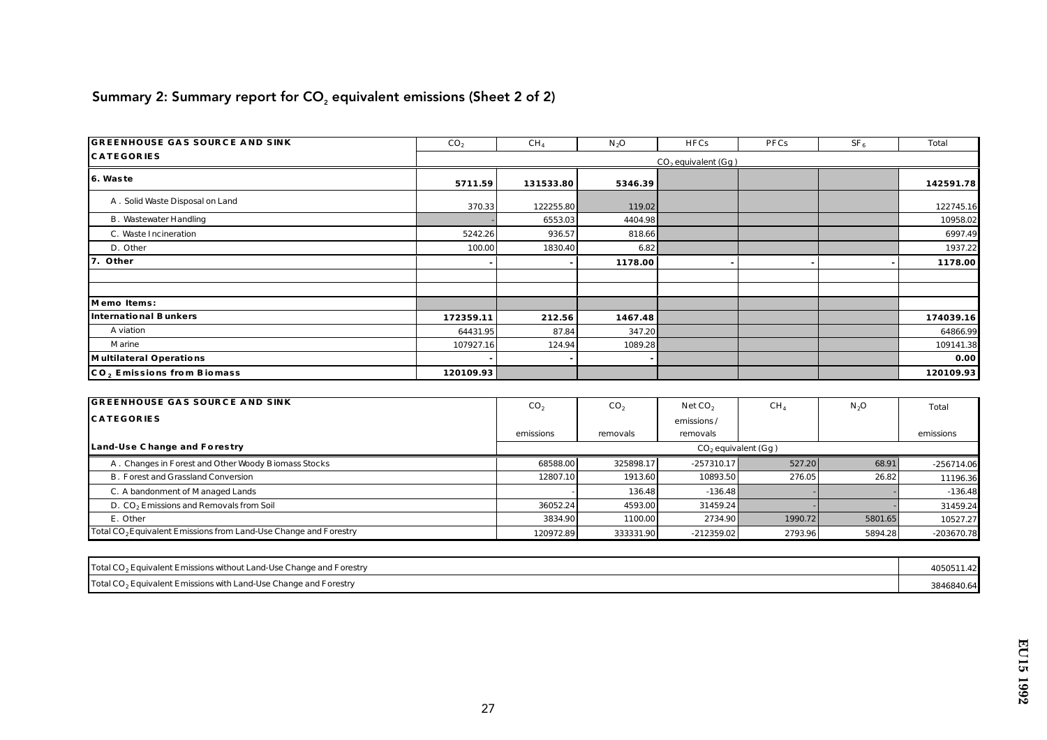## Summary 2: Summary report for $CO_2$ equivalent emissions (Sheet 2 of 2)

| GREENHOUSE GAS SOURCE AND SINK CATEGORIES | $CO_2$ | $CH_4$ | $N_2O$ | HFCs | PFCs | $SF_6$ | Total |
|---|---|---|---|---|---|---|---|
| | $CO_2$ equivalent (Gg) | | | | | | |
| **6. Waste** | **5711.59** | **131533.80** | **5346.39** | | | | **142591.78** |
| A. Solid Waste Disposal on Land | 370.33 | 122255.80 | 119.02 | | | | 122745.16 |
| B. Wastewater Handling | - | 6553.03 | 4404.98 | | | | 10958.02 |
| C. Waste Incineration | 5242.26 | 936.57 | 818.66 | | | | 6997.49 |
| D. Other | 100.00 | 1830.40 | 6.82 | | | | 1937.22 |
| **7. Other** | - | - | **1178.00** | - | - | - | **1178.00** |
| | | | | | | | |
| | | | | | | | |
| **Memo Items:** | | | | | | | |
| **International Bunkers** | **172359.11** | **212.56** | **1467.48** | | | | **174039.16** |
| Aviation | 64431.95 | 87.84 | 347.20 | | | | 64866.99 |
| Marine | 107927.16 | 124.94 | 1089.28 | | | | 109141.38 |
| **Multilateral Operations** | - | - | - | | | | **0.00** |
| **$CO_2$ Emissions from Biomass** | **120109.93** | | | | | | **120109.93** |

| GREENHOUSE GAS SOURCE AND SINK CATEGORIES | $CO_2$ emissions | $CO_2$ removals | Net $CO_2$ emissions / removals | $CH_4$ | $N_2O$ | Total emissions |
|---|---|---|---|---|---|---|
| **Land-Use Change and Forestry** | $CO_2$ equivalent (Gg) | | | | | |
| A. Changes in Forest and Other Woody Biomass Stocks | 68588.00 | 325898.17 | -257310.17 | 527.20 | 68.91 | -256714.06 |
| B. Forest and Grassland Conversion | 12807.10 | 1913.60 | 10893.50 | 276.05 | 26.82 | 11196.36 |
| C. Abandonment of Managed Lands | - | 136.48 | -136.48 | - | - | -136.48 |
| D. $CO_2$ Emissions and Removals from Soil | 36052.24 | 4593.00 | 31459.24 | - | - | 31459.24 |
| E. Other | 3834.90 | 1100.00 | 2734.90 | 1990.72 | 5801.65 | 10527.27 |
| Total $CO_2$ Equivalent Emissions from Land-Use Change and Forestry | 120972.89 | 333331.90 | -212359.02 | 2793.96 | 5894.28 | -203670.78 |

| | |
|---|---|
| Total $CO_2$ Equivalent Emissions without Land-Use Change and Forestry | 4050511.42 |
| Total $CO_2$ Equivalent Emissions with Land-Use Change and Forestry | 3846840.64 |

EU15 1992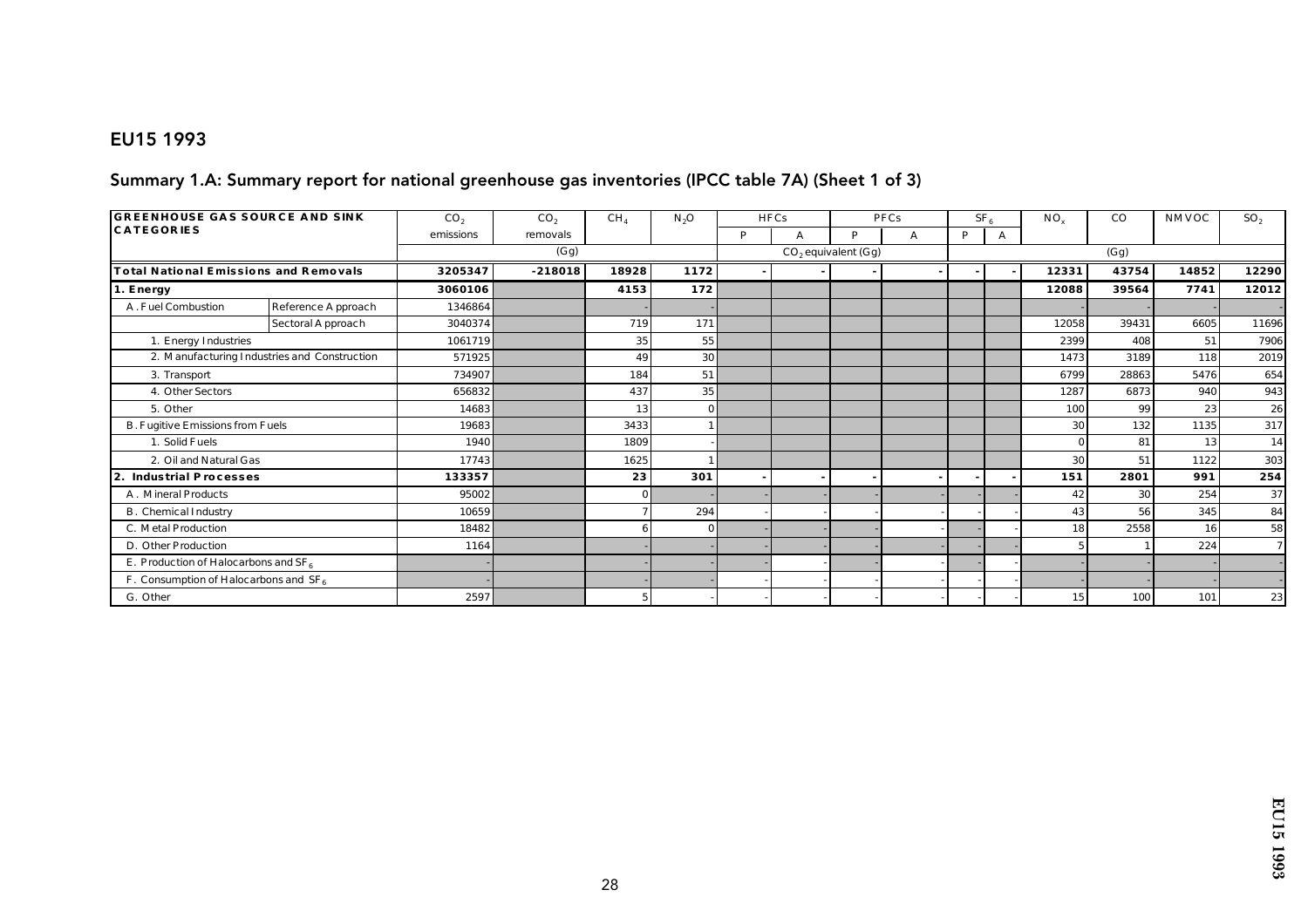## EU15 1993

## Summary 1.A: Summary report for national greenhouse gas inventories (IPCC table 7A) (Sheet 1 of 3)

| GREENHOUSE GAS SOURCE AND SINK CATEGORIES | | $CO_2$ emissions | $CO_2$ removals | $CH_4$ | $N_2O$ | HFCs | | PFCs | | $SF_6$ | | $NO_x$ | CO | NMVOC | $SO_2$ |
|---|---|---|---|---|---|---|---|---|---|---|---|---|---|---|---|
| | | | | | | P | A | P | A | P | A | | | | |
| | | (Gg) | | | | $CO_2$ equivalent (Gg) | | | | | | (Gg) | | | |
| **Total National Emissions and Removals** | | **3205347** | **-218018** | **18928** | **1172** | **-** | **-** | **-** | **-** | **-** | **-** | **12331** | **43754** | **14852** | **12290** |
| **1. Energy** | | **3060106** | | **4153** | **172** | | | | | | | **12088** | **39564** | **7741** | **12012** |
| A. Fuel Combustion | Reference Approach | 1346864 | | - | - | | | | | | | - | - | - | - |
| | Sectoral Approach | 3040374 | | 719 | 171 | | | | | | | 12058 | 39431 | 6605 | 11696 |
| 1. Energy Industries | | 1061719 | | 35 | 55 | | | | | | | 2399 | 408 | 51 | 7906 |
| 2. Manufacturing Industries and Construction | | 571925 | | 49 | 30 | | | | | | | 1473 | 3189 | 118 | 2019 |
| 3. Transport | | 734907 | | 184 | 51 | | | | | | | 6799 | 28863 | 5476 | 654 |
| 4. Other Sectors | | 656832 | | 437 | 35 | | | | | | | 1287 | 6873 | 940 | 943 |
| 5. Other | | 14683 | | 13 | 0 | | | | | | | 100 | 99 | 23 | 26 |
| B. Fugitive Emissions from Fuels | | 19683 | | 3433 | 1 | | | | | | | 30 | 132 | 1135 | 317 |
| 1. Solid Fuels | | 1940 | | 1809 | - | | | | | | | 0 | 81 | 13 | 14 |
| 2. Oil and Natural Gas | | 17743 | | 1625 | 1 | | | | | | | 30 | 51 | 1122 | 303 |
| **2. Industrial Processes** | | **133357** | | **23** | **301** | **-** | **-** | **-** | **-** | **-** | **-** | **151** | **2801** | **991** | **254** |
| A. Mineral Products | | 95002 | | 0 | - | - | - | - | - | - | - | 42 | 30 | 254 | 37 |
| B. Chemical Industry | | 10659 | | 7 | 294 | - | - | - | - | - | - | 43 | 56 | 345 | 84 |
| C. Metal Production | | 18482 | | 6 | 0 | - | - | - | - | - | - | 18 | 2558 | 16 | 58 |
| D. Other Production | | 1164 | | - | - | - | - | - | - | - | - | 5 | 1 | 224 | 7 |
| E. Production of Halocarbons and $SF_6$ | | - | | - | - | - | - | - | - | - | - | - | - | - | - |
| F. Consumption of Halocarbons and $SF_6$ | | - | | - | - | - | - | - | - | - | - | - | - | - | - |
| G. Other | | 2597 | | 5 | - | - | - | - | - | - | - | 15 | 100 | 101 | 23 |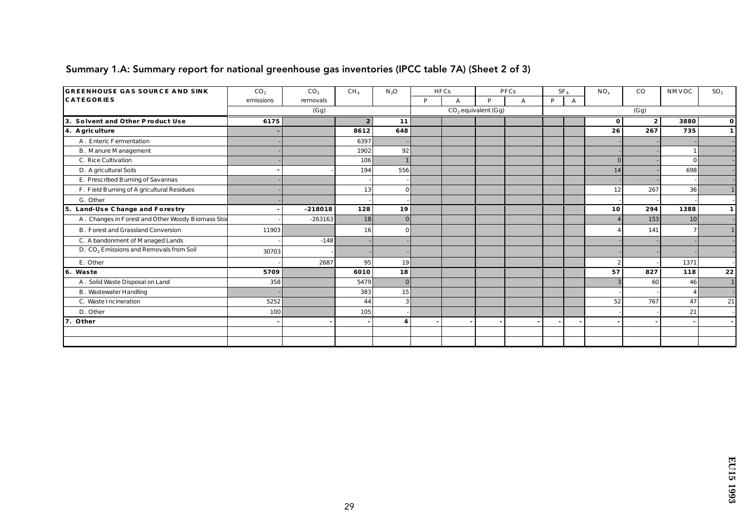## Summary 1.A: Summary report for national greenhouse gas inventories (IPCC table 7A) (Sheet 2 of 3)

| GREENHOUSE GAS SOURCE AND SINK CATEGORIES | $CO_2$ emissions | $CO_2$ removals | $CH_4$ | $N_2O$ | HFCs | | PFCs | | $SF_6$ | | $NO_x$ | CO | NMVOC | $SO_2$ |
|---|---|---|---|---|---|---|---|---|---|---|---|---|---|---|
| | | | | | P | A | P | A | P | A | | | | |
| | (Gg) | | | | $CO_2$ equivalent (Gg) | | | | | | (Gg) | | | |
| **3. Solvent and Other Product Use** | **6175** | | **2** | **11** | | | | | | | **0** | **2** | **3880** | **0** |
| **4. Agriculture** | **-** | | **8612** | **648** | | | | | | | **26** | **267** | **735** | **1** |
| A. Enteric Fermentation | - | | 6397 | - | | | | | | | - | - | - | - |
| B. Manure Management | - | | 1902 | 92 | | | | | | | - | - | 1 | - |
| C. Rice Cultivation | - | | 106 | 1 | | | | | | | 0 | - | 0 | - |
| D. Agricultural Soils | - | - | 194 | 556 | | | | | | | 14 | | 698 | - |
| E. Prescribed Burning of Savannas | - | | - | - | | | | | | | - | - | - | - |
| F. Field Burning of Agricultural Residues | - | | 13 | 0 | | | | | | | 12 | 267 | 36 | 1 |
| G. Other | - | | - | - | | | | | | | - | - | - | - |
| **5. Land-Use Change and Forestry** | **-** | **-218018** | **128** | **19** | | | | | | | **10** | **294** | **1388** | **1** |
| A. Changes in Forest and Other Woody Biomass Stoc | - | -263163 | 18 | 0 | | | | | | | 4 | 153 | 10 | - |
| B. Forest and Grassland Conversion | 11903 | | 16 | 0 | | | | | | | 4 | 141 | 7 | 1 |
| C. Abandonment of Managed Lands | - | -148 | - | - | | | | | | | - | - | - | - |
| D. $CO_2$ Emissions and Removals from Soil | 30703 | - | - | - | | | | | | | - | - | - | - |
| E. Other | - | 2687 | 95 | 19 | | | | | | | 2 | - | 1371 | - |
| **6. Waste** | **5709** | | **6010** | **18** | | | | | | | **57** | **827** | **118** | **22** |
| A. Solid Waste Disposal on Land | 358 | | 5479 | 0 | | | | | | | 3 | 60 | 46 | 1 |
| B. Wastewater Handling | - | | 383 | 15 | | | | | | | - | - | 4 | - |
| C. Waste Incineration | 5252 | | 44 | 3 | | | | | | | 52 | 767 | 47 | 21 |
| D. Other | 100 | | 105 | - | | | | | | | - | - | 21 | - |
| **7. Other** | **-** | **-** | **-** | **4** | **-** | **-** | **-** | **-** | **-** | **-** | **-** | **-** | **-** | **-** |
| | | | | | | | | | | | | | | |
| | | | | | | | | | | | | | | |

EU15 1993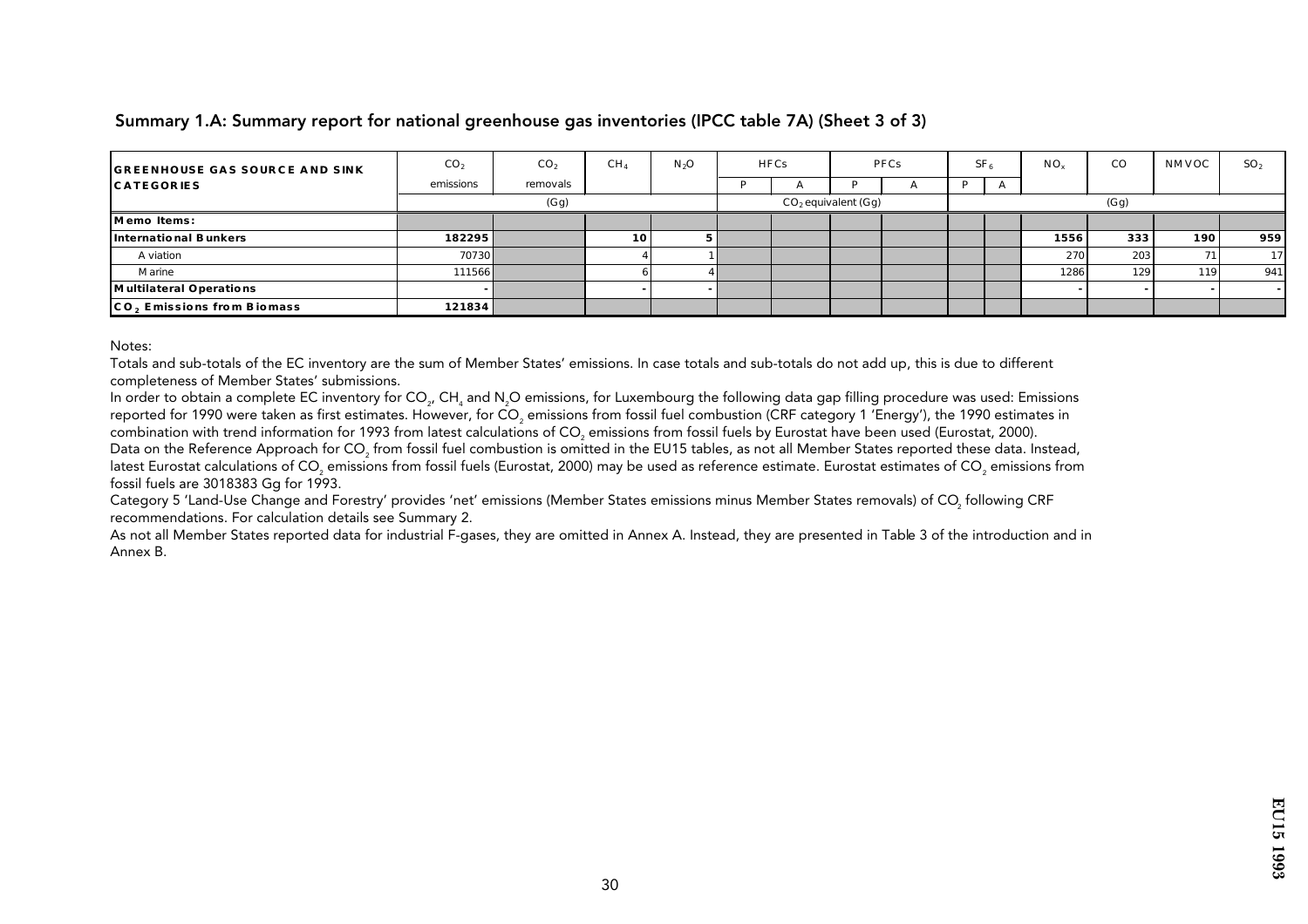## Summary 1.A: Summary report for national greenhouse gas inventories (IPCC table 7A) (Sheet 3 of 3)

| GREENHOUSE GAS SOURCE AND SINK CATEGORIES | $CO_2$ emissions | $CO_2$ removals | $CH_4$ | $N_2O$ | HFCs | | PFCs | | $SF_6$ | | $NO_x$ | CO | NMVOC | $SO_2$ |
|---|---|---|---|---|---|---|---|---|---|---|---|---|---|---|
| | | | | | P | A | P | A | P | A | | | | |
| | (Gg) | | | | $CO_2$ equivalent (Gg) | | | | | | (Gg) | | | |
| **Memo Items:** | | | | | | | | | | | | | | |
| **International Bunkers** | **182295** | | **10** | **5** | | | | | | | **1556** | **333** | **190** | **959** |
| Aviation | 70730 | | 4 | 1 | | | | | | | 270 | 203 | 71 | 17 |
| Marine | 111566 | | 6 | 4 | | | | | | | 1286 | 129 | 119 | 941 |
| **Multilateral Operations** | - | | - | - | | | | | | | - | - | - | - |
| **$CO_2$ Emissions from Biomass** | **121834** | | | | | | | | | | | | | |

Notes:

Totals and sub-totals of the EC inventory are the sum of Member States' emissions. In case totals and sub-totals do not add up, this is due to different completeness of Member States' submissions.

In order to obtain a complete EC inventory for $CO_2$, $CH_4$ and $N_2O$ emissions, for Luxembourg the following data gap filling procedure was used: Emissions reported for 1990 were taken as first estimates. However, for $CO_2$ emissions from fossil fuel combustion (CRF category 1 'Energy'), the 1990 estimates in combination with trend information for 1993 from latest calculations of $CO_2$ emissions from fossil fuels by Eurostat have been used (Eurostat, 2000).

Data on the Reference Approach for $CO_2$ from fossil fuel combustion is omitted in the EU15 tables, as not all Member States reported these data. Instead, latest Eurostat calculations of $CO_2$ emissions from fossil fuels (Eurostat, 2000) may be used as reference estimate. Eurostat estimates of $CO_2$ emissions from fossil fuels are 3018383 Gg for 1993.

Category 5 'Land-Use Change and Forestry' provides 'net' emissions (Member States emissions minus Member States removals) of $CO_2$ following CRF recommendations. For calculation details see Summary 2.

As not all Member States reported data for industrial F-gases, they are omitted in Annex A. Instead, they are presented in Table 3 of the introduction and in Annex B.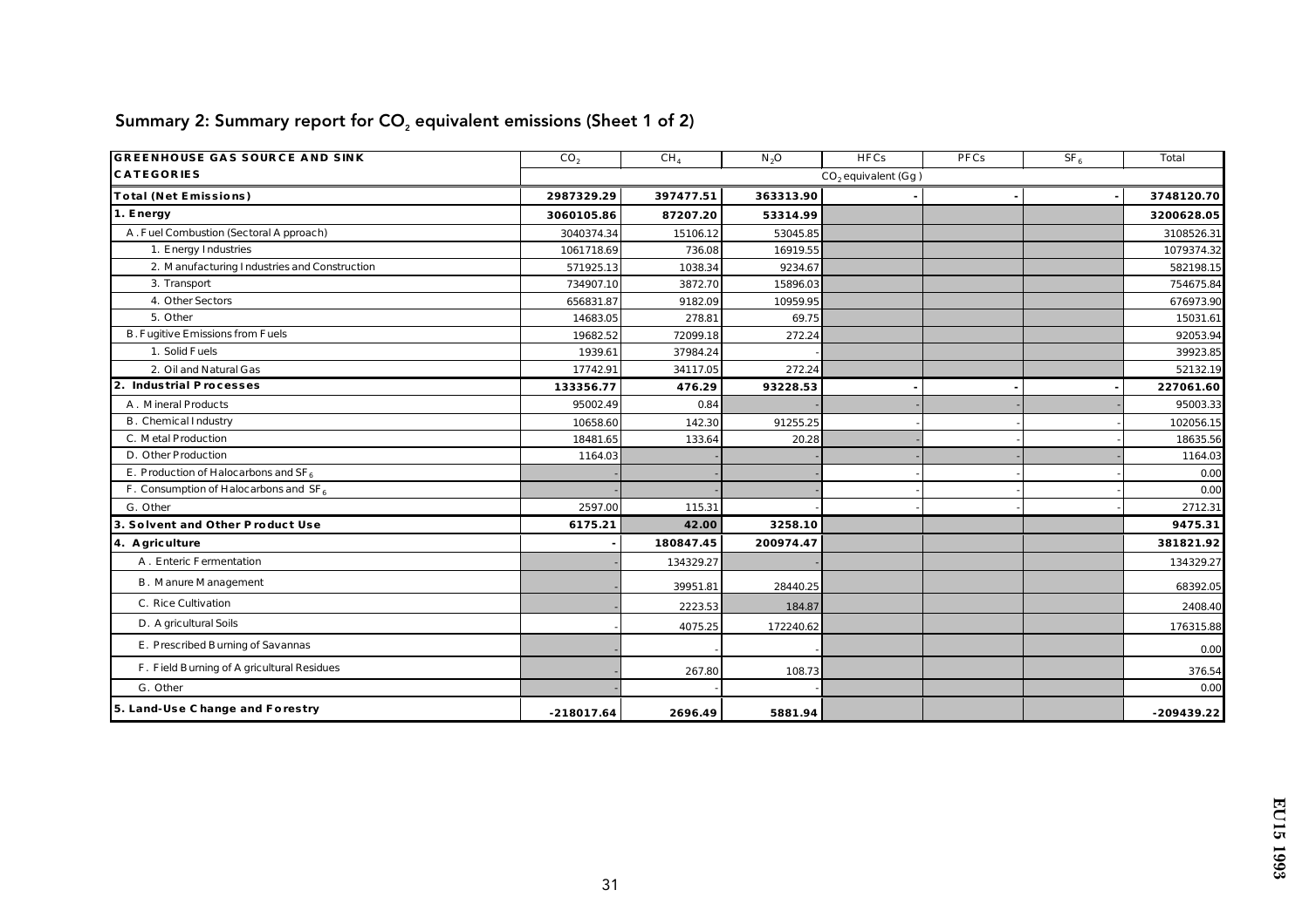## Summary 2: Summary report for $CO_2$ equivalent emissions (Sheet 1 of 2)

| GREENHOUSE GAS SOURCE AND SINK CATEGORIES | $CO_2$ | $CH_4$ | $N_2O$ | HFCs | PFCs | $SF_6$ | Total |
|---|---|---|---|---|---|---|---|
| | $CO_2$ equivalent (Gg) | | | | | | |
| **Total (Net Emissions)** | **2987329.29** | **397477.51** | **363313.90** | **-** | **-** | **-** | **3748120.70** |
| **1. Energy** | **3060105.86** | **87207.20** | **53314.99** | | | | **3200628.05** |
| A. Fuel Combustion (Sectoral Approach) | 3040374.34 | 15106.12 | 53045.85 | | | | 3108526.31 |
| 1. Energy Industries | 1061718.69 | 736.08 | 16919.55 | | | | 1079374.32 |
| 2. Manufacturing Industries and Construction | 571925.13 | 1038.34 | 9234.67 | | | | 582198.15 |
| 3. Transport | 734907.10 | 3872.70 | 15896.03 | | | | 754675.84 |
| 4. Other Sectors | 656831.87 | 9182.09 | 10959.95 | | | | 676973.90 |
| 5. Other | 14683.05 | 278.81 | 69.75 | | | | 15031.61 |
| B. Fugitive Emissions from Fuels | 19682.52 | 72099.18 | 272.24 | | | | 92053.94 |
| 1. Solid Fuels | 1939.61 | 37984.24 | - | | | | 39923.85 |
| 2. Oil and Natural Gas | 17742.91 | 34117.05 | 272.24 | | | | 52132.19 |
| **2. Industrial Processes** | **133356.77** | **476.29** | **93228.53** | **-** | **-** | **-** | **227061.60** |
| A. Mineral Products | 95002.49 | 0.84 | - | - | - | - | 95003.33 |
| B. Chemical Industry | 10658.60 | 142.30 | 91255.25 | - | - | - | 102056.15 |
| C. Metal Production | 18481.65 | 133.64 | 20.28 | - | - | - | 18635.56 |
| D. Other Production | 1164.03 | - | - | - | - | - | 1164.03 |
| E. Production of Halocarbons and $SF_6$ | - | - | - | - | - | - | 0.00 |
| F. Consumption of Halocarbons and $SF_6$ | - | - | - | - | - | - | 0.00 |
| G. Other | 2597.00 | 115.31 | - | - | - | - | 2712.31 |
| **3. Solvent and Other Product Use** | **6175.21** | **42.00** | **3258.10** | | | | **9475.31** |
| **4. Agriculture** | **-** | **180847.45** | **200974.47** | | | | **381821.92** |
| A. Enteric Fermentation | - | 134329.27 | - | | | | 134329.27 |
| B. Manure Management | - | 39951.81 | 28440.25 | | | | 68392.05 |
| C. Rice Cultivation | - | 2223.53 | 184.87 | | | | 2408.40 |
| D. Agricultural Soils | - | 4075.25 | 172240.62 | | | | 176315.88 |
| E. Prescribed Burning of Savannas | - | - | - | | | | 0.00 |
| F. Field Burning of Agricultural Residues | - | 267.80 | 108.73 | | | | 376.54 |
| G. Other | - | - | - | | | | 0.00 |
| **5. Land-Use Change and Forestry** | **-218017.64** | **2696.49** | **5881.94** | | | | **-209439.22** |

EU15 1993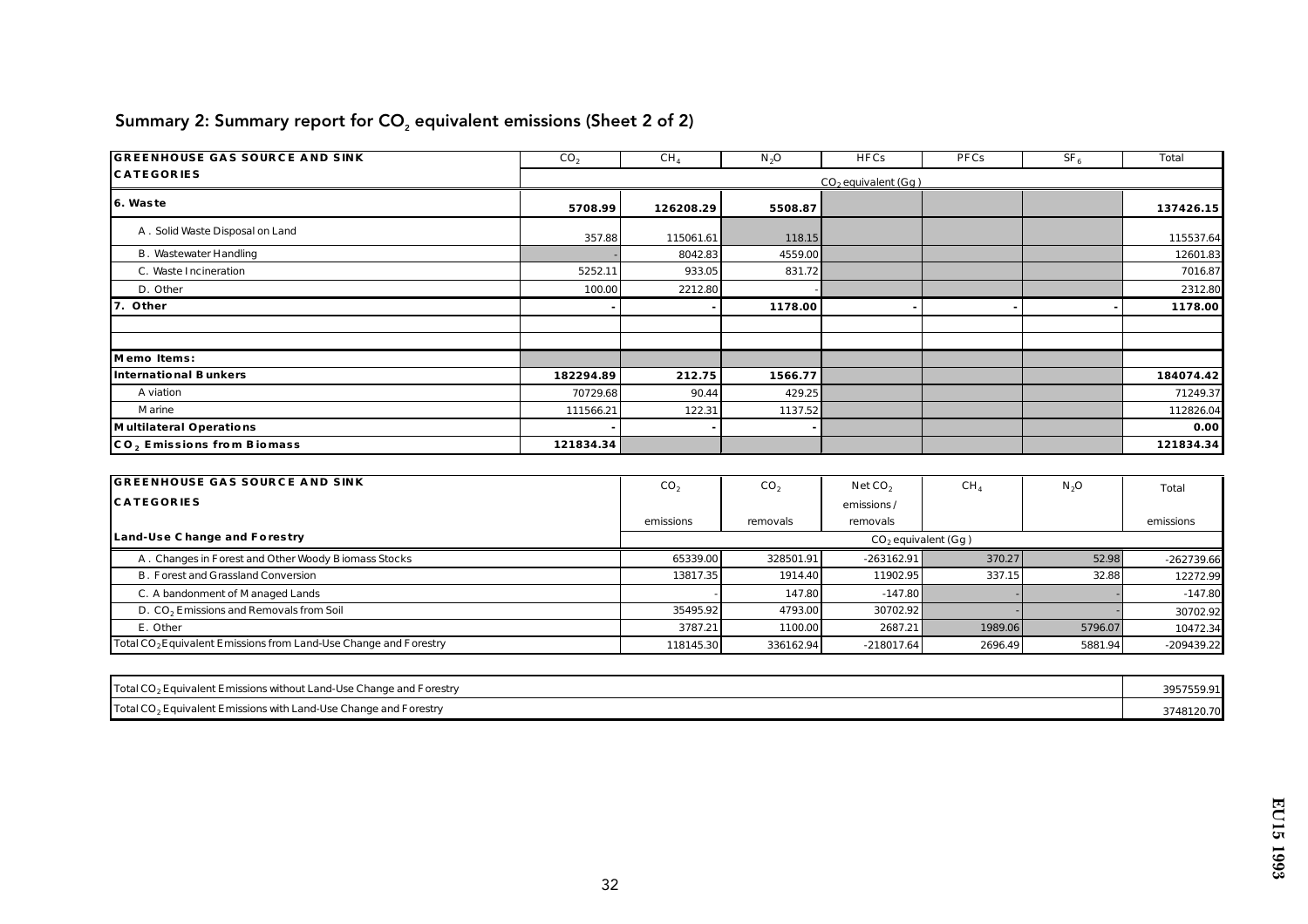## Summary 2: Summary report for $CO_2$ equivalent emissions (Sheet 2 of 2)

| GREENHOUSE GAS SOURCE AND SINK CATEGORIES | $CO_2$ | $CH_4$ | $N_2O$ | HFCs | PFCs | $SF_6$ | Total |
|---|---|---|---|---|---|---|---|
| | $CO_2$ equivalent (Gg) | | | | | | |
| **6. Waste** | **5708.99** | **126208.29** | **5508.87** | | | | **137426.15** |
| A. Solid Waste Disposal on Land | 357.88 | 115061.61 | 118.15 | | | | 115537.64 |
| B. Wastewater Handling | - | 8042.83 | 4559.00 | | | | 12601.83 |
| C. Waste Incineration | 5252.11 | 933.05 | 831.72 | | | | 7016.87 |
| D. Other | 100.00 | 2212.80 | - | | | | 2312.80 |
| **7. Other** | **-** | **-** | **1178.00** | **-** | **-** | **-** | **1178.00** |
| | | | | | | | |
| | | | | | | | |
| **Memo Items:** | | | | | | | |
| **International Bunkers** | **182294.89** | **212.75** | **1566.77** | | | | **184074.42** |
| Aviation | 70729.68 | 90.44 | 429.25 | | | | 71249.37 |
| Marine | 111566.21 | 122.31 | 1137.52 | | | | 112826.04 |
| **Multilateral Operations** | **-** | **-** | **-** | | | | **0.00** |
| **$CO_2$ Emissions from Biomass** | **121834.34** | | | | | | **121834.34** |

| GREENHOUSE GAS SOURCE AND SINK CATEGORIES | $CO_2$ emissions | $CO_2$ removals | Net $CO_2$ emissions / removals | $CH_4$ | $N_2O$ | Total emissions |
|---|---|---|---|---|---|---|
| **Land-Use Change and Forestry** | $CO_2$ equivalent (Gg) | | | | | |
| A. Changes in Forest and Other Woody Biomass Stocks | 65339.00 | 328501.91 | -263162.91 | 370.27 | 52.98 | -262739.66 |
| B. Forest and Grassland Conversion | 13817.35 | 1914.40 | 11902.95 | 337.15 | 32.88 | 12272.99 |
| C. Abandonment of Managed Lands | - | 147.80 | -147.80 | - | - | -147.80 |
| D. $CO_2$ Emissions and Removals from Soil | 35495.92 | 4793.00 | 30702.92 | - | - | 30702.92 |
| E. Other | 3787.21 | 1100.00 | 2687.21 | 1989.06 | 5796.07 | 10472.34 |
| Total $CO_2$ Equivalent Emissions from Land-Use Change and Forestry | 118145.30 | 336162.94 | -218017.64 | 2696.49 | 5881.94 | -209439.22 |

| | |
|---|---|
| Total $CO_2$ Equivalent Emissions without Land-Use Change and Forestry | 3957559.91 |
| Total $CO_2$ Equivalent Emissions with Land-Use Change and Forestry | 3748120.70 |

EU15 1993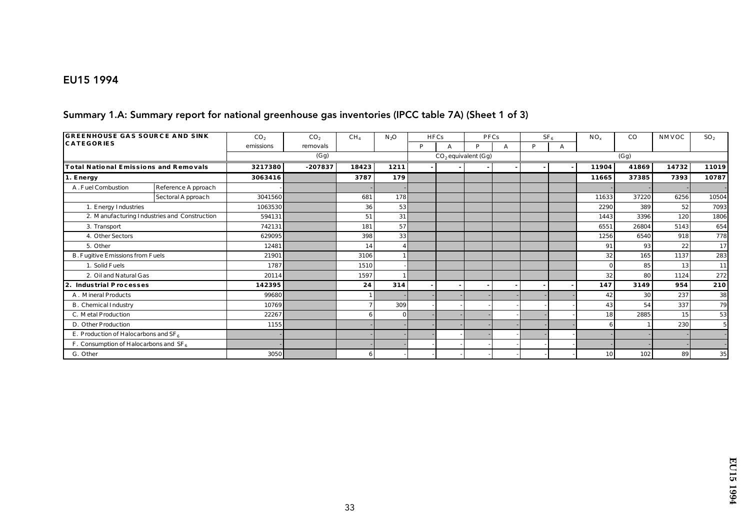# EU15 1994

## Summary 1.A: Summary report for national greenhouse gas inventories (IPCC table 7A) (Sheet 1 of 3)

| GREENHOUSE GAS SOURCE AND SINK CATEGORIES | | $CO_2$ emissions | $CO_2$ removals | $CH_4$ | $N_2O$ | HFCs | | PFCs | | $SF_6$ | | $NO_x$ | CO | NMVOC | $SO_2$ |
|---|---|---|---|---|---|---|---|---|---|---|---|---|---|---|---|
| | | | | | | P | A | P | A | P | A | | | | |
| | | (Gg) | | | | $CO_2$ equivalent (Gg) | | | | | | (Gg) | | | |
| **Total National Emissions and Removals** | | **3217380** | **-207837** | **18423** | **1211** | **-** | **-** | **-** | **-** | **-** | **-** | **11904** | **41869** | **14732** | **11019** |
| **1. Energy** | | **3063416** | | **3787** | **179** | | | | | | | **11665** | **37385** | **7393** | **10787** |
| A. Fuel Combustion | Reference Approach | - | | - | - | | | | | | | - | - | - | - |
| | Sectoral Approach | 3041560 | | 681 | 178 | | | | | | | 11633 | 37220 | 6256 | 10504 |
| 1. Energy Industries | | 1063530 | | 36 | 53 | | | | | | | 2290 | 389 | 52 | 7093 |
| 2. Manufacturing Industries and Construction | | 594131 | | 51 | 31 | | | | | | | 1443 | 3396 | 120 | 1806 |
| 3. Transport | | 742131 | | 181 | 57 | | | | | | | 6551 | 26804 | 5143 | 654 |
| 4. Other Sectors | | 629095 | | 398 | 33 | | | | | | | 1256 | 6540 | 918 | 778 |
| 5. Other | | 12481 | | 14 | 4 | | | | | | | 91 | 93 | 22 | 17 |
| B. Fugitive Emissions from Fuels | | 21901 | | 3106 | 1 | | | | | | | 32 | 165 | 1137 | 283 |
| 1. Solid Fuels | | 1787 | | 1510 | - | | | | | | | 0 | 85 | 13 | 11 |
| 2. Oil and Natural Gas | | 20114 | | 1597 | 1 | | | | | | | 32 | 80 | 1124 | 272 |
| **2. Industrial Processes** | | **142395** | | **24** | **314** | **-** | **-** | **-** | **-** | **-** | **-** | **147** | **3149** | **954** | **210** |
| A. Mineral Products | | 99680 | | 1 | - | - | - | - | - | - | - | 42 | 30 | 237 | 38 |
| B. Chemical Industry | | 10769 | | 7 | 309 | - | - | - | - | - | - | 43 | 54 | 337 | 79 |
| C. Metal Production | | 22267 | | 6 | 0 | - | - | - | - | - | - | 18 | 2885 | 15 | 53 |
| D. Other Production | | 1155 | | - | - | - | - | - | - | - | - | 6 | 1 | 230 | 5 |
| E. Production of Halocarbons and $SF_6$ | | - | | - | - | - | - | - | - | - | - | - | - | - | - |
| F. Consumption of Halocarbons and $SF_6$ | | - | | - | - | - | - | - | - | - | - | - | - | - | - |
| G. Other | | 3050 | | 6 | - | - | - | - | - | - | - | 10 | 102 | 89 | 35 |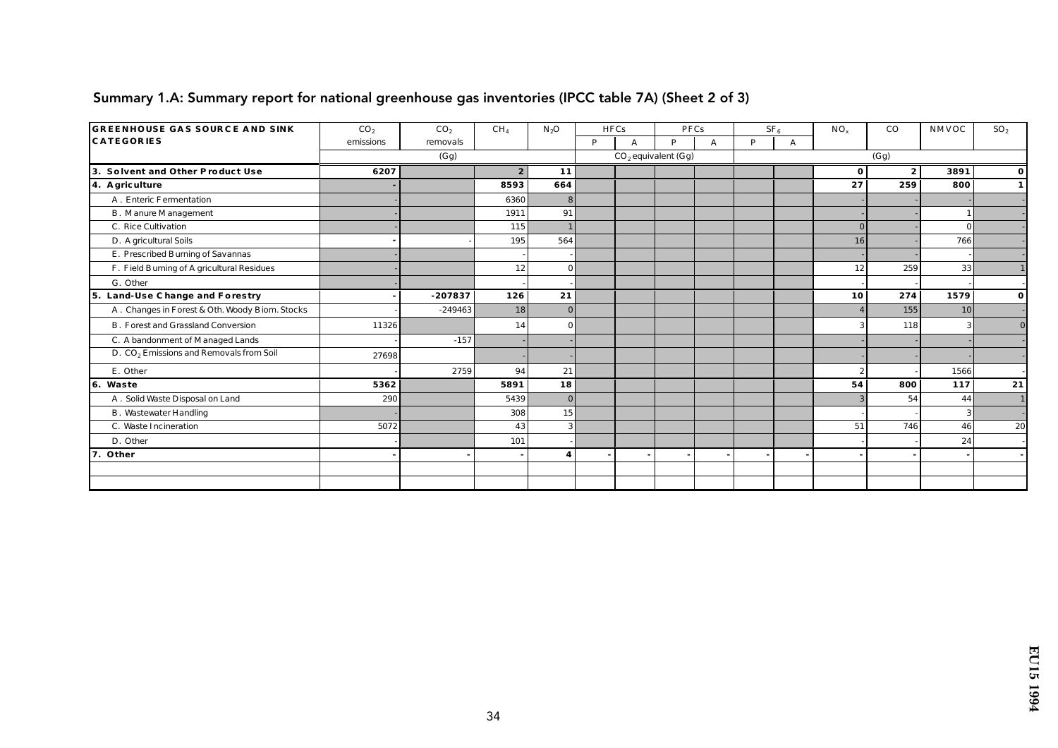## Summary 1.A: Summary report for national greenhouse gas inventories (IPCC table 7A) (Sheet 2 of 3)

| GREENHOUSE GAS SOURCE AND SINK CATEGORIES | $CO_2$ emissions | $CO_2$ removals | $CH_4$ | $N_2O$ | HFCs | | PFCs | | $SF_6$ | | $NO_x$ | CO | NMVOC | $SO_2$ |
|---|---|---|---|---|---|---|---|---|---|---|---|---|---|---|
| | | | | | P | A | P | A | P | A | | | | |
| | (Gg) | | | | $CO_2$ equivalent (Gg) | | | | | | (Gg) | | | |
| **3. Solvent and Other Product Use** | **6207** | | **2** | **11** | | | | | | | **0** | **2** | **3891** | **0** |
| **4. Agriculture** | **-** | | **8593** | **664** | | | | | | | **27** | **259** | **800** | **1** |
| A. Enteric Fermentation | - | | 6360 | 8 | | | | | | | - | - | - | - |
| B. Manure Management | - | | 1911 | 91 | | | | | | | - | - | 1 | - |
| C. Rice Cultivation | - | | 115 | 1 | | | | | | | 0 | - | 0 | - |
| D. Agricultural Soils | - | - | 195 | 564 | | | | | | | 16 | - | 766 | - |
| E. Prescribed Burning of Savannas | - | | - | - | | | | | | | - | - | - | - |
| F. Field Burning of Agricultural Residues | - | | 12 | 0 | | | | | | | 12 | 259 | 33 | 1 |
| G. Other | - | | - | - | | | | | | | - | - | - | - |
| **5. Land-Use Change and Forestry** | **-** | **-207837** | **126** | **21** | | | | | | | **10** | **274** | **1579** | **0** |
| A. Changes in Forest & Oth. Woody Biom. Stocks | - | -249463 | 18 | 0 | | | | | | | 4 | 155 | 10 | - |
| B. Forest and Grassland Conversion | 11326 | | 14 | 0 | | | | | | | 3 | 118 | 3 | 0 |
| C. Abandonment of Managed Lands | - | -157 | - | - | | | | | | | - | - | - | - |
| D. $CO_2$ Emissions and Removals from Soil | 27698 | | - | - | | | | | | | - | - | - | - |
| E. Other | - | 2759 | 94 | 21 | | | | | | | 2 | - | 1566 | - |
| **6. Waste** | **5362** | | **5891** | **18** | | | | | | | **54** | **800** | **117** | **21** |
| A. Solid Waste Disposal on Land | 290 | | 5439 | 0 | | | | | | | 3 | 54 | 44 | 1 |
| B. Wastewater Handling | - | | 308 | 15 | | | | | | | - | - | 3 | - |
| C. Waste Incineration | 5072 | | 43 | 3 | | | | | | | 51 | 746 | 46 | 20 |
| D. Other | - | | 101 | - | | | | | | | - | - | 24 | - |
| **7. Other** | **-** | **-** | **-** | **4** | **-** | **-** | **-** | **-** | **-** | **-** | **-** | **-** | **-** | **-** |
| | | | | | | | | | | | | | | |
| | | | | | | | | | | | | | | |

EU15 1994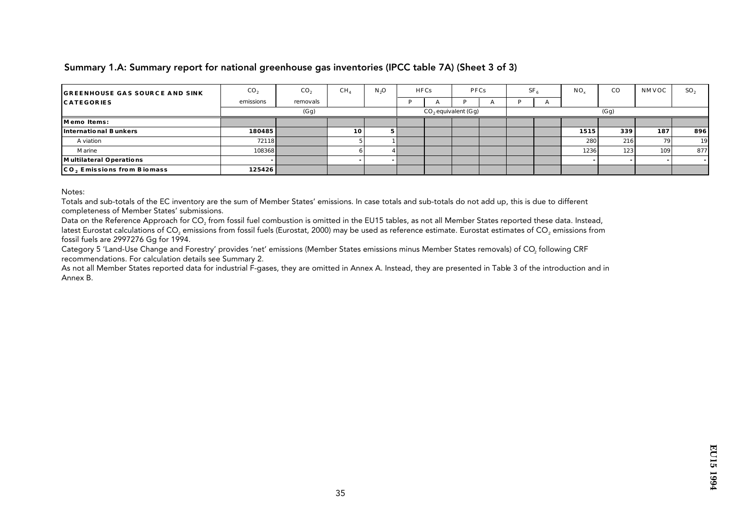## Summary 1.A: Summary report for national greenhouse gas inventories (IPCC table 7A) (Sheet 3 of 3)

| GREENHOUSE GAS SOURCE AND SINK CATEGORIES | $CO_2$ emissions | $CO_2$ removals | $CH_4$ | $N_2O$ | HFCs | | PFCs | | $SF_6$ | | $NO_x$ | CO | NMVOC | $SO_2$ |
|---|---|---|---|---|---|---|---|---|---|---|---|---|---|---|
| | | | | | P | A | P | A | P | A | | | | |
| | (Gg) | | | | $CO_2$ equivalent (Gg) | | | | | | (Gg) | | | |
| **Memo Items:** | | | | | | | | | | | | | | |
| **International Bunkers** | **180485** | | **10** | **5** | | | | | | | **1515** | **339** | **187** | **896** |
| Aviation | 72118 | | 5 | 1 | | | | | | | 280 | 216 | 79 | 19 |
| Marine | 108368 | | 6 | 4 | | | | | | | 1236 | 123 | 109 | 877 |
| **Multilateral Operations** | - | | - | - | | | | | | | - | - | - | - |
| **$CO_2$ Emissions from Biomass** | **125426** | | | | | | | | | | | | | |

Notes:

Totals and sub-totals of the EC inventory are the sum of Member States' emissions. In case totals and sub-totals do not add up, this is due to different completeness of Member States' submissions.

Data on the Reference Approach for $CO_2$ from fossil fuel combustion is omitted in the EU15 tables, as not all Member States reported these data. Instead, latest Eurostat calculations of $CO_2$ emissions from fossil fuels (Eurostat, 2000) may be used as reference estimate. Eurostat estimates of $CO_2$ emissions from fossil fuels are 2997276 Gg for 1994.

Category 5 'Land-Use Change and Forestry' provides 'net' emissions (Member States emissions minus Member States removals) of $CO_2$ following CRF recommendations. For calculation details see Summary 2.

As not all Member States reported data for industrial F-gases, they are omitted in Annex A. Instead, they are presented in Table 3 of the introduction and in Annex B.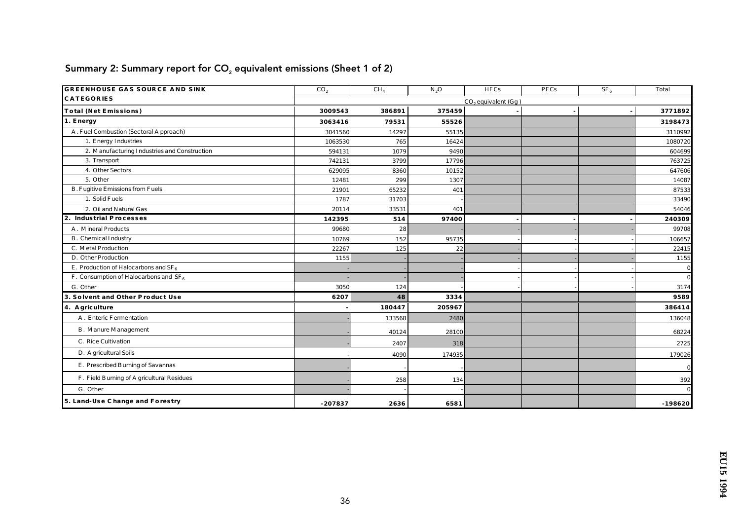## Summary 2: Summary report for $CO_2$ equivalent emissions (Sheet 1 of 2)

| GREENHOUSE GAS SOURCE AND SINK CATEGORIES | $CO_2$ | $CH_4$ | $N_2O$ | HFCs | PFCs | $SF_6$ | Total |
|---|---|---|---|---|---|---|---|
| | $CO_2$ equivalent (Gg) | | | | | | |
| **Total (Net Emissions)** | **3009543** | **386891** | **375459** | - | - | - | **3771892** |
| **1. Energy** | **3063416** | **79531** | **55526** | | | | **3198473** |
| A. Fuel Combustion (Sectoral Approach) | 3041560 | 14297 | 55135 | | | | 3110992 |
| 1. Energy Industries | 1063530 | 765 | 16424 | | | | 1080720 |
| 2. Manufacturing Industries and Construction | 594131 | 1079 | 9490 | | | | 604699 |
| 3. Transport | 742131 | 3799 | 17796 | | | | 763725 |
| 4. Other Sectors | 629095 | 8360 | 10152 | | | | 647606 |
| 5. Other | 12481 | 299 | 1307 | | | | 14087 |
| B. Fugitive Emissions from Fuels | 21901 | 65232 | 401 | | | | 87533 |
| 1. Solid Fuels | 1787 | 31703 | - | | | | 33490 |
| 2. Oil and Natural Gas | 20114 | 33531 | 401 | | | | 54046 |
| **2. Industrial Processes** | **142395** | **514** | **97400** | - | - | - | **240309** |
| A. Mineral Products | 99680 | 28 | - | - | - | - | 99708 |
| B. Chemical Industry | 10769 | 152 | 95735 | - | - | - | 106657 |
| C. Metal Production | 22267 | 125 | 22 | - | - | - | 22415 |
| D. Other Production | 1155 | - | - | - | - | - | 1155 |
| E. Production of Halocarbons and $SF_6$ | - | - | - | - | - | - | 0 |
| F. Consumption of Halocarbons and $SF_6$ | - | - | - | - | - | - | 0 |
| G. Other | 3050 | 124 | - | - | - | - | 3174 |
| **3. Solvent and Other Product Use** | **6207** | **48** | **3334** | | | | **9589** |
| **4. Agriculture** | - | **180447** | **205967** | | | | **386414** |
| A. Enteric Fermentation | - | 133568 | 2480 | | | | 136048 |
| B. Manure Management | - | 40124 | 28100 | | | | 68224 |
| C. Rice Cultivation | - | 2407 | 318 | | | | 2725 |
| D. Agricultural Soils | - | 4090 | 174935 | | | | 179026 |
| E. Prescribed Burning of Savannas | - | - | - | | | | 0 |
| F. Field Burning of Agricultural Residues | - | 258 | 134 | | | | 392 |
| G. Other | - | - | - | | | | 0 |
| **5. Land-Use Change and Forestry** | **-207837** | **2636** | **6581** | | | | **-198620** |

EU15 1994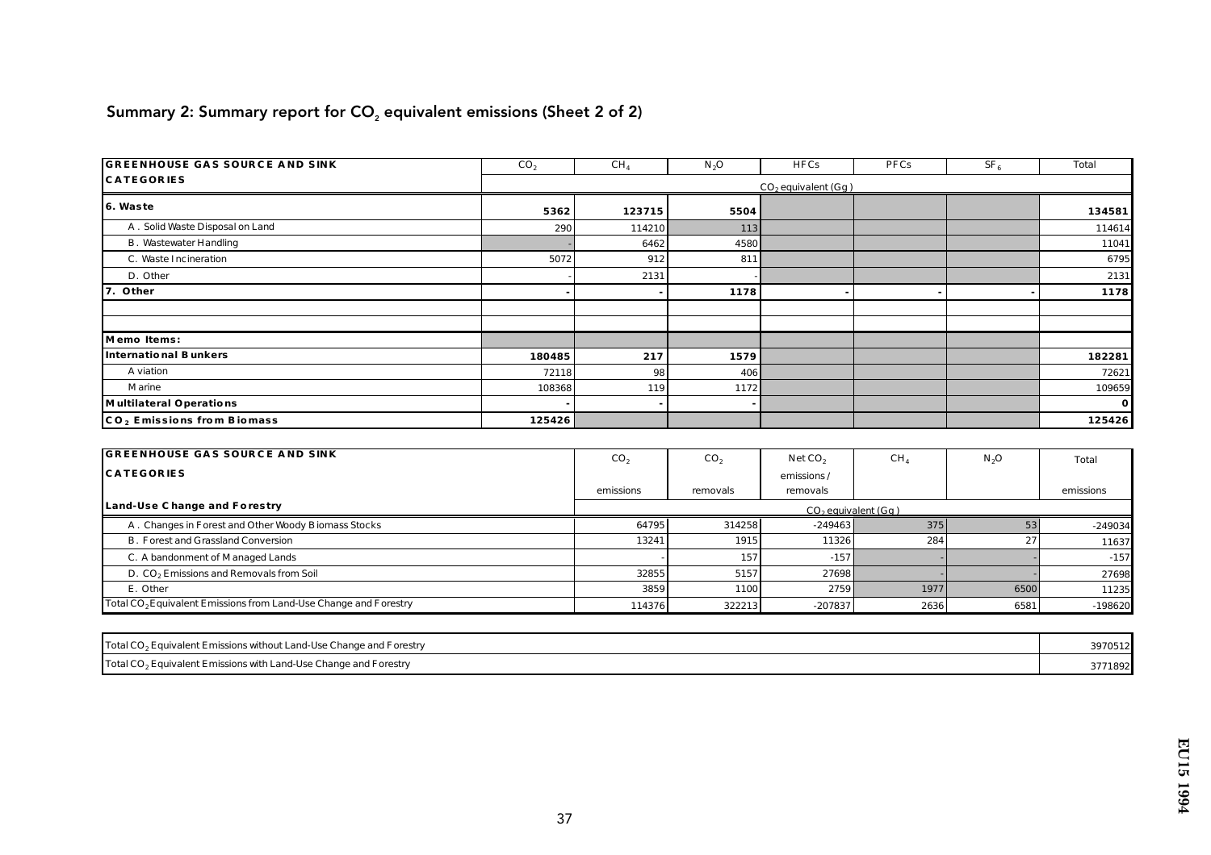## Summary 2: Summary report for $CO_2$ equivalent emissions (Sheet 2 of 2)

| GREENHOUSE GAS SOURCE AND SINK CATEGORIES | $CO_2$ | $CH_4$ | $N_2O$ | HFCs | PFCs | $SF_6$ | Total |
|---|---|---|---|---|---|---|---|
| | $CO_2$ equivalent (Gg) | | | | | | |
| **6. Waste** | **5362** | **123715** | **5504** | | | | **134581** |
| A. Solid Waste Disposal on Land | 290 | 114210 | 113 | | | | 114614 |
| B. Wastewater Handling | - | 6462 | 4580 | | | | 11041 |
| C. Waste Incineration | 5072 | 912 | 811 | | | | 6795 |
| D. Other | - | 2131 | - | | | | 2131 |
| **7. Other** | **-** | **-** | **1178** | **-** | **-** | **-** | **1178** |
| | | | | | | | |
| | | | | | | | |
| **Memo Items:** | | | | | | | |
| **International Bunkers** | **180485** | **217** | **1579** | | | | **182281** |
| Aviation | 72118 | 98 | 406 | | | | 72621 |
| Marine | 108368 | 119 | 1172 | | | | 109659 |
| **Multilateral Operations** | **-** | **-** | **-** | | | | **0** |
| **$CO_2$ Emissions from Biomass** | **125426** | | | | | | **125426** |

| GREENHOUSE GAS SOURCE AND SINK CATEGORIES | $CO_2$ emissions | $CO_2$ removals | Net $CO_2$ emissions / removals | $CH_4$ | $N_2O$ | Total emissions |
|---|---|---|---|---|---|---|
| **Land-Use Change and Forestry** | $CO_2$ equivalent (Gg) | | | | | |
| A. Changes in Forest and Other Woody Biomass Stocks | 64795 | 314258 | -249463 | 375 | 53 | -249034 |
| B. Forest and Grassland Conversion | 13241 | 1915 | 11326 | 284 | 27 | 11637 |
| C. Abandonment of Managed Lands | - | 157 | -157 | - | - | -157 |
| D. $CO_2$ Emissions and Removals from Soil | 32855 | 5157 | 27698 | - | - | 27698 |
| E. Other | 3859 | 1100 | 2759 | 1977 | 6500 | 11235 |
| Total $CO_2$ Equivalent Emissions from Land-Use Change and Forestry | 114376 | 322213 | -207837 | 2636 | 6581 | -198620 |

| | |
|---|---|
| Total $CO_2$ Equivalent Emissions without Land-Use Change and Forestry | 3970512 |
| Total $CO_2$ Equivalent Emissions with Land-Use Change and Forestry | 3771892 |

EU15 1994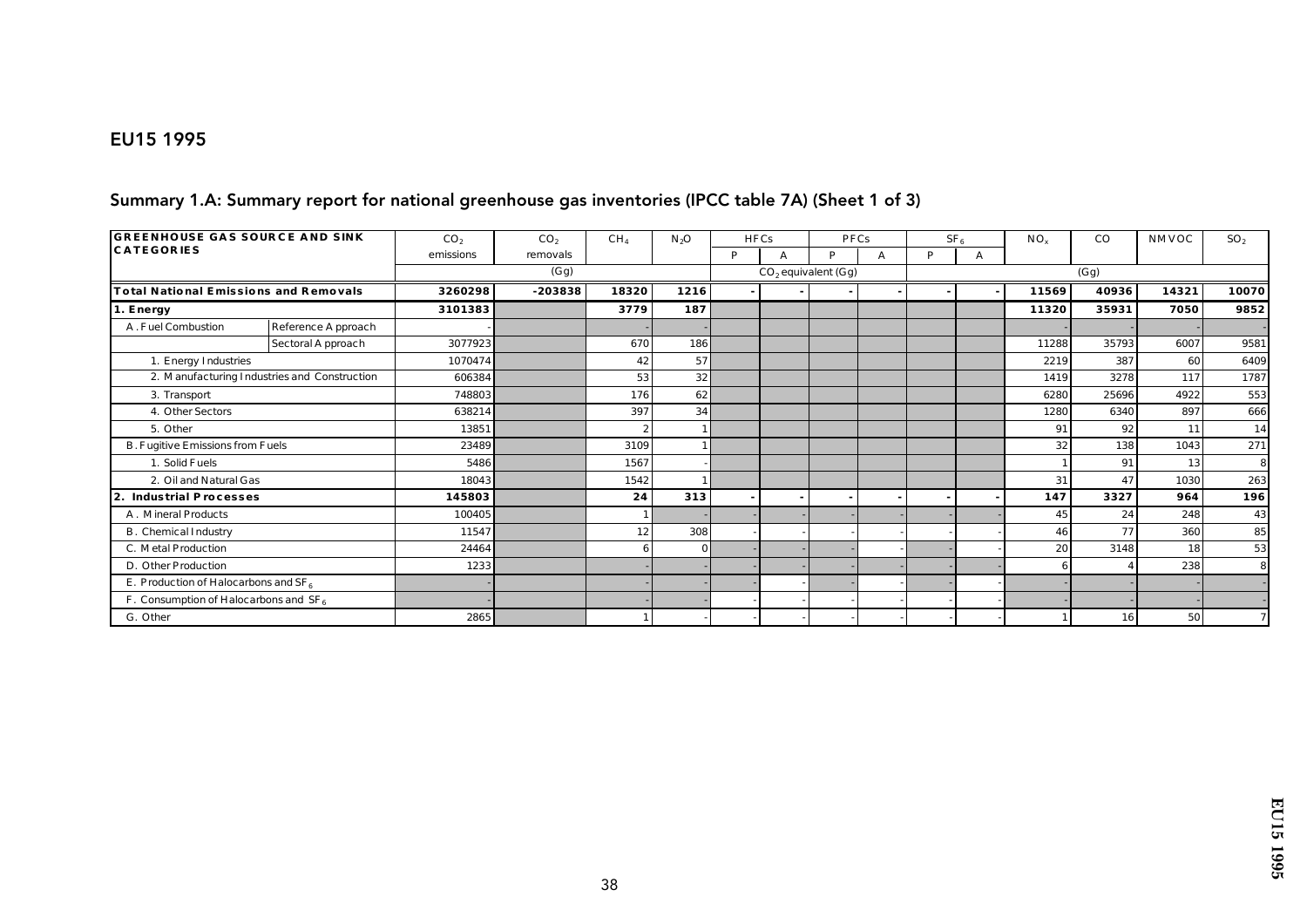## EU15 1995

### Summary 1.A: Summary report for national greenhouse gas inventories (IPCC table 7A) (Sheet 1 of 3)

| GREENHOUSE GAS SOURCE AND SINK CATEGORIES | | $CO_2$ emissions | $CO_2$ removals | $CH_4$ | $N_2O$ | HFCs | | PFCs | | $SF_6$ | | $NO_x$ | CO | NMVOC | $SO_2$ |
|---|---|---|---|---|---|---|---|---|---|---|---|---|---|---|---|
| | | | | | | P | A | P | A | P | A | | | | |
| | | (Gg) | | | | $CO_2$ equivalent (Gg) | | | | | | (Gg) | | | |
| **Total National Emissions and Removals** | | **3260298** | **-203838** | **18320** | **1216** | **-** | **-** | **-** | **-** | **-** | **-** | **11569** | **40936** | **14321** | **10070** |
| **1. Energy** | | **3101383** | | **3779** | **187** | | | | | | | **11320** | **35931** | **7050** | **9852** |
| A. Fuel Combustion | Reference Approach | - | | - | - | | | | | | | - | - | - | - |
| | Sectoral Approach | 3077923 | | 670 | 186 | | | | | | | 11288 | 35793 | 6007 | 9581 |
| 1. Energy Industries | | 1070474 | | 42 | 57 | | | | | | | 2219 | 387 | 60 | 6409 |
| 2. Manufacturing Industries and Construction | | 606384 | | 53 | 32 | | | | | | | 1419 | 3278 | 117 | 1787 |
| 3. Transport | | 748803 | | 176 | 62 | | | | | | | 6280 | 25696 | 4922 | 553 |
| 4. Other Sectors | | 638214 | | 397 | 34 | | | | | | | 1280 | 6340 | 897 | 666 |
| 5. Other | | 13851 | | 2 | 1 | | | | | | | 91 | 92 | 11 | 14 |
| B. Fugitive Emissions from Fuels | | 23489 | | 3109 | 1 | | | | | | | 32 | 138 | 1043 | 271 |
| 1. Solid Fuels | | 5486 | | 1567 | - | | | | | | | 1 | 91 | 13 | 8 |
| 2. Oil and Natural Gas | | 18043 | | 1542 | 1 | | | | | | | 31 | 47 | 1030 | 263 |
| **2. Industrial Processes** | | **145803** | | **24** | **313** | **-** | **-** | **-** | **-** | **-** | **-** | **147** | **3327** | **964** | **196** |
| A. Mineral Products | | 100405 | | 1 | - | - | - | - | - | - | - | 45 | 24 | 248 | 43 |
| B. Chemical Industry | | 11547 | | 12 | 308 | - | - | - | - | - | - | 46 | 77 | 360 | 85 |
| C. Metal Production | | 24464 | | 6 | 0 | - | - | - | - | - | - | 20 | 3148 | 18 | 53 |
| D. Other Production | | 1233 | | - | - | - | - | - | - | - | - | 6 | 4 | 238 | 8 |
| E. Production of Halocarbons and $SF_6$ | | - | | - | - | - | - | - | - | - | - | - | - | - | - |
| F. Consumption of Halocarbons and $SF_6$ | | - | | - | - | - | - | - | - | - | - | - | - | - | - |
| G. Other | | 2865 | | 1 | - | - | - | - | - | - | - | 1 | 16 | 50 | 7 |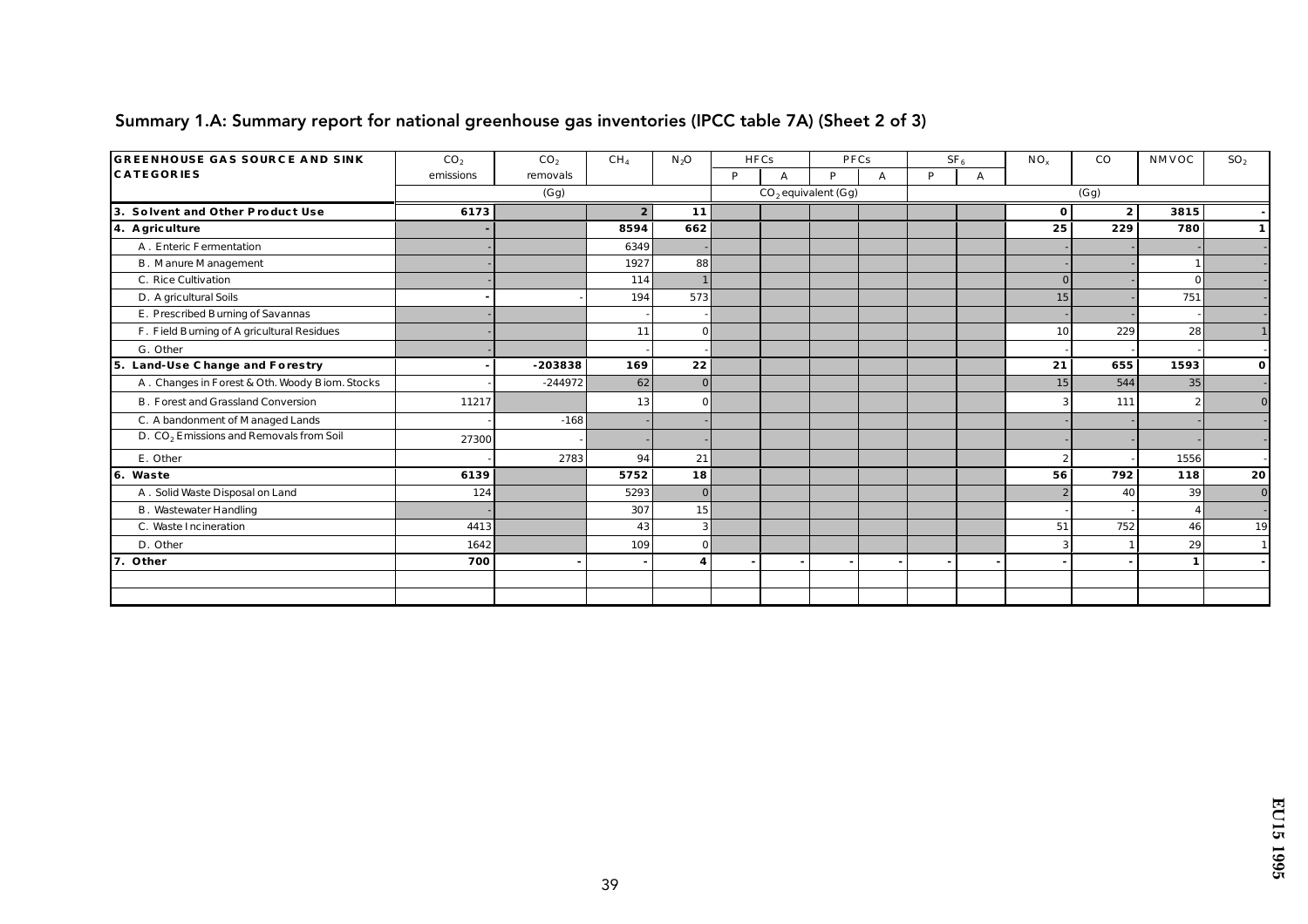## Summary 1.A: Summary report for national greenhouse gas inventories (IPCC table 7A) (Sheet 2 of 3)

| GREENHOUSE GAS SOURCE AND SINK CATEGORIES | $CO_2$ emissions | $CO_2$ removals | $CH_4$ | $N_2O$ | HFCs | | PFCs | | $SF_6$ | | $NO_x$ | CO | NMVOC | $SO_2$ |
|---|---|---|---|---|---|---|---|---|---|---|---|---|---|---|
| | | | | | P | A | P | A | P | A | | | | |
| | (Gg) | | | | $CO_2$ equivalent (Gg) | | | | | | (Gg) | | | |
| **3. Solvent and Other Product Use** | **6173** | | **2** | **11** | | | | | | | **0** | **2** | **3815** | **-** |
| **4. Agriculture** | **-** | | **8594** | **662** | | | | | | | **25** | **229** | **780** | **1** |
| A. Enteric Fermentation | - | | 6349 | - | | | | | | | - | - | - | - |
| B. Manure Management | - | | 1927 | 88 | | | | | | | - | - | 1 | - |
| C. Rice Cultivation | - | | 114 | 1 | | | | | | | 0 | - | 0 | - |
| D. Agricultural Soils | - | - | 194 | 573 | | | | | | | 15 | - | 751 | - |
| E. Prescribed Burning of Savannas | - | | - | - | | | | | | | - | - | - | - |
| F. Field Burning of Agricultural Residues | - | | 11 | 0 | | | | | | | 10 | 229 | 28 | 1 |
| G. Other | - | | - | - | | | | | | | - | - | - | - |
| **5. Land-Use Change and Forestry** | **-** | **-203838** | **169** | **22** | | | | | | | **21** | **655** | **1593** | **0** |
| A. Changes in Forest & Oth. Woody Biom. Stocks | - | -244972 | 62 | 0 | | | | | | | 15 | 544 | 35 | - |
| B. Forest and Grassland Conversion | 11217 | | 13 | 0 | | | | | | | 3 | 111 | 2 | 0 |
| C. Abandonment of Managed Lands | - | -168 | - | - | | | | | | | - | - | - | - |
| D. $CO_2$ Emissions and Removals from Soil | 27300 | - | - | - | | | | | | | - | - | - | - |
| E. Other | - | 2783 | 94 | 21 | | | | | | | 2 | - | 1556 | - |
| **6. Waste** | **6139** | | **5752** | **18** | | | | | | | **56** | **792** | **118** | **20** |
| A. Solid Waste Disposal on Land | 124 | | 5293 | 0 | | | | | | | 2 | 40 | 39 | 0 |
| B. Wastewater Handling | - | | 307 | 15 | | | | | | | - | - | 4 | - |
| C. Waste Incineration | 4413 | | 43 | 3 | | | | | | | 51 | 752 | 46 | 19 |
| D. Other | 1642 | | 109 | 0 | | | | | | | 3 | 1 | 29 | 1 |
| **7. Other** | **700** | **-** | **-** | **4** | **-** | **-** | **-** | **-** | **-** | **-** | **-** | **-** | **1** | **-** |

EU15 1995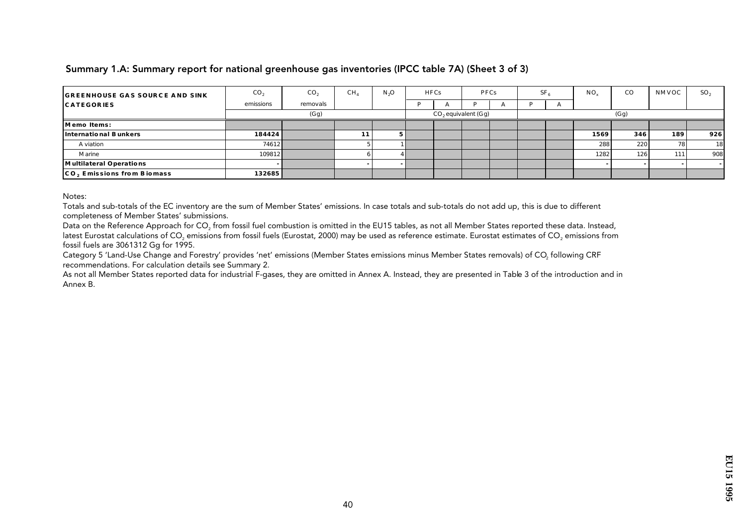## Summary 1.A: Summary report for national greenhouse gas inventories (IPCC table 7A) (Sheet 3 of 3)

| GREENHOUSE GAS SOURCE AND SINK CATEGORIES | $CO_2$ emissions | $CO_2$ removals | $CH_4$ | $N_2O$ | HFCs | | PFCs | | $SF_6$ | | $NO_x$ | CO | NMVOC | $SO_2$ |
|---|---|---|---|---|---|---|---|---|---|---|---|---|---|---|
| | | | | | P | A | P | A | P | A | | | | |
| | (Gg) | | | | $CO_2$ equivalent (Gg) | | | | | | (Gg) | | | |
| **Memo Items:** | | | | | | | | | | | | | | |
| **International Bunkers** | **184424** | | **11** | **5** | | | | | | | **1569** | **346** | **189** | **926** |
| Aviation | 74612 | | 5 | 1 | | | | | | | 288 | 220 | 78 | 18 |
| Marine | 109812 | | 6 | 4 | | | | | | | 1282 | 126 | 111 | 908 |
| **Multilateral Operations** | - | | - | - | | | | | | | - | - | - | - |
| **$CO_2$ Emissions from Biomass** | **132685** | | | | | | | | | | | | | |

Notes:

Totals and sub-totals of the EC inventory are the sum of Member States' emissions. In case totals and sub-totals do not add up, this is due to different completeness of Member States' submissions.

Data on the Reference Approach for $CO_2$ from fossil fuel combustion is omitted in the EU15 tables, as not all Member States reported these data. Instead, latest Eurostat calculations of $CO_2$ emissions from fossil fuels (Eurostat, 2000) may be used as reference estimate. Eurostat estimates of $CO_2$ emissions from fossil fuels are 3061312 Gg for 1995.

Category 5 'Land-Use Change and Forestry' provides 'net' emissions (Member States emissions minus Member States removals) of $CO_2$ following CRF recommendations. For calculation details see Summary 2.

As not all Member States reported data for industrial F-gases, they are omitted in Annex A. Instead, they are presented in Table 3 of the introduction and in Annex B.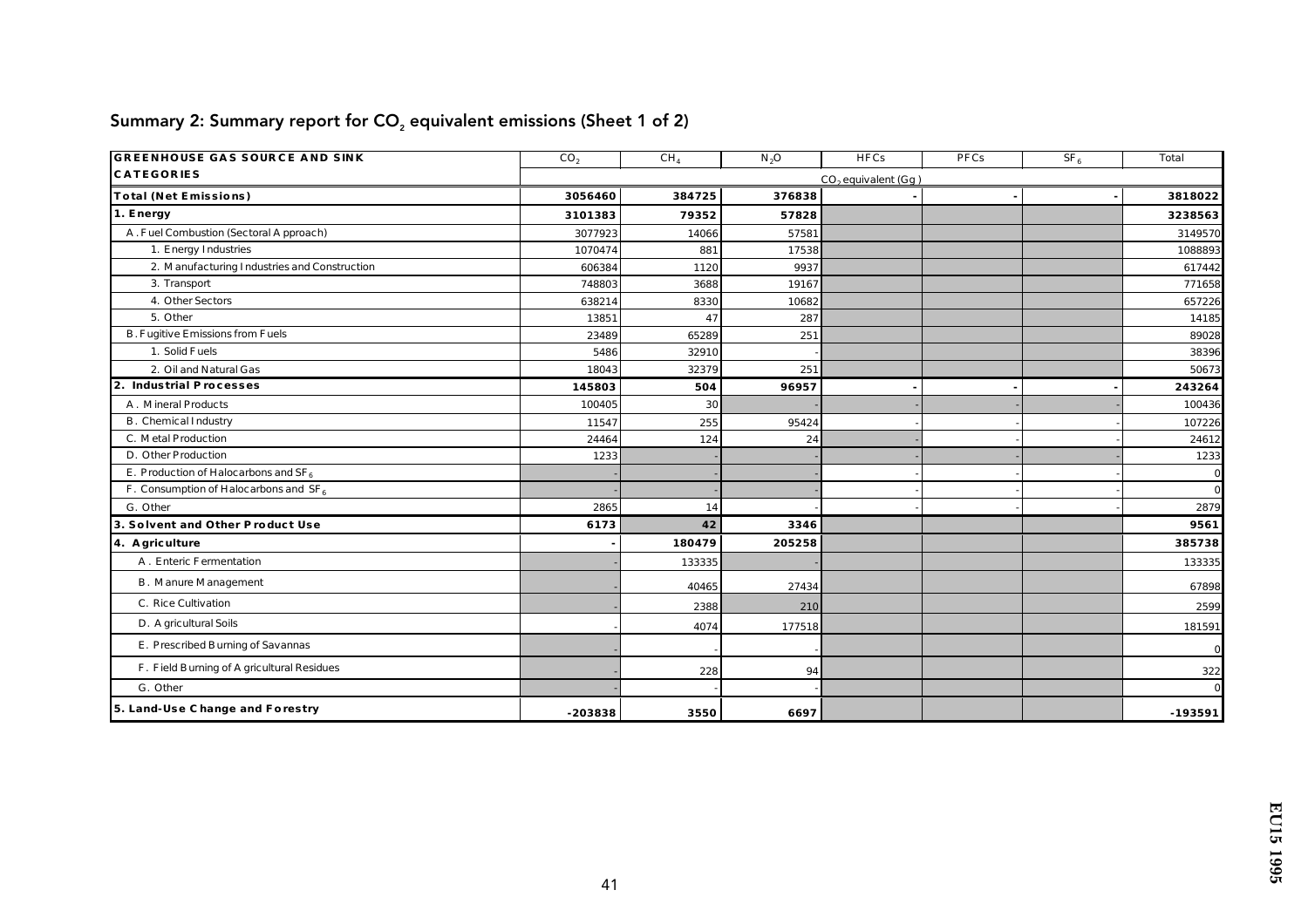## Summary 2: Summary report for $CO_2$ equivalent emissions (Sheet 1 of 2)

| GREENHOUSE GAS SOURCE AND SINK CATEGORIES | $CO_2$ | $CH_4$ | $N_2O$ | HFCs | PFCs | $SF_6$ | Total |
|---|---|---|---|---|---|---|---|
| | $CO_2$ equivalent (Gg) | | | | | | |
| **Total (Net Emissions)** | **3056460** | **384725** | **376838** | **-** | **-** | **-** | **3818022** |
| **1. Energy** | **3101383** | **79352** | **57828** | | | | **3238563** |
| A. Fuel Combustion (Sectoral Approach) | 3077923 | 14066 | 57581 | | | | 3149570 |
| 1. Energy Industries | 1070474 | 881 | 17538 | | | | 1088893 |
| 2. Manufacturing Industries and Construction | 606384 | 1120 | 9937 | | | | 617442 |
| 3. Transport | 748803 | 3688 | 19167 | | | | 771658 |
| 4. Other Sectors | 638214 | 8330 | 10682 | | | | 657226 |
| 5. Other | 13851 | 47 | 287 | | | | 14185 |
| B. Fugitive Emissions from Fuels | 23489 | 65289 | 251 | | | | 89028 |
| 1. Solid Fuels | 5486 | 32910 | - | | | | 38396 |
| 2. Oil and Natural Gas | 18043 | 32379 | 251 | | | | 50673 |
| **2. Industrial Processes** | **145803** | **504** | **96957** | **-** | **-** | **-** | **243264** |
| A. Mineral Products | 100405 | 30 | - | - | - | - | 100436 |
| B. Chemical Industry | 11547 | 255 | 95424 | - | - | - | 107226 |
| C. Metal Production | 24464 | 124 | 24 | - | - | - | 24612 |
| D. Other Production | 1233 | - | - | - | - | - | 1233 |
| E. Production of Halocarbons and $SF_6$ | - | - | - | - | - | - | 0 |
| F. Consumption of Halocarbons and $SF_6$ | - | - | - | - | - | - | 0 |
| G. Other | 2865 | 14 | - | - | - | - | 2879 |
| **3. Solvent and Other Product Use** | **6173** | **42** | **3346** | | | | **9561** |
| **4. Agriculture** | **-** | **180479** | **205258** | | | | **385738** |
| A. Enteric Fermentation | - | 133335 | - | | | | 133335 |
| B. Manure Management | - | 40465 | 27434 | | | | 67898 |
| C. Rice Cultivation | - | 2388 | 210 | | | | 2599 |
| D. Agricultural Soils | - | 4074 | 177518 | | | | 181591 |
| E. Prescribed Burning of Savannas | - | - | - | | | | 0 |
| F. Field Burning of Agricultural Residues | - | 228 | 94 | | | | 322 |
| G. Other | - | - | - | | | | 0 |
| **5. Land-Use Change and Forestry** | **-203838** | **3550** | **6697** | | | | **-193591** |

EU15 1995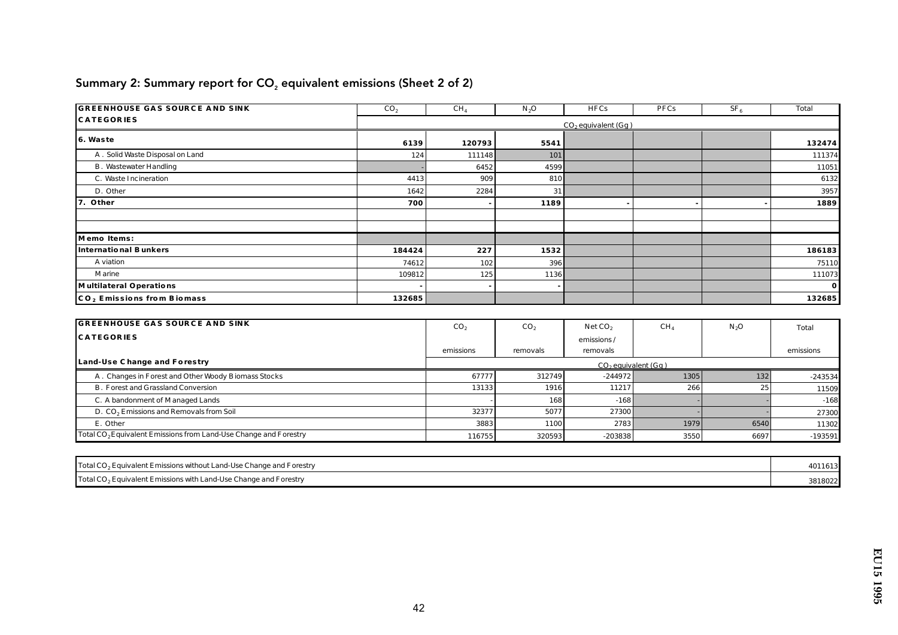## Summary 2: Summary report for $CO_2$ equivalent emissions (Sheet 2 of 2)

| GREENHOUSE GAS SOURCE AND SINK CATEGORIES | $CO_2$ | $CH_4$ | $N_2O$ | HFCs | PFCs | $SF_6$ | Total |
|---|---|---|---|---|---|---|---|
| | $CO_2$ equivalent (Gg) | | | | | | |
| **6. Waste** | **6139** | **120793** | **5541** | | | | **132474** |
| A. Solid Waste Disposal on Land | 124 | 111148 | 101 | | | | 111374 |
| B. Wastewater Handling | - | 6452 | 4599 | | | | 11051 |
| C. Waste Incineration | 4413 | 909 | 810 | | | | 6132 |
| D. Other | 1642 | 2284 | 31 | | | | 3957 |
| **7. Other** | **700** | **-** | **1189** | **-** | **-** | **-** | **1889** |
| | | | | | | | |
| | | | | | | | |
| **Memo Items:** | | | | | | | |
| **International Bunkers** | **184424** | **227** | **1532** | | | | **186183** |
| Aviation | 74612 | 102 | 396 | | | | 75110 |
| Marine | 109812 | 125 | 1136 | | | | 111073 |
| **Multilateral Operations** | **-** | **-** | **-** | | | | **0** |
| **$CO_2$ Emissions from Biomass** | **132685** | | | | | | **132685** |

| GREENHOUSE GAS SOURCE AND SINK CATEGORIES | $CO_2$ emissions | $CO_2$ removals | Net $CO_2$ emissions / removals | $CH_4$ | $N_2O$ | Total emissions |
|---|---|---|---|---|---|---|
| **Land-Use Change and Forestry** | $CO_2$ equivalent (Gg) | | | | | |
| A. Changes in Forest and Other Woody Biomass Stocks | 67777 | 312749 | -244972 | 1305 | 132 | -243534 |
| B. Forest and Grassland Conversion | 13133 | 1916 | 11217 | 266 | 25 | 11509 |
| C. Abandonment of Managed Lands | - | 168 | -168 | - | - | -168 |
| D. $CO_2$ Emissions and Removals from Soil | 32377 | 5077 | 27300 | - | - | 27300 |
| E. Other | 3883 | 1100 | 2783 | 1979 | 6540 | 11302 |
| Total $CO_2$ Equivalent Emissions from Land-Use Change and Forestry | 116755 | 320593 | -203838 | 3550 | 6697 | -193591 |

| | |
|---|---|
| Total $CO_2$ Equivalent Emissions without Land-Use Change and Forestry | 4011613 |
| Total $CO_2$ Equivalent Emissions with Land-Use Change and Forestry | 3818022 |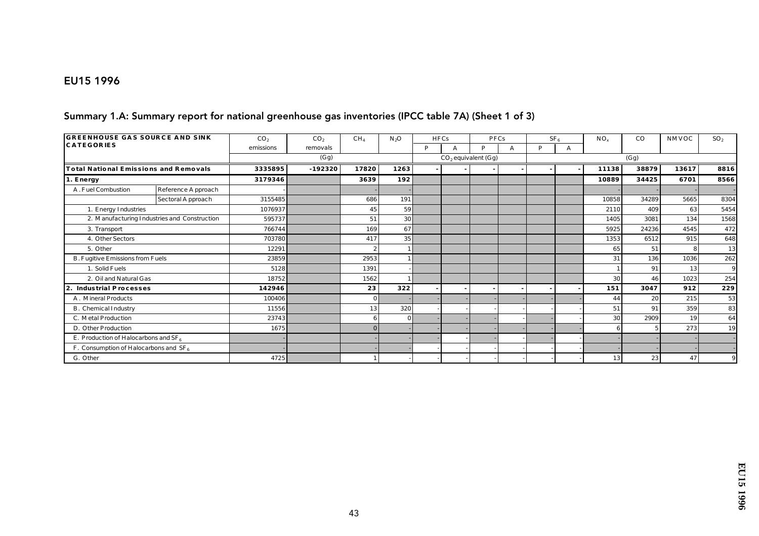## EU15 1996

### Summary 1.A: Summary report for national greenhouse gas inventories (IPCC table 7A) (Sheet 1 of 3)

| GREENHOUSE GAS SOURCE AND SINK CATEGORIES | | $CO_2$ emissions | $CO_2$ removals | $CH_4$ | $N_2O$ | HFCs | | PFCs | | $SF_6$ | | $NO_x$ | CO | NMVOC | $SO_2$ |
|---|---|---|---|---|---|---|---|---|---|---|---|---|---|---|---|
| | | | | | | P | A | P | A | P | A | | | | |
| | | (Gg) | | | | $CO_2$ equivalent (Gg) | | | | | | (Gg) | | | |
| **Total National Emissions and Removals** | | **3335895** | **-192320** | **17820** | **1263** | **-** | **-** | **-** | **-** | **-** | **-** | **11138** | **38879** | **13617** | **8816** |
| **1. Energy** | | **3179346** | | **3639** | **192** | | | | | | | **10889** | **34425** | **6701** | **8566** |
| A. Fuel Combustion | Reference Approach | - | | - | - | | | | | | | - | - | - | - |
| | Sectoral Approach | 3155485 | | 686 | 191 | | | | | | | 10858 | 34289 | 5665 | 8304 |
| 1. Energy Industries | | 1076937 | | 45 | 59 | | | | | | | 2110 | 409 | 63 | 5454 |
| 2. Manufacturing Industries and Construction | | 595737 | | 51 | 30 | | | | | | | 1405 | 3081 | 134 | 1568 |
| 3. Transport | | 766744 | | 169 | 67 | | | | | | | 5925 | 24236 | 4545 | 472 |
| 4. Other Sectors | | 703780 | | 417 | 35 | | | | | | | 1353 | 6512 | 915 | 648 |
| 5. Other | | 12291 | | 2 | 1 | | | | | | | 65 | 51 | 8 | 13 |
| B. Fugitive Emissions from Fuels | | 23859 | | 2953 | 1 | | | | | | | 31 | 136 | 1036 | 262 |
| 1. Solid Fuels | | 5128 | | 1391 | - | | | | | | | 1 | 91 | 13 | 9 |
| 2. Oil and Natural Gas | | 18752 | | 1562 | 1 | | | | | | | 30 | 46 | 1023 | 254 |
| **2. Industrial Processes** | | **142946** | | **23** | **322** | **-** | **-** | **-** | **-** | **-** | **-** | **151** | **3047** | **912** | **229** |
| A. Mineral Products | | 100406 | | 0 | - | - | - | - | - | - | - | 44 | 20 | 215 | 53 |
| B. Chemical Industry | | 11556 | | 13 | 320 | - | - | - | - | - | - | 51 | 91 | 359 | 83 |
| C. Metal Production | | 23743 | | 6 | 0 | - | - | - | - | - | - | 30 | 2909 | 19 | 64 |
| D. Other Production | | 1675 | | 0 | - | - | - | - | - | - | - | 6 | 5 | 273 | 19 |
| E. Production of Halocarbons and $SF_6$ | | - | | - | - | - | - | - | - | - | - | - | - | - | - |
| F. Consumption of Halocarbons and $SF_6$ | | - | | - | - | - | - | - | - | - | - | - | - | - | - |
| G. Other | | 4725 | | 1 | - | - | - | - | - | - | - | 13 | 23 | 47 | 9 |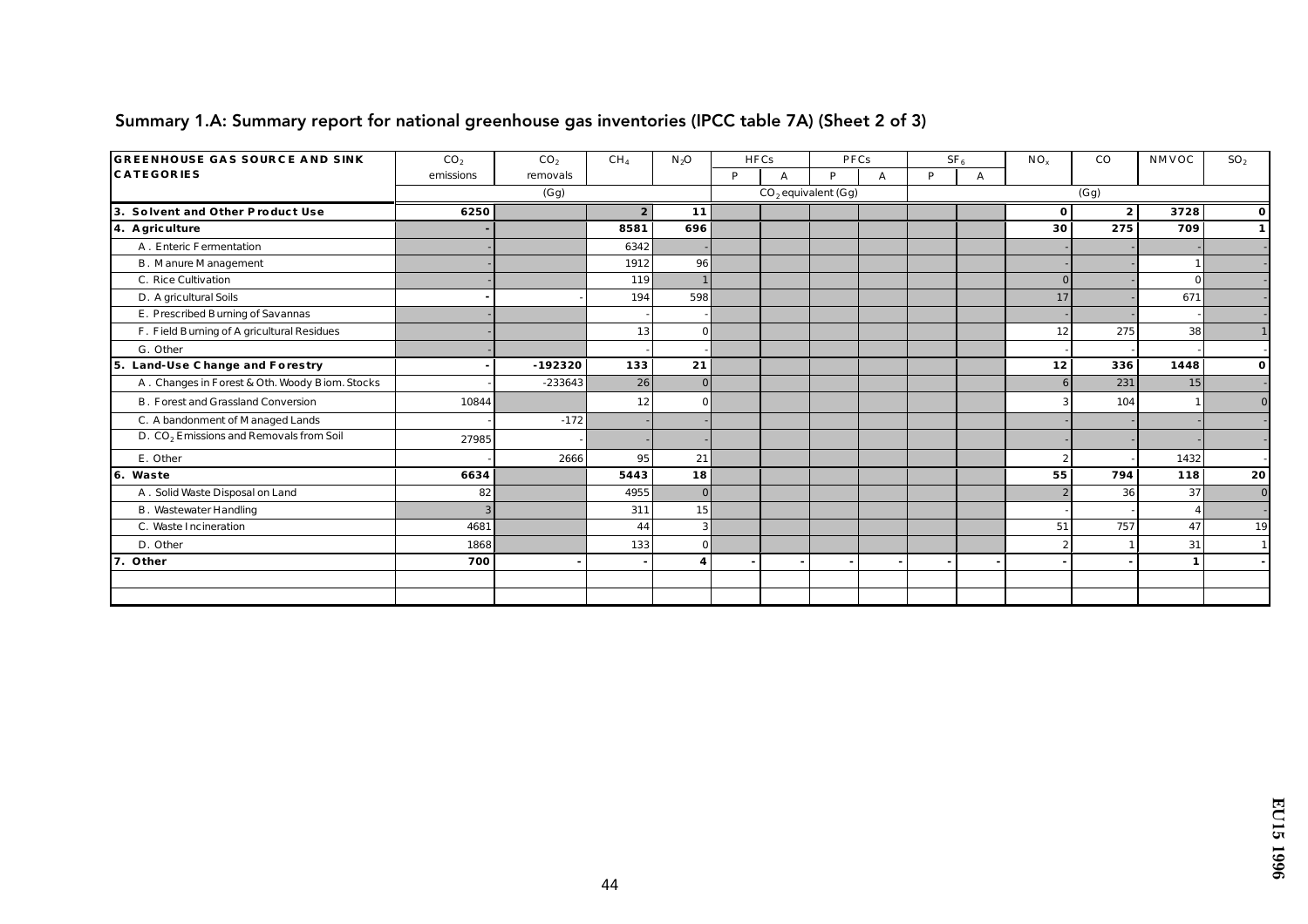## Summary 1.A: Summary report for national greenhouse gas inventories (IPCC table 7A) (Sheet 2 of 3)

| GREENHOUSE GAS SOURCE AND SINK CATEGORIES | $CO_2$ emissions | $CO_2$ removals | $CH_4$ | $N_2O$ | HFCs | | PFCs | | $SF_6$ | | $NO_x$ | CO | NMVOC | $SO_2$ |
|---|---|---|---|---|---|---|---|---|---|---|---|---|---|---|
| | | | | | P | A | P | A | P | A | | | | |
| | (Gg) | | | | $CO_2$ equivalent (Gg) | | | | | | (Gg) | | | |
| **3. Solvent and Other Product Use** | **6250** | | **2** | **11** | | | | | | | **0** | **2** | **3728** | **0** |
| **4. Agriculture** | **-** | | **8581** | **696** | | | | | | | **30** | **275** | **709** | **1** |
| A. Enteric Fermentation | - | | 6342 | - | | | | | | | - | - | - | - |
| B. Manure Management | - | | 1912 | 96 | | | | | | | - | - | 1 | - |
| C. Rice Cultivation | - | | 119 | 1 | | | | | | | 0 | - | 0 | - |
| D. Agricultural Soils | - | - | 194 | 598 | | | | | | | 17 | - | 671 | - |
| E. Prescribed Burning of Savannas | - | | - | - | | | | | | | - | - | - | - |
| F. Field Burning of Agricultural Residues | - | | 13 | 0 | | | | | | | 12 | 275 | 38 | 1 |
| G. Other | - | | - | - | | | | | | | - | - | - | - |
| **5. Land-Use Change and Forestry** | **-** | **-192320** | **133** | **21** | | | | | | | **12** | **336** | **1448** | **0** |
| A. Changes in Forest & Oth. Woody Biom. Stocks | - | -233643 | 26 | 0 | | | | | | | 6 | 231 | 15 | - |
| B. Forest and Grassland Conversion | 10844 | | 12 | 0 | | | | | | | 3 | 104 | 1 | 0 |
| C. Abandonment of Managed Lands | - | -172 | - | - | | | | | | | - | - | - | - |
| D. $CO_2$ Emissions and Removals from Soil | 27985 | - | - | - | | | | | | | - | - | - | - |
| E. Other | - | 2666 | 95 | 21 | | | | | | | 2 | - | 1432 | - |
| **6. Waste** | **6634** | | **5443** | **18** | | | | | | | **55** | **794** | **118** | **20** |
| A. Solid Waste Disposal on Land | 82 | | 4955 | 0 | | | | | | | 2 | 36 | 37 | 0 |
| B. Wastewater Handling | 3 | | 311 | 15 | | | | | | | - | - | 4 | - |
| C. Waste Incineration | 4681 | | 44 | 3 | | | | | | | 51 | 757 | 47 | 19 |
| D. Other | 1868 | | 133 | 0 | | | | | | | 2 | 1 | 31 | 1 |
| **7. Other** | **700** | **-** | **-** | **4** | **-** | **-** | **-** | **-** | **-** | **-** | **-** | **-** | **1** | **-** |
| | | | | | | | | | | | | | | |
| | | | | | | | | | | | | | | |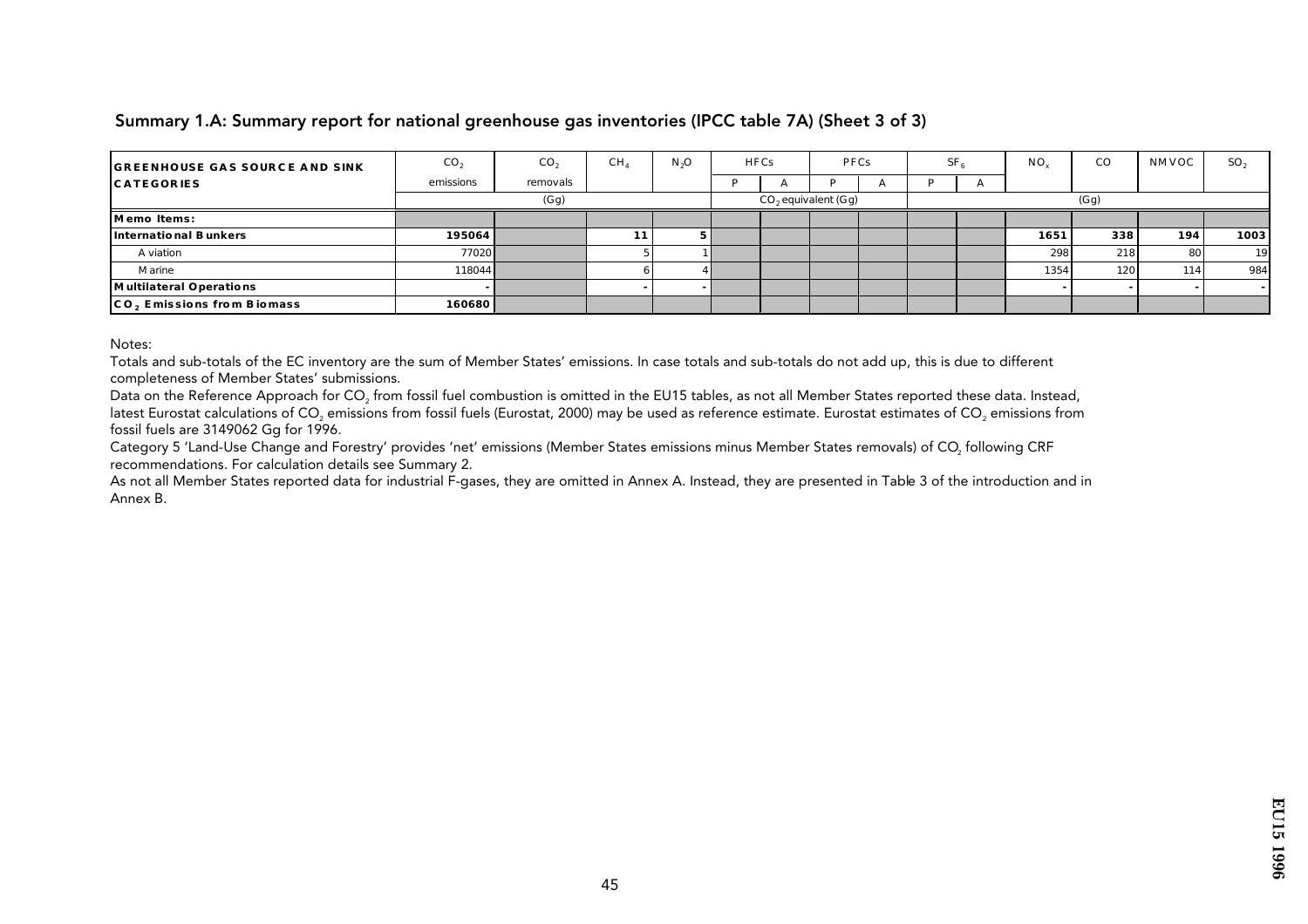## Summary 1.A: Summary report for national greenhouse gas inventories (IPCC table 7A) (Sheet 3 of 3)

| GREENHOUSE GAS SOURCE AND SINK CATEGORIES | $CO_2$ emissions | $CO_2$ removals | $CH_4$ | $N_2O$ | HFCs | | PFCs | | $SF_6$ | | $NO_x$ | CO | NMVOC | $SO_2$ |
|---|---|---|---|---|---|---|---|---|---|---|---|---|---|---|
| | | | | | P | A | P | A | P | A | | | | |
| | (Gg) | | | | $CO_2$ equivalent (Gg) | | | | | | (Gg) | | | |
| **Memo Items:** | | | | | | | | | | | | | | |
| **International Bunkers** | **195064** | | **11** | **5** | | | | | | | **1651** | **338** | **194** | **1003** |
| Aviation | 77020 | | 5 | 1 | | | | | | | 298 | 218 | 80 | 19 |
| Marine | 118044 | | 6 | 4 | | | | | | | 1354 | 120 | 114 | 984 |
| **Multilateral Operations** | **-** | | **-** | **-** | | | | | | | **-** | **-** | **-** | **-** |
| **$CO_2$ Emissions from Biomass** | **160680** | | | | | | | | | | | | | |

Notes:

Totals and sub-totals of the EC inventory are the sum of Member States' emissions. In case totals and sub-totals do not add up, this is due to different completeness of Member States' submissions.

Data on the Reference Approach for $CO_2$ from fossil fuel combustion is omitted in the EU15 tables, as not all Member States reported these data. Instead, latest Eurostat calculations of $CO_2$ emissions from fossil fuels (Eurostat, 2000) may be used as reference estimate. Eurostat estimates of $CO_2$ emissions from fossil fuels are 3149062 Gg for 1996.

Category 5 'Land-Use Change and Forestry' provides 'net' emissions (Member States emissions minus Member States removals) of $CO_2$ following CRF recommendations. For calculation details see Summary 2.

As not all Member States reported data for industrial F-gases, they are omitted in Annex A. Instead, they are presented in Table 3 of the introduction and in Annex B.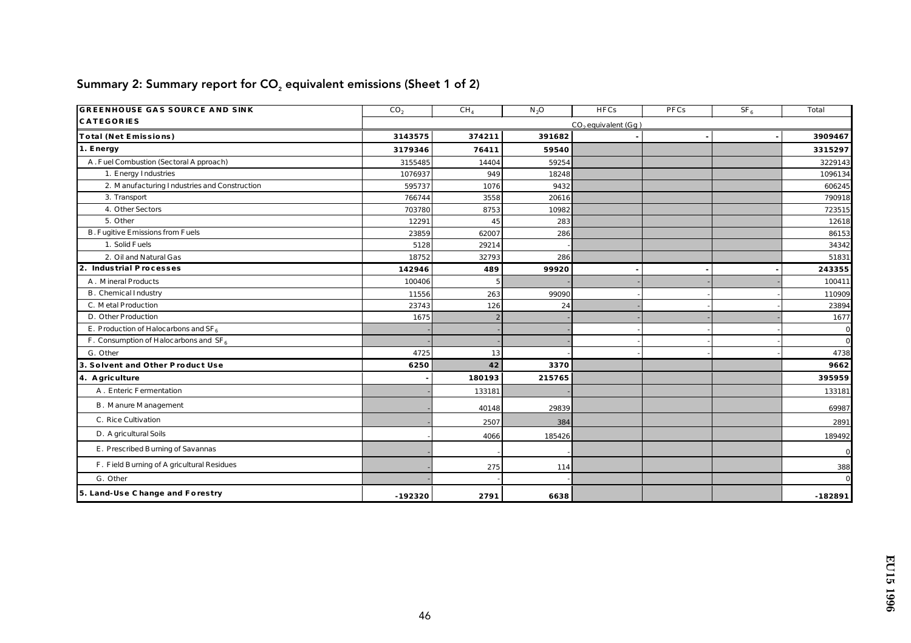## Summary 2: Summary report for $CO_2$ equivalent emissions (Sheet 1 of 2)

| GREENHOUSE GAS SOURCE AND SINK CATEGORIES | $CO_2$ | $CH_4$ | $N_2O$ | HFCs | PFCs | $SF_6$ | Total |
|---|---|---|---|---|---|---|---|
| | $CO_2$ equivalent (Gg) | | | | | | |
| **Total (Net Emissions)** | **3143575** | **374211** | **391682** | **-** | **-** | **-** | **3909467** |
| **1. Energy** | **3179346** | **76411** | **59540** | | | | **3315297** |
| A. Fuel Combustion (Sectoral Approach) | 3155485 | 14404 | 59254 | | | | 3229143 |
| 1. Energy Industries | 1076937 | 949 | 18248 | | | | 1096134 |
| 2. Manufacturing Industries and Construction | 595737 | 1076 | 9432 | | | | 606245 |
| 3. Transport | 766744 | 3558 | 20616 | | | | 790918 |
| 4. Other Sectors | 703780 | 8753 | 10982 | | | | 723515 |
| 5. Other | 12291 | 45 | 283 | | | | 12618 |
| B. Fugitive Emissions from Fuels | 23859 | 62007 | 286 | | | | 86153 |
| 1. Solid Fuels | 5128 | 29214 | - | | | | 34342 |
| 2. Oil and Natural Gas | 18752 | 32793 | 286 | | | | 51831 |
| **2. Industrial Processes** | **142946** | **489** | **99920** | **-** | **-** | **-** | **243355** |
| A. Mineral Products | 100406 | 5 | - | - | - | - | 100411 |
| B. Chemical Industry | 11556 | 263 | 99090 | - | - | - | 110909 |
| C. Metal Production | 23743 | 126 | 24 | - | - | - | 23894 |
| D. Other Production | 1675 | 2 | - | - | - | - | 1677 |
| E. Production of Halocarbons and $SF_6$ | - | - | - | - | - | - | 0 |
| F. Consumption of Halocarbons and $SF_6$ | - | - | - | - | - | - | 0 |
| G. Other | 4725 | 13 | - | - | - | - | 4738 |
| **3. Solvent and Other Product Use** | **6250** | **42** | **3370** | | | | **9662** |
| **4. Agriculture** | **-** | **180193** | **215765** | | | | **395959** |
| A. Enteric Fermentation | - | 133181 | - | | | | 133181 |
| B. Manure Management | - | 40148 | 29839 | | | | 69987 |
| C. Rice Cultivation | - | 2507 | 384 | | | | 2891 |
| D. Agricultural Soils | - | 4066 | 185426 | | | | 189492 |
| E. Prescribed Burning of Savannas | - | - | - | | | | 0 |
| F. Field Burning of Agricultural Residues | - | 275 | 114 | | | | 388 |
| G. Other | - | - | - | | | | 0 |
| **5. Land-Use Change and Forestry** | **-192320** | **2791** | **6638** | | | | **-182891** |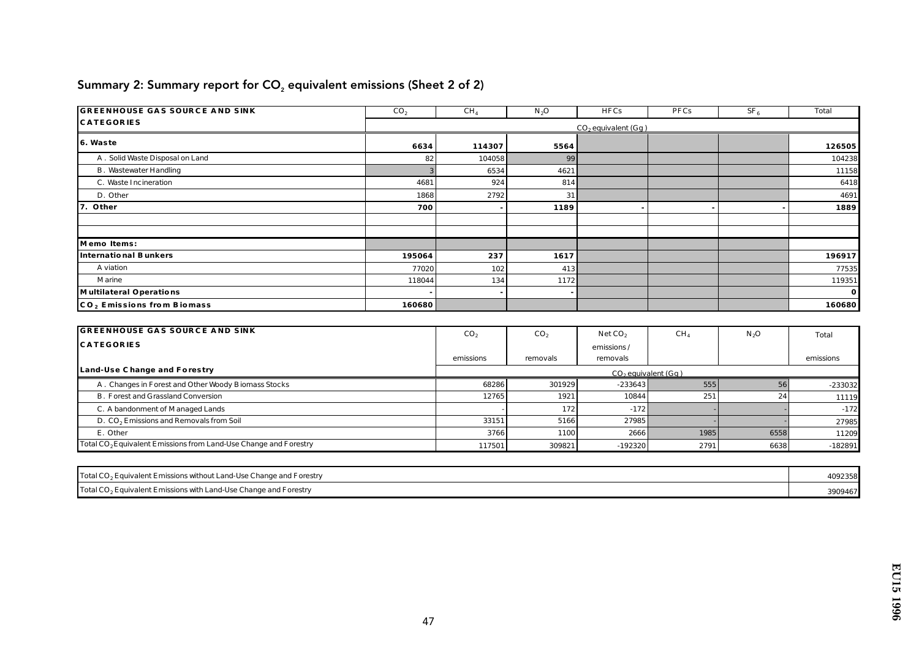## Summary 2: Summary report for $CO_2$ equivalent emissions (Sheet 2 of 2)

| GREENHOUSE GAS SOURCE AND SINK CATEGORIES | $CO_2$ | $CH_4$ | $N_2O$ | HFCs | PFCs | $SF_6$ | Total |
|---|---|---|---|---|---|---|---|
| | $CO_2$ equivalent (Gg) | | | | | | |
| **6. Waste** | **6634** | **114307** | **5564** | | | | **126505** |
| A. Solid Waste Disposal on Land | 82 | 104058 | 99 | | | | 104238 |
| B. Wastewater Handling | 3 | 6534 | 4621 | | | | 11158 |
| C. Waste Incineration | 4681 | 924 | 814 | | | | 6418 |
| D. Other | 1868 | 2792 | 31 | | | | 4691 |
| **7. Other** | **700** | **-** | **1189** | **-** | **-** | **-** | **1889** |
| | | | | | | | |
| | | | | | | | |
| **Memo Items:** | | | | | | | |
| **International Bunkers** | **195064** | **237** | **1617** | | | | **196917** |
| Aviation | 77020 | 102 | 413 | | | | 77535 |
| Marine | 118044 | 134 | 1172 | | | | 119351 |
| **Multilateral Operations** | **-** | **-** | **-** | | | | **0** |
| **$CO_2$ Emissions from Biomass** | **160680** | | | | | | **160680** |

| GREENHOUSE GAS SOURCE AND SINK CATEGORIES | $CO_2$ emissions | $CO_2$ removals | Net $CO_2$ emissions / removals | $CH_4$ | $N_2O$ | Total emissions |
|---|---|---|---|---|---|---|
| **Land-Use Change and Forestry** | $CO_2$ equivalent (Gg) | | | | | |
| A. Changes in Forest and Other Woody Biomass Stocks | 68286 | 301929 | -233643 | 555 | 56 | -233032 |
| B. Forest and Grassland Conversion | 12765 | 1921 | 10844 | 251 | 24 | 11119 |
| C. Abandonment of Managed Lands | - | 172 | -172 | - | - | -172 |
| D. $CO_2$ Emissions and Removals from Soil | 33151 | 5166 | 27985 | - | - | 27985 |
| E. Other | 3766 | 1100 | 2666 | 1985 | 6558 | 11209 |
| Total $CO_2$ Equivalent Emissions from Land-Use Change and Forestry | 117501 | 309821 | -192320 | 2791 | 6638 | -182891 |

| | |
|---|---|
| Total $CO_2$ Equivalent Emissions without Land-Use Change and Forestry | 4092358 |
| Total $CO_2$ Equivalent Emissions with Land-Use Change and Forestry | 3909467 |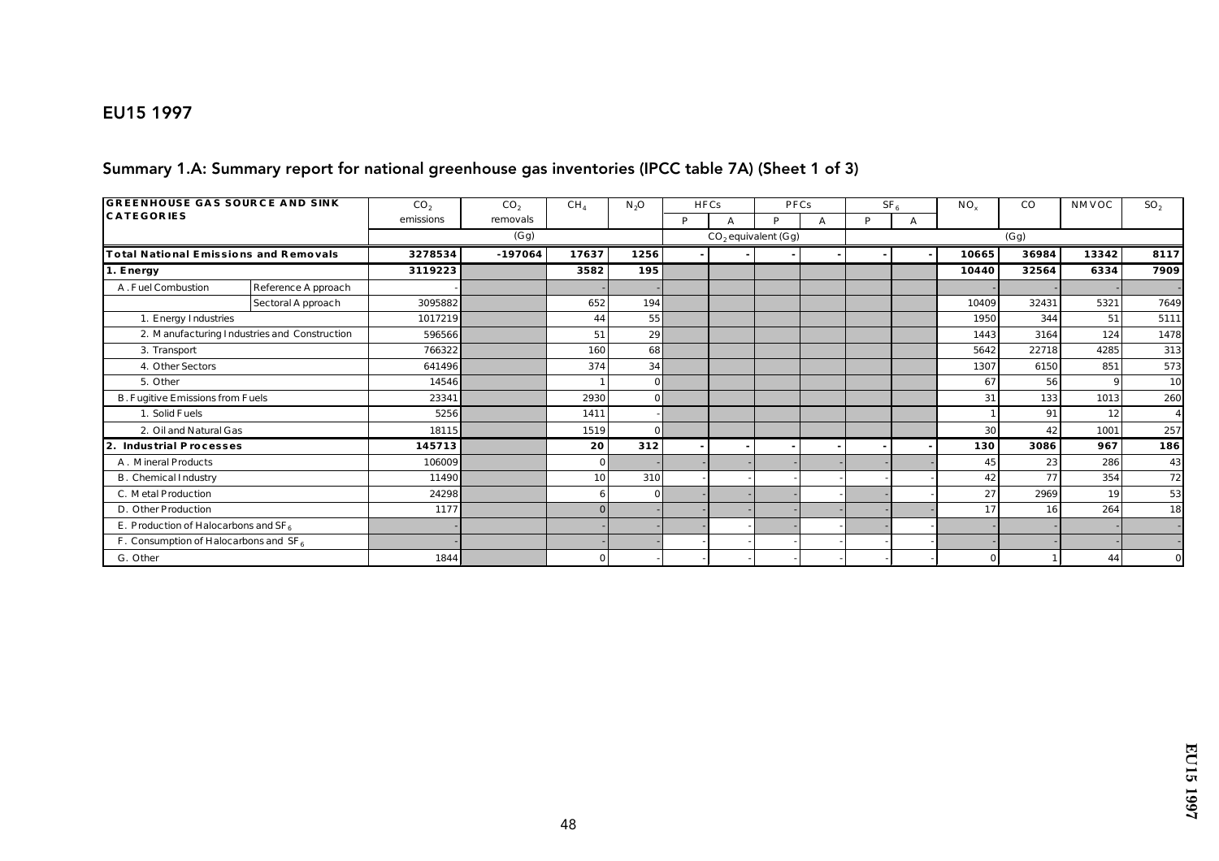# EU15 1997

## Summary 1.A: Summary report for national greenhouse gas inventories (IPCC table 7A) (Sheet 1 of 3)

| GREENHOUSE GAS SOURCE AND SINK CATEGORIES | | $CO_2$ emissions | $CO_2$ removals | $CH_4$ | $N_2O$ | HFCs | | PFCs | | $SF_6$ | | $NO_x$ | CO | NMVOC | $SO_2$ |
|---|---|---|---|---|---|---|---|---|---|---|---|---|---|---|---|
| | | | | | | P | A | P | A | P | A | | | | |
| | | (Gg) | | | | $CO_2$ equivalent (Gg) | | | | | | (Gg) | | | |
| **Total National Emissions and Removals** | | **3278534** | **-197064** | **17637** | **1256** | **-** | **-** | **-** | **-** | **-** | **-** | **10665** | **36984** | **13342** | **8117** |
| **1. Energy** | | **3119223** | | **3582** | **195** | | | | | | | **10440** | **32564** | **6334** | **7909** |
| A. Fuel Combustion | Reference Approach | - | | - | - | | | | | | | - | - | - | - |
| | Sectoral Approach | 3095882 | | 652 | 194 | | | | | | | 10409 | 32431 | 5321 | 7649 |
| 1. Energy Industries | | 1017219 | | 44 | 55 | | | | | | | 1950 | 344 | 51 | 5111 |
| 2. Manufacturing Industries and Construction | | 596566 | | 51 | 29 | | | | | | | 1443 | 3164 | 124 | 1478 |
| 3. Transport | | 766322 | | 160 | 68 | | | | | | | 5642 | 22718 | 4285 | 313 |
| 4. Other Sectors | | 641496 | | 374 | 34 | | | | | | | 1307 | 6150 | 851 | 573 |
| 5. Other | | 14546 | | 1 | 0 | | | | | | | 67 | 56 | 9 | 10 |
| B. Fugitive Emissions from Fuels | | 23341 | | 2930 | 0 | | | | | | | 31 | 133 | 1013 | 260 |
| 1. Solid Fuels | | 5256 | | 1411 | - | | | | | | | 1 | 91 | 12 | 4 |
| 2. Oil and Natural Gas | | 18115 | | 1519 | 0 | | | | | | | 30 | 42 | 1001 | 257 |
| **2. Industrial Processes** | | **145713** | | **20** | **312** | **-** | **-** | **-** | **-** | **-** | **-** | **130** | **3086** | **967** | **186** |
| A. Mineral Products | | 106009 | | 0 | - | - | - | - | - | - | - | 45 | 23 | 286 | 43 |
| B. Chemical Industry | | 11490 | | 10 | 310 | - | - | - | - | - | - | 42 | 77 | 354 | 72 |
| C. Metal Production | | 24298 | | 6 | 0 | - | - | - | - | - | - | 27 | 2969 | 19 | 53 |
| D. Other Production | | 1177 | | 0 | - | - | - | - | - | - | - | 17 | 16 | 264 | 18 |
| E. Production of Halocarbons and $SF_6$ | | - | | - | - | - | - | - | - | - | - | - | - | - | - |
| F. Consumption of Halocarbons and $SF_6$ | | - | | - | - | - | - | - | - | - | - | - | - | - | - |
| G. Other | | 1844 | | 0 | - | - | - | - | - | - | - | 0 | 1 | 44 | 0 |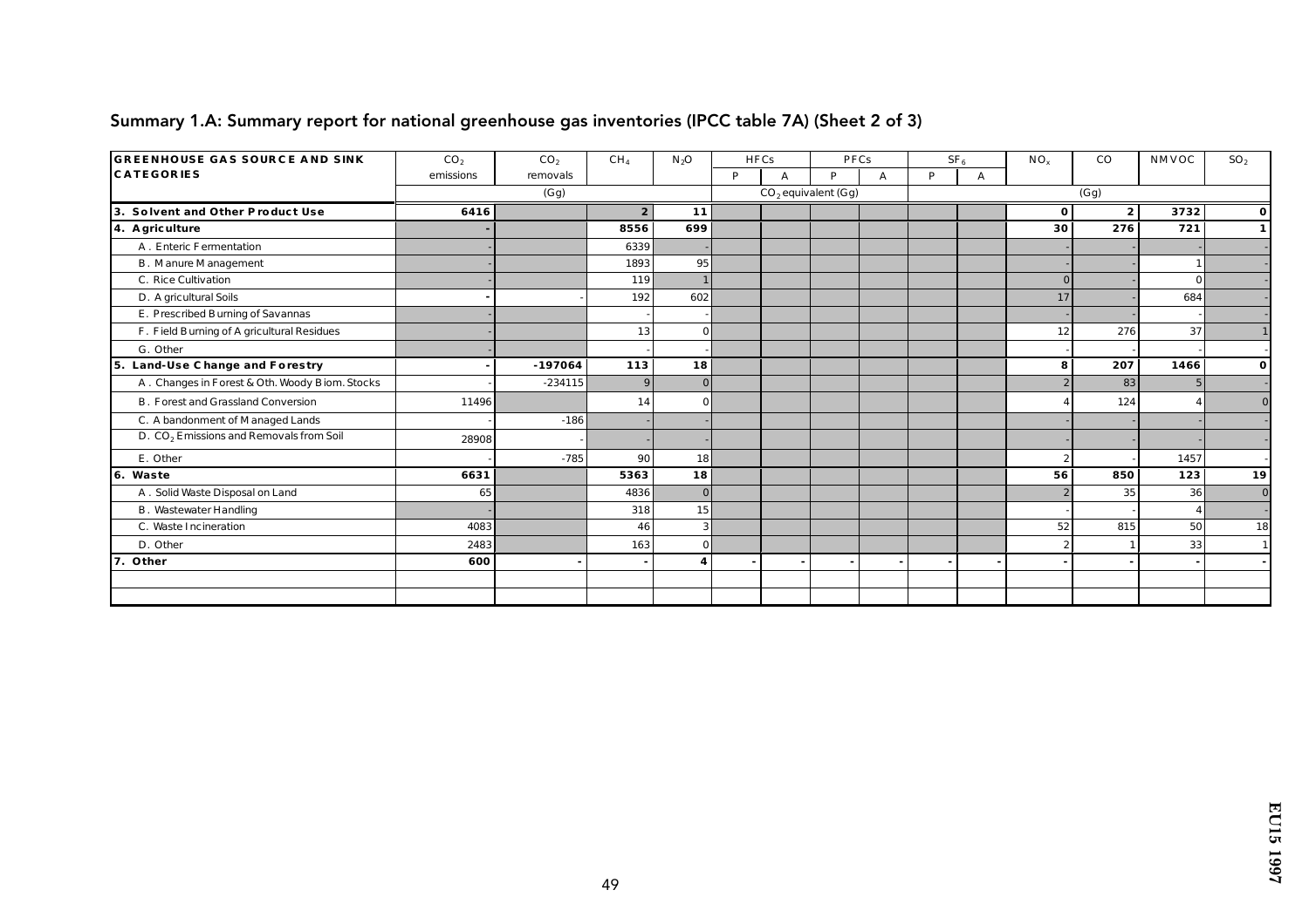## Summary 1.A: Summary report for national greenhouse gas inventories (IPCC table 7A) (Sheet 2 of 3)

| GREENHOUSE GAS SOURCE AND SINK CATEGORIES | $CO_2$ emissions | $CO_2$ removals | $CH_4$ | $N_2O$ | HFCs | | PFCs | | $SF_6$ | | $NO_x$ | CO | NMVOC | $SO_2$ |
|---|---|---|---|---|---|---|---|---|---|---|---|---|---|---|
| | | | | | P | A | P | A | P | A | | | | |
| | (Gg) | | | | $CO_2$ equivalent (Gg) | | | | | | (Gg) | | | |
| **3. Solvent and Other Product Use** | **6416** | | **2** | **11** | | | | | | | **0** | **2** | **3732** | **0** |
| **4. Agriculture** | **-** | | **8556** | **699** | | | | | | | **30** | **276** | **721** | **1** |
| A. Enteric Fermentation | - | | 6339 | - | | | | | | | - | - | - | - |
| B. Manure Management | - | | 1893 | 95 | | | | | | | - | - | 1 | - |
| C. Rice Cultivation | - | | 119 | 1 | | | | | | | 0 | - | 0 | - |
| D. Agricultural Soils | - | - | 192 | 602 | | | | | | | 17 | - | 684 | - |
| E. Prescribed Burning of Savannas | - | | - | - | | | | | | | - | - | - | - |
| F. Field Burning of Agricultural Residues | - | | 13 | 0 | | | | | | | 12 | 276 | 37 | 1 |
| G. Other | - | | - | - | | | | | | | - | - | - | - |
| **5. Land-Use Change and Forestry** | **-** | **-197064** | **113** | **18** | | | | | | | **8** | **207** | **1466** | **0** |
| A. Changes in Forest & Oth. Woody Biom. Stocks | - | -234115 | 9 | 0 | | | | | | | 2 | 83 | 5 | - |
| B. Forest and Grassland Conversion | 11496 | | 14 | 0 | | | | | | | 4 | 124 | 4 | 0 |
| C. Abandonment of Managed Lands | - | -186 | - | - | | | | | | | - | - | - | - |
| D. $CO_2$ Emissions and Removals from Soil | 28908 | - | - | - | | | | | | | - | - | - | - |
| E. Other | - | -785 | 90 | 18 | | | | | | | 2 | - | 1457 | - |
| **6. Waste** | **6631** | | **5363** | **18** | | | | | | | **56** | **850** | **123** | **19** |
| A. Solid Waste Disposal on Land | 65 | | 4836 | 0 | | | | | | | 2 | 35 | 36 | 0 |
| B. Wastewater Handling | - | | 318 | 15 | | | | | | | - | - | 4 | - |
| C. Waste Incineration | 4083 | | 46 | 3 | | | | | | | 52 | 815 | 50 | 18 |
| D. Other | 2483 | | 163 | 0 | | | | | | | 2 | 1 | 33 | 1 |
| **7. Other** | **600** | **-** | **-** | **4** | **-** | **-** | **-** | **-** | **-** | **-** | **-** | **-** | **-** | **-** |
| | | | | | | | | | | | | | | |
| | | | | | | | | | | | | | | |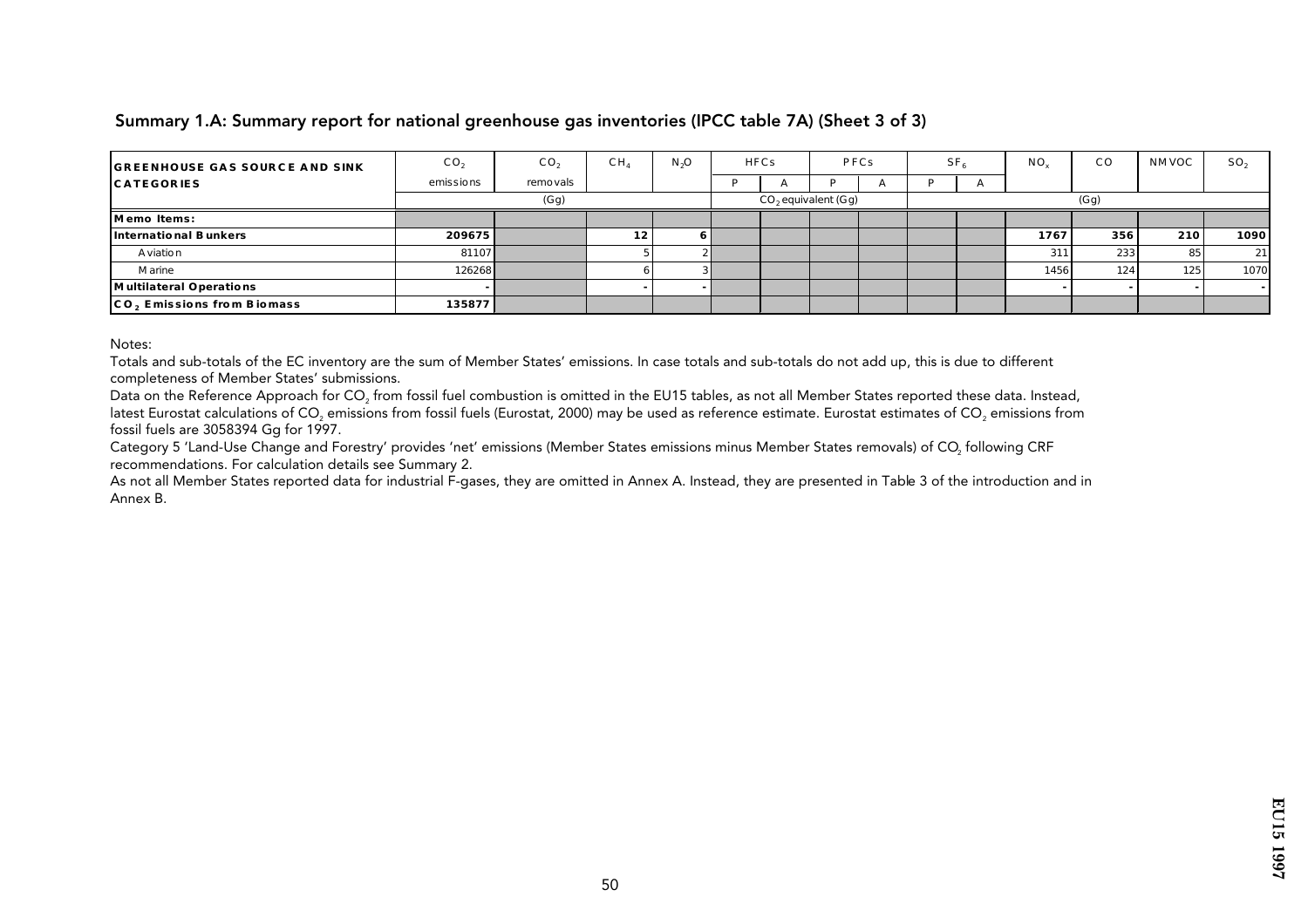## Summary 1.A: Summary report for national greenhouse gas inventories (IPCC table 7A) (Sheet 3 of 3)

| GREENHOUSE GAS SOURCE AND SINK CATEGORIES | $CO_2$ emissions | $CO_2$ removals | $CH_4$ | $N_2O$ | HFCs | | PFCs | | $SF_6$ | | $NO_x$ | CO | NMVOC | $SO_2$ |
|---|---|---|---|---|---|---|---|---|---|---|---|---|---|---|
| | | | | | P | A | P | A | P | A | | | | |
| | (Gg) | | | | $CO_2$ equivalent (Gg) | | | | | | (Gg) | | | |
| **Memo Items:** | | | | | | | | | | | | | | |
| **International Bunkers** | **209675** | | **12** | **6** | | | | | | | **1767** | **356** | **210** | **1090** |
| Aviation | 81107 | | 5 | 2 | | | | | | | 311 | 233 | 85 | 21 |
| Marine | 126268 | | 6 | 3 | | | | | | | 1456 | 124 | 125 | 1070 |
| **Multilateral Operations** | - | | - | - | | | | | | | - | - | - | - |
| **$CO_2$ Emissions from Biomass** | **135877** | | | | | | | | | | | | | |

Notes:

Totals and sub-totals of the EC inventory are the sum of Member States' emissions. In case totals and sub-totals do not add up, this is due to different completeness of Member States' submissions.

Data on the Reference Approach for $CO_2$ from fossil fuel combustion is omitted in the EU15 tables, as not all Member States reported these data. Instead, latest Eurostat calculations of $CO_2$ emissions from fossil fuels (Eurostat, 2000) may be used as reference estimate. Eurostat estimates of $CO_2$ emissions from fossil fuels are 3058394 Gg for 1997.

Category 5 'Land-Use Change and Forestry' provides 'net' emissions (Member States emissions minus Member States removals) of $CO_2$ following CRF recommendations. For calculation details see Summary 2.

As not all Member States reported data for industrial F-gases, they are omitted in Annex A. Instead, they are presented in Table 3 of the introduction and in Annex B.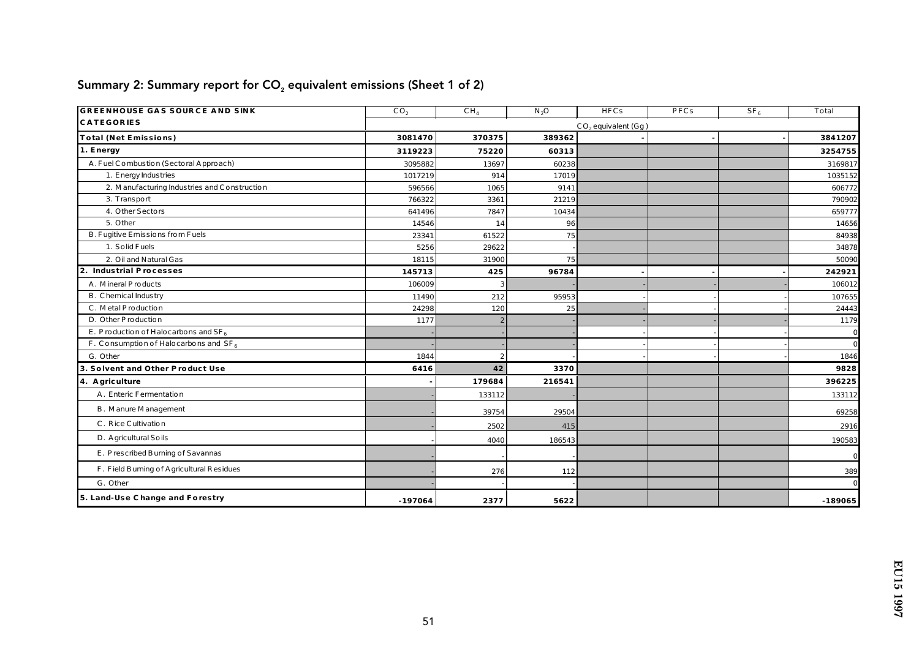## Summary 2: Summary report for $CO_2$ equivalent emissions (Sheet 1 of 2)

| GREENHOUSE GAS SOURCE AND SINK CATEGORIES | $CO_2$ | $CH_4$ | $N_2O$ | HFCs | PFCs | $SF_6$ | Total |
|---|---|---|---|---|---|---|---|
| | $CO_2$ equivalent (Gg) | | | | | | |
| **Total (Net Emissions)** | **3081470** | **370375** | **389362** | **-** | **-** | **-** | **3841207** |
| **1. Energy** | **3119223** | **75220** | **60313** | | | | **3254755** |
| A. Fuel Combustion (Sectoral Approach) | 3095882 | 13697 | 60238 | | | | 3169817 |
| 1. Energy Industries | 1017219 | 914 | 17019 | | | | 1035152 |
| 2. Manufacturing Industries and Construction | 596566 | 1065 | 9141 | | | | 606772 |
| 3. Transport | 766322 | 3361 | 21219 | | | | 790902 |
| 4. Other Sectors | 641496 | 7847 | 10434 | | | | 659777 |
| 5. Other | 14546 | 14 | 96 | | | | 14656 |
| B. Fugitive Emissions from Fuels | 23341 | 61522 | 75 | | | | 84938 |
| 1. Solid Fuels | 5256 | 29622 | - | | | | 34878 |
| 2. Oil and Natural Gas | 18115 | 31900 | 75 | | | | 50090 |
| **2. Industrial Processes** | **145713** | **425** | **96784** | **-** | **-** | **-** | **242921** |
| A. Mineral Products | 106009 | 3 | - | - | - | - | 106012 |
| B. Chemical Industry | 11490 | 212 | 95953 | - | - | - | 107655 |
| C. Metal Production | 24298 | 120 | 25 | - | - | - | 24443 |
| D. Other Production | 1177 | 2 | - | - | - | - | 1179 |
| E. Production of Halocarbons and $SF_6$ | - | - | - | - | - | - | 0 |
| F. Consumption of Halocarbons and $SF_6$ | - | - | - | - | - | - | 0 |
| G. Other | 1844 | 2 | - | - | - | - | 1846 |
| **3. Solvent and Other Product Use** | **6416** | **42** | **3370** | | | | **9828** |
| **4. Agriculture** | **-** | **179684** | **216541** | | | | **396225** |
| A. Enteric Fermentation | - | 133112 | - | | | | 133112 |
| B. Manure Management | - | 39754 | 29504 | | | | 69258 |
| C. Rice Cultivation | - | 2502 | 415 | | | | 2916 |
| D. Agricultural Soils | - | 4040 | 186543 | | | | 190583 |
| E. Prescribed Burning of Savannas | - | - | - | | | | 0 |
| F. Field Burning of Agricultural Residues | - | 276 | 112 | | | | 389 |
| G. Other | - | - | - | | | | 0 |
| **5. Land-Use Change and Forestry** | **-197064** | **2377** | **5622** | | | | **-189065** |

EU15 1997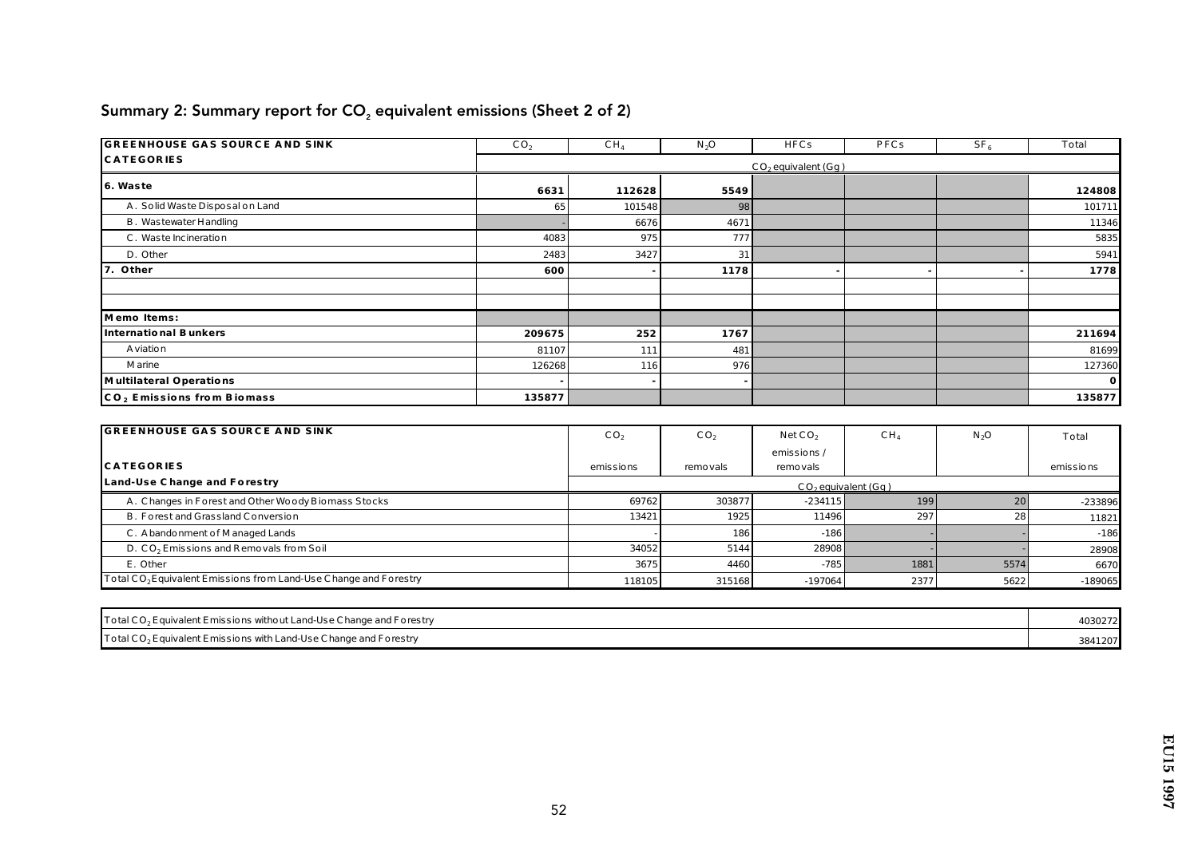## Summary 2: Summary report for $CO_2$ equivalent emissions (Sheet 2 of 2)

| GREENHOUSE GAS SOURCE AND SINK CATEGORIES | $CO_2$ | $CH_4$ | $N_2O$ | HFCs | PFCs | $SF_6$ | Total |
|---|---|---|---|---|---|---|---|
| | $CO_2$ equivalent (Gg) | | | | | | |
| **6. Waste** | **6631** | **112628** | **5549** | | | | **124808** |
| A. Solid Waste Disposal on Land | 65 | 101548 | 98 | | | | 101711 |
| B. Wastewater Handling | - | 6676 | 4671 | | | | 11346 |
| C. Waste Incineration | 4083 | 975 | 777 | | | | 5835 |
| D. Other | 2483 | 3427 | 31 | | | | 5941 |
| **7. Other** | **600** | **-** | **1178** | **-** | **-** | **-** | **1778** |
| | | | | | | | |
| | | | | | | | |
| **Memo Items:** | | | | | | | |
| **International Bunkers** | **209675** | **252** | **1767** | | | | **211694** |
| Aviation | 81107 | 111 | 481 | | | | 81699 |
| Marine | 126268 | 116 | 976 | | | | 127360 |
| **Multilateral Operations** | **-** | **-** | **-** | | | | **0** |
| **$CO_2$ Emissions from Biomass** | **135877** | | | | | | **135877** |

| GREENHOUSE GAS SOURCE AND SINK CATEGORIES | $CO_2$ emissions | $CO_2$ removals | Net $CO_2$ emissions / removals | $CH_4$ | $N_2O$ | Total emissions |
|---|---|---|---|---|---|---|
| **Land-Use Change and Forestry** | $CO_2$ equivalent (Gg) | | | | | |
| A. Changes in Forest and Other Woody Biomass Stocks | 69762 | 303877 | -234115 | 199 | 20 | -233896 |
| B. Forest and Grassland Conversion | 13421 | 1925 | 11496 | 297 | 28 | 11821 |
| C. Abandonment of Managed Lands | - | 186 | -186 | - | - | -186 |
| D. $CO_2$ Emissions and Removals from Soil | 34052 | 5144 | 28908 | - | - | 28908 |
| E. Other | 3675 | 4460 | -785 | 1881 | 5574 | 6670 |
| Total $CO_2$ Equivalent Emissions from Land-Use Change and Forestry | 118105 | 315168 | -197064 | 2377 | 5622 | -189065 |

| | |
|---|---|
| Total $CO_2$ Equivalent Emissions without Land-Use Change and Forestry | 4030272 |
| Total $CO_2$ Equivalent Emissions with Land-Use Change and Forestry | 3841207 |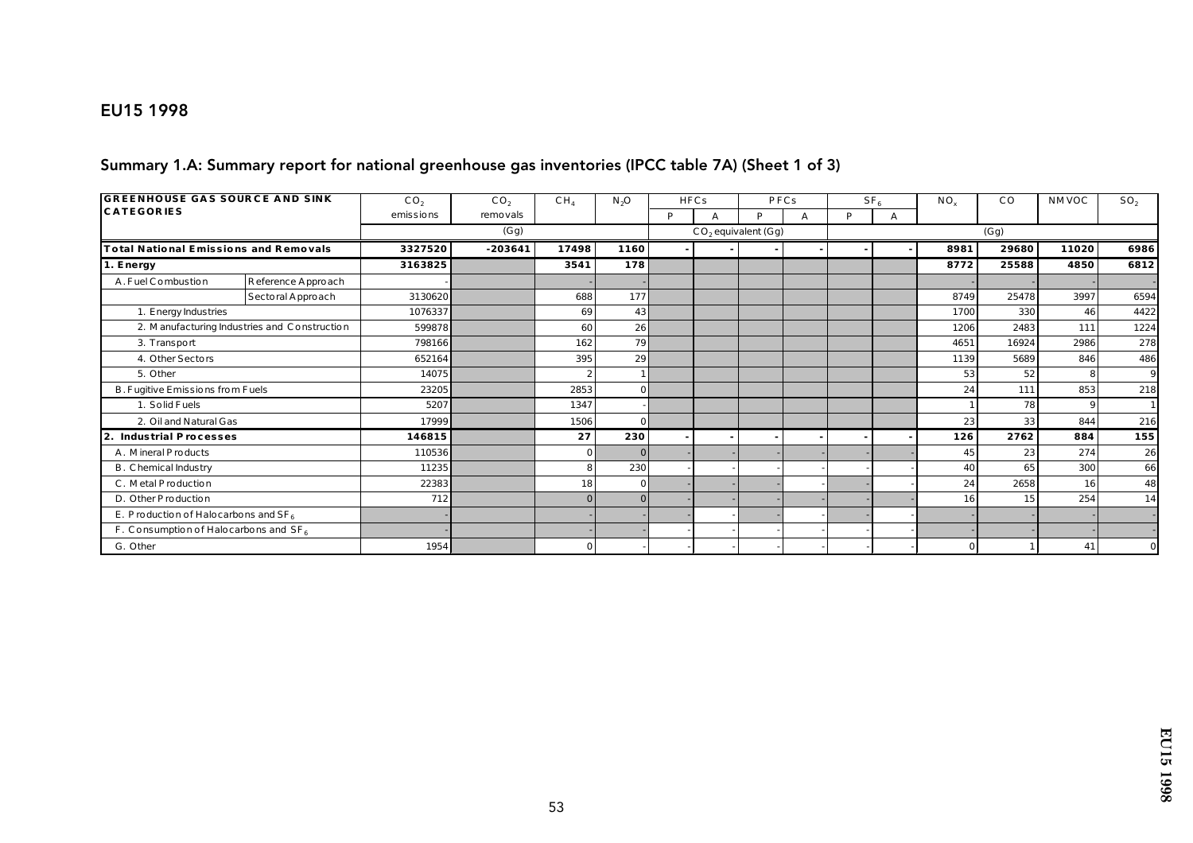# EU15 1998

## Summary 1.A: Summary report for national greenhouse gas inventories (IPCC table 7A) (Sheet 1 of 3)

| GREENHOUSE GAS SOURCE AND SINK CATEGORIES | | $CO_2$ emissions | $CO_2$ removals | $CH_4$ | $N_2O$ | HFCs | | PFCs | | $SF_6$ | | $NO_x$ | CO | NMVOC | $SO_2$ |
|---|---|---|---|---|---|---|---|---|---|---|---|---|---|---|---|
| | | | | | | P | A | P | A | P | A | | | | |
| | | (Gg) | | | | $CO_2$ equivalent (Gg) | | | | | | (Gg) | | | |
| **Total National Emissions and Removals** | | **3327520** | **-203641** | **17498** | **1160** | **-** | **-** | **-** | **-** | **-** | **-** | **8981** | **29680** | **11020** | **6986** |
| **1. Energy** | | **3163825** | | **3541** | **178** | | | | | | | **8772** | **25588** | **4850** | **6812** |
| A. Fuel Combustion | Reference Approach | - | | - | - | | | | | | | - | - | - | - |
| | Sectoral Approach | 3130620 | | 688 | 177 | | | | | | | 8749 | 25478 | 3997 | 6594 |
| 1. Energy Industries | | 1076337 | | 69 | 43 | | | | | | | 1700 | 330 | 46 | 4422 |
| 2. Manufacturing Industries and Construction | | 599878 | | 60 | 26 | | | | | | | 1206 | 2483 | 111 | 1224 |
| 3. Transport | | 798166 | | 162 | 79 | | | | | | | 4651 | 16924 | 2986 | 278 |
| 4. Other Sectors | | 652164 | | 395 | 29 | | | | | | | 1139 | 5689 | 846 | 486 |
| 5. Other | | 14075 | | 2 | 1 | | | | | | | 53 | 52 | 8 | 9 |
| B. Fugitive Emissions from Fuels | | 23205 | | 2853 | 0 | | | | | | | 24 | 111 | 853 | 218 |
| 1. Solid Fuels | | 5207 | | 1347 | - | | | | | | | 1 | 78 | 9 | 1 |
| 2. Oil and Natural Gas | | 17999 | | 1506 | 0 | | | | | | | 23 | 33 | 844 | 216 |
| **2. Industrial Processes** | | **146815** | | **27** | **230** | **-** | **-** | **-** | **-** | **-** | **-** | **126** | **2762** | **884** | **155** |
| A. Mineral Products | | 110536 | | 0 | 0 | - | - | - | - | - | - | 45 | 23 | 274 | 26 |
| B. Chemical Industry | | 11235 | | 8 | 230 | - | - | - | - | - | - | 40 | 65 | 300 | 66 |
| C. Metal Production | | 22383 | | 18 | 0 | - | - | - | - | - | - | 24 | 2658 | 16 | 48 |
| D. Other Production | | 712 | | 0 | 0 | - | - | - | - | - | - | 16 | 15 | 254 | 14 |
| E. Production of Halocarbons and $SF_6$ | | - | | - | - | - | - | - | - | - | - | - | - | - | - |
| F. Consumption of Halocarbons and $SF_6$ | | - | | - | - | - | - | - | - | - | - | - | - | - | - |
| G. Other | | 1954 | | 0 | - | - | - | - | - | - | - | 0 | 1 | 41 | 0 |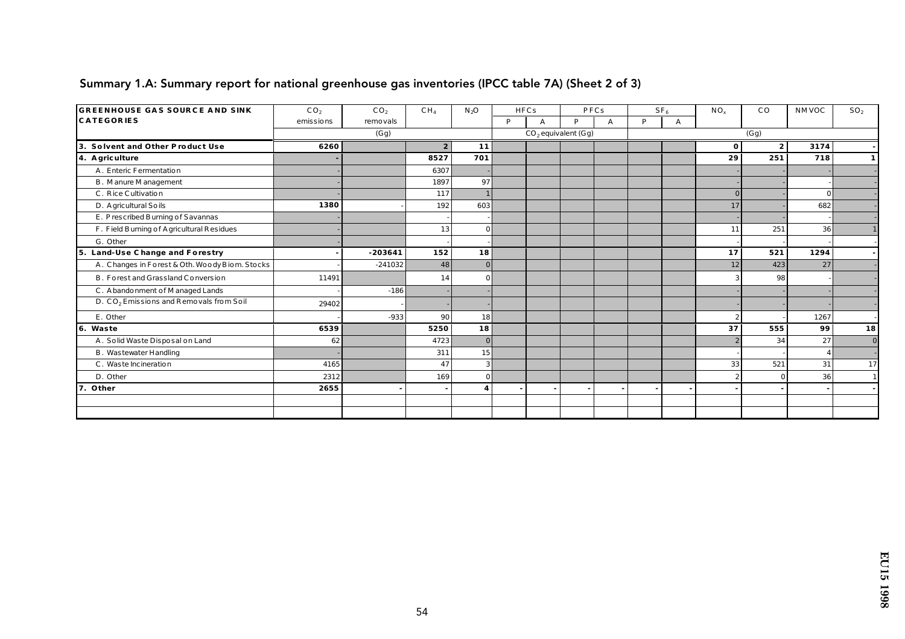## Summary 1.A: Summary report for national greenhouse gas inventories (IPCC table 7A) (Sheet 2 of 3)

| GREENHOUSE GAS SOURCE AND SINK CATEGORIES | $CO_2$ emissions | $CO_2$ removals | $CH_4$ | $N_2O$ | HFCs | | PFCs | | $SF_6$ | | $NO_x$ | CO | NMVOC | $SO_2$ |
|---|---|---|---|---|---|---|---|---|---|---|---|---|---|---|
| | | | | | P | A | P | A | P | A | | | | |
| | (Gg) | | | | $CO_2$ equivalent (Gg) | | | | | | (Gg) | | | |
| **3. Solvent and Other Product Use** | **6260** | | **2** | **11** | | | | | | | **0** | **2** | **3174** | **-** |
| **4. Agriculture** | **-** | | **8527** | **701** | | | | | | | **29** | **251** | **718** | **1** |
| A. Enteric Fermentation | - | | 6307 | - | | | | | | | - | - | - | - |
| B. Manure Management | - | | 1897 | 97 | | | | | | | - | - | - | - |
| C. Rice Cultivation | - | | 117 | 1 | | | | | | | 0 | - | 0 | - |
| D. Agricultural Soils | **1380** | - | 192 | 603 | | | | | | | 17 | - | 682 | - |
| E. Prescribed Burning of Savannas | - | | - | - | | | | | | | - | - | - | - |
| F. Field Burning of Agricultural Residues | - | | 13 | 0 | | | | | | | 11 | 251 | 36 | 1 |
| G. Other | - | | - | - | | | | | | | - | - | - | - |
| **5. Land-Use Change and Forestry** | **-** | **-203641** | **152** | **18** | | | | | | | **17** | **521** | **1294** | **-** |
| A. Changes in Forest & Oth. Woody Biom. Stocks | - | -241032 | 48 | 0 | | | | | | | 12 | 423 | 27 | - |
| B. Forest and Grassland Conversion | 11491 | | 14 | 0 | | | | | | | 3 | 98 | - | - |
| C. Abandonment of Managed Lands | - | -186 | - | - | | | | | | | - | - | - | - |
| D. $CO_2$ Emissions and Removals from Soil | 29402 | - | - | - | | | | | | | - | - | - | - |
| E. Other | - | -933 | 90 | 18 | | | | | | | 2 | - | 1267 | - |
| **6. Waste** | **6539** | | **5250** | **18** | | | | | | | **37** | **555** | **99** | **18** |
| A. Solid Waste Disposal on Land | 62 | | 4723 | 0 | | | | | | | 2 | 34 | 27 | 0 |
| B. Wastewater Handling | - | | 311 | 15 | | | | | | | - | - | 4 | - |
| C. Waste Incineration | 4165 | | 47 | 3 | | | | | | | 33 | 521 | 31 | 17 |
| D. Other | 2312 | | 169 | 0 | | | | | | | 2 | 0 | 36 | 1 |
| **7. Other** | **2655** | **-** | **-** | **4** | **-** | **-** | **-** | **-** | **-** | **-** | **-** | **-** | **-** | **-** |
| | | | | | | | | | | | | | | |
| | | | | | | | | | | | | | | |

EU15 1998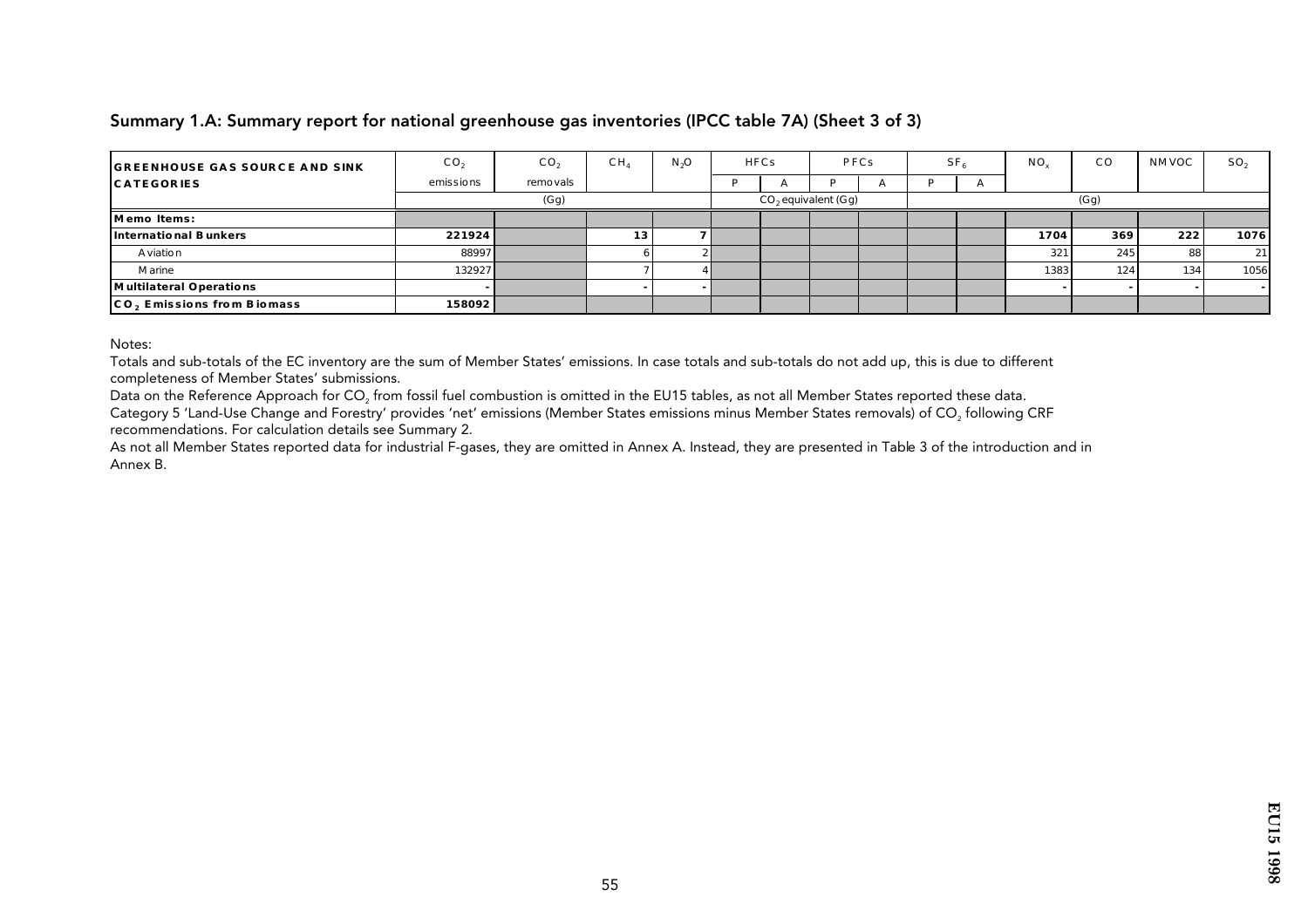## Summary 1.A: Summary report for national greenhouse gas inventories (IPCC table 7A) (Sheet 3 of 3)

| GREENHOUSE GAS SOURCE AND SINK CATEGORIES | $CO_2$ emissions | $CO_2$ removals | $CH_4$ | $N_2O$ | HFCs | | PFCs | | $SF_6$ | | $NO_x$ | CO | NMVOC | $SO_2$ |
|---|---|---|---|---|---|---|---|---|---|---|---|---|---|---|
| | | | | | P | A | P | A | P | A | | | | |
| | (Gg) | | | | $CO_2$ equivalent (Gg) | | | | | | (Gg) | | | |
| **Memo Items:** | | | | | | | | | | | | | | |
| **International Bunkers** | **221924** | | **13** | **7** | | | | | | | **1704** | **369** | **222** | **1076** |
| Aviation | 88997 | | 6 | 2 | | | | | | | 321 | 245 | 88 | 21 |
| Marine | 132927 | | 7 | 4 | | | | | | | 1383 | 124 | 134 | 1056 |
| **Multilateral Operations** | - | | - | - | | | | | | | - | - | - | - |
| **$CO_2$ Emissions from Biomass** | **158092** | | | | | | | | | | | | | |

Notes:

Totals and sub-totals of the EC inventory are the sum of Member States' emissions. In case totals and sub-totals do not add up, this is due to different completeness of Member States' submissions.

Data on the Reference Approach for $CO_2$ from fossil fuel combustion is omitted in the EU15 tables, as not all Member States reported these data.

Category 5 'Land-Use Change and Forestry' provides 'net' emissions (Member States emissions minus Member States removals) of $CO_2$ following CRF recommendations. For calculation details see Summary 2.

As not all Member States reported data for industrial F-gases, they are omitted in Annex A. Instead, they are presented in Table 3 of the introduction and in Annex B.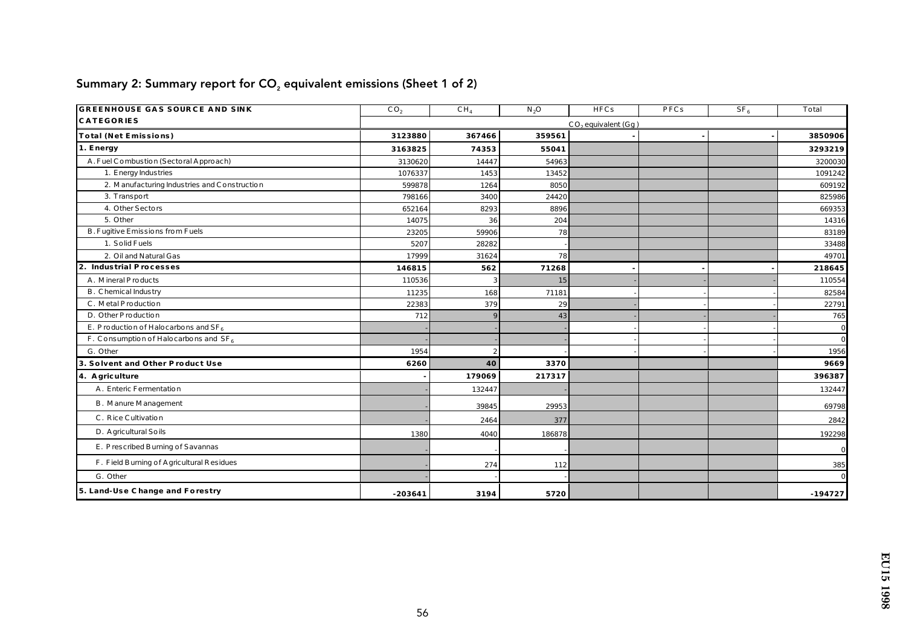## Summary 2: Summary report for $CO_2$ equivalent emissions (Sheet 1 of 2)

| GREENHOUSE GAS SOURCE AND SINK CATEGORIES | $CO_2$ | $CH_4$ | $N_2O$ | HFCs | PFCs | $SF_6$ | Total |
|---|---|---|---|---|---|---|---|
| | $CO_2$ equivalent (Gg) | | | | | | |
| **Total (Net Emissions)** | **3123880** | **367466** | **359561** | **-** | **-** | **-** | **3850906** |
| **1. Energy** | **3163825** | **74353** | **55041** | | | | **3293219** |
| A. Fuel Combustion (Sectoral Approach) | 3130620 | 14447 | 54963 | | | | 3200030 |
| 1. Energy Industries | 1076337 | 1453 | 13452 | | | | 1091242 |
| 2. Manufacturing Industries and Construction | 599878 | 1264 | 8050 | | | | 609192 |
| 3. Transport | 798166 | 3400 | 24420 | | | | 825986 |
| 4. Other Sectors | 652164 | 8293 | 8896 | | | | 669353 |
| 5. Other | 14075 | 36 | 204 | | | | 14316 |
| B. Fugitive Emissions from Fuels | 23205 | 59906 | 78 | | | | 83189 |
| 1. Solid Fuels | 5207 | 28282 | - | | | | 33488 |
| 2. Oil and Natural Gas | 17999 | 31624 | 78 | | | | 49701 |
| **2. Industrial Processes** | **146815** | **562** | **71268** | **-** | **-** | **-** | **218645** |
| A. Mineral Products | 110536 | 3 | 15 | - | - | - | 110554 |
| B. Chemical Industry | 11235 | 168 | 71181 | - | - | - | 82584 |
| C. Metal Production | 22383 | 379 | 29 | - | - | - | 22791 |
| D. Other Production | 712 | 9 | 43 | - | - | - | 765 |
| E. Production of Halocarbons and $SF_6$ | - | - | - | - | - | - | 0 |
| F. Consumption of Halocarbons and $SF_6$ | - | - | - | - | - | - | 0 |
| G. Other | 1954 | 2 | - | - | - | - | 1956 |
| **3. Solvent and Other Product Use** | **6260** | **40** | **3370** | | | | **9669** |
| **4. Agriculture** | **-** | **179069** | **217317** | | | | **396387** |
| A. Enteric Fermentation | - | 132447 | - | | | | 132447 |
| B. Manure Management | - | 39845 | 29953 | | | | 69798 |
| C. Rice Cultivation | - | 2464 | 377 | | | | 2842 |
| D. Agricultural Soils | 1380 | 4040 | 186878 | | | | 192298 |
| E. Prescribed Burning of Savannas | - | - | - | | | | 0 |
| F. Field Burning of Agricultural Residues | - | 274 | 112 | | | | 385 |
| G. Other | - | - | - | | | | 0 |
| **5. Land-Use Change and Forestry** | **-203641** | **3194** | **5720** | | | | **-194727** |

EU15 1998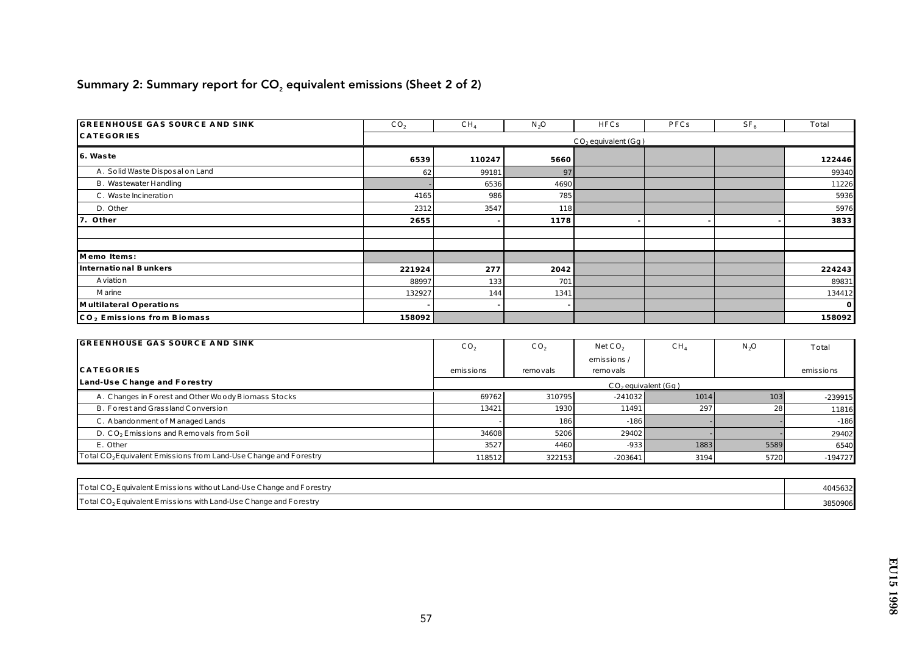## Summary 2: Summary report for $CO_2$ equivalent emissions (Sheet 2 of 2)

| GREENHOUSE GAS SOURCE AND SINK CATEGORIES | $CO_2$ | $CH_4$ | $N_2O$ | HFCs | PFCs | $SF_6$ | Total |
|---|---|---|---|---|---|---|---|
| | $CO_2$ equivalent (Gg) | | | | | | |
| **6. Waste** | **6539** | **110247** | **5660** | | | | **122446** |
| A. Solid Waste Disposal on Land | 62 | 99181 | 97 | | | | 99340 |
| B. Wastewater Handling | - | 6536 | 4690 | | | | 11226 |
| C. Waste Incineration | 4165 | 986 | 785 | | | | 5936 |
| D. Other | 2312 | 3547 | 118 | | | | 5976 |
| **7. Other** | **2655** | **-** | **1178** | **-** | **-** | **-** | **3833** |
| | | | | | | | |
| | | | | | | | |
| **Memo Items:** | | | | | | | |
| **International Bunkers** | **221924** | **277** | **2042** | | | | **224243** |
| Aviation | 88997 | 133 | 701 | | | | 89831 |
| Marine | 132927 | 144 | 1341 | | | | 134412 |
| **Multilateral Operations** | **-** | **-** | **-** | | | | **0** |
| **$CO_2$ Emissions from Biomass** | **158092** | | | | | | **158092** |

| GREENHOUSE GAS SOURCE AND SINK CATEGORIES | $CO_2$ emissions | $CO_2$ removals | Net $CO_2$ emissions / removals | $CH_4$ | $N_2O$ | Total emissions |
|---|---|---|---|---|---|---|
| **Land-Use Change and Forestry** | $CO_2$ equivalent (Gg) | | | | | |
| A. Changes in Forest and Other Woody Biomass Stocks | 69762 | 310795 | -241032 | 1014 | 103 | -239915 |
| B. Forest and Grassland Conversion | 13421 | 1930 | 11491 | 297 | 28 | 11816 |
| C. Abandonment of Managed Lands | - | 186 | -186 | - | - | -186 |
| D. $CO_2$ Emissions and Removals from Soil | 34608 | 5206 | 29402 | - | - | 29402 |
| E. Other | 3527 | 4460 | -933 | 1883 | 5589 | 6540 |
| Total $CO_2$ Equivalent Emissions from Land-Use Change and Forestry | 118512 | 322153 | -203641 | 3194 | 5720 | -194727 |

| | |
|---|---|
| Total $CO_2$ Equivalent Emissions without Land-Use Change and Forestry | 4045632 |
| Total $CO_2$ Equivalent Emissions with Land-Use Change and Forestry | 3850906 |